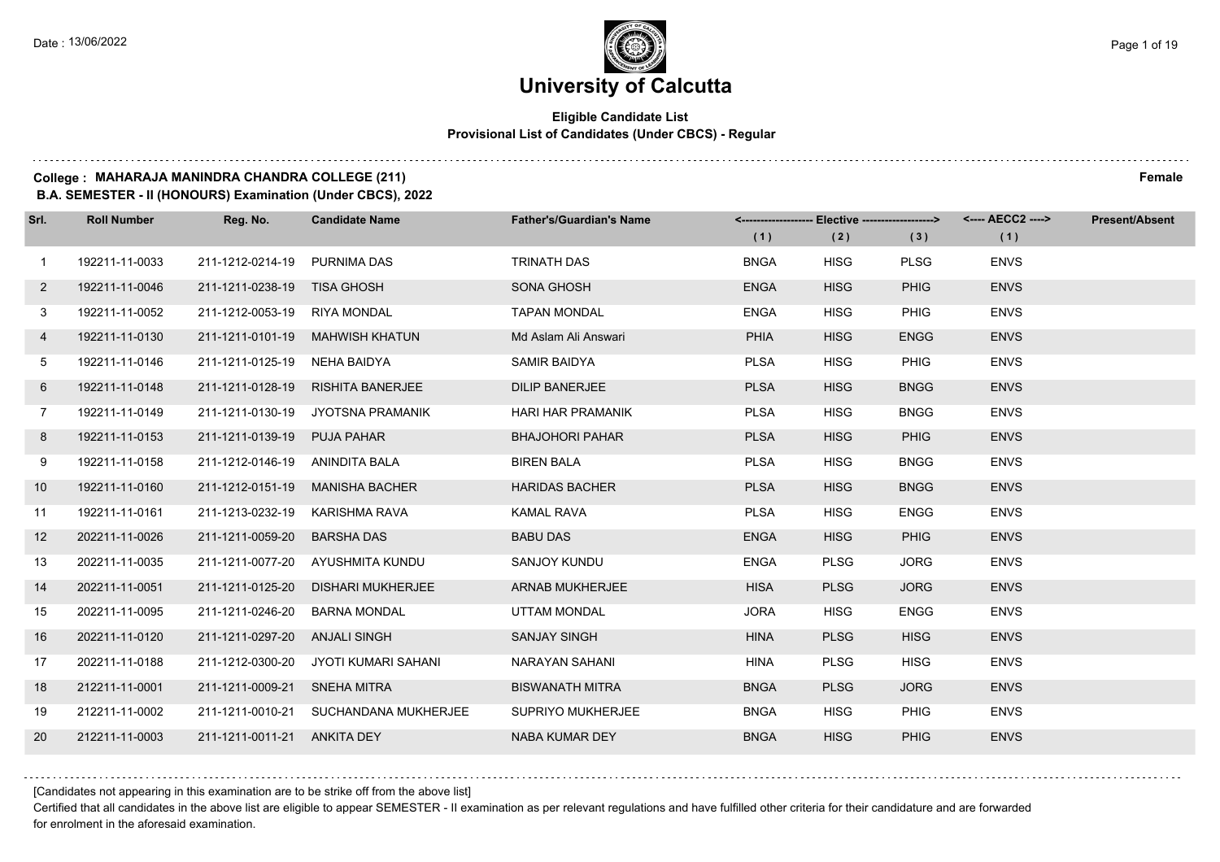# University of Calcutta

**Eligible Candidate List**
**Provisional List of Candidates (Under CBCS) - Regular**

**College : MAHARAJA MANINDRA CHANDRA COLLEGE (211)** **Female**

**B.A. SEMESTER - II (HONOURS) Examination (Under CBCS), 2022**

| Srl. | Roll Number | Reg. No. | Candidate Name | Father's/Guardian's Name | Elective (1) | Elective (2) | Elective (3) | AECC2 (1) | Present/Absent |
|---|---|---|---|---|---|---|---|---|---|
| 1 | 192211-11-0033 | 211-1212-0214-19 | PURNIMA DAS | TRINATH DAS | BNGA | HISG | PLSG | ENVS | |
| 2 | 192211-11-0046 | 211-1211-0238-19 | TISA GHOSH | SONA GHOSH | ENGA | HISG | PHIG | ENVS | |
| 3 | 192211-11-0052 | 211-1212-0053-19 | RIYA MONDAL | TAPAN MONDAL | ENGA | HISG | PHIG | ENVS | |
| 4 | 192211-11-0130 | 211-1211-0101-19 | MAHWISH KHATUN | Md Aslam Ali Answari | PHIA | HISG | ENGG | ENVS | |
| 5 | 192211-11-0146 | 211-1211-0125-19 | NEHA BAIDYA | SAMIR BAIDYA | PLSA | HISG | PHIG | ENVS | |
| 6 | 192211-11-0148 | 211-1211-0128-19 | RISHITA BANERJEE | DILIP BANERJEE | PLSA | HISG | BNGG | ENVS | |
| 7 | 192211-11-0149 | 211-1211-0130-19 | JYOTSNA PRAMANIK | HARI HAR PRAMANIK | PLSA | HISG | BNGG | ENVS | |
| 8 | 192211-11-0153 | 211-1211-0139-19 | PUJA PAHAR | BHAJOHORI PAHAR | PLSA | HISG | PHIG | ENVS | |
| 9 | 192211-11-0158 | 211-1212-0146-19 | ANINDITA BALA | BIREN BALA | PLSA | HISG | BNGG | ENVS | |
| 10 | 192211-11-0160 | 211-1212-0151-19 | MANISHA BACHER | HARIDAS BACHER | PLSA | HISG | BNGG | ENVS | |
| 11 | 192211-11-0161 | 211-1213-0232-19 | KARISHMA RAVA | KAMAL RAVA | PLSA | HISG | ENGG | ENVS | |
| 12 | 202211-11-0026 | 211-1211-0059-20 | BARSHA DAS | BABU DAS | ENGA | HISG | PHIG | ENVS | |
| 13 | 202211-11-0035 | 211-1211-0077-20 | AYUSHMITA KUNDU | SANJOY KUNDU | ENGA | PLSG | JORG | ENVS | |
| 14 | 202211-11-0051 | 211-1211-0125-20 | DISHARI MUKHERJEE | ARNAB MUKHERJEE | HISA | PLSG | JORG | ENVS | |
| 15 | 202211-11-0095 | 211-1211-0246-20 | BARNA MONDAL | UTTAM MONDAL | JORA | HISG | ENGG | ENVS | |
| 16 | 202211-11-0120 | 211-1211-0297-20 | ANJALI SINGH | SANJAY SINGH | HINA | PLSG | HISG | ENVS | |
| 17 | 202211-11-0188 | 211-1212-0300-20 | JYOTI KUMARI SAHANI | NARAYAN SAHANI | HINA | PLSG | HISG | ENVS | |
| 18 | 212211-11-0001 | 211-1211-0009-21 | SNEHA MITRA | BISWANATH MITRA | BNGA | PLSG | JORG | ENVS | |
| 19 | 212211-11-0002 | 211-1211-0010-21 | SUCHANDANA MUKHERJEE | SUPRIYO MUKHERJEE | BNGA | HISG | PHIG | ENVS | |
| 20 | 212211-11-0003 | 211-1211-0011-21 | ANKITA DEY | NABA KUMAR DEY | BNGA | HISG | PHIG | ENVS | |

[Candidates not appearing in this examination are to be strike off from the above list]

Certified that all candidates in the above list are eligible to appear SEMESTER - II examination as per relevant regulations and have fulfilled other criteria for their candidature and are forwarded for enrolment in the aforesaid examination.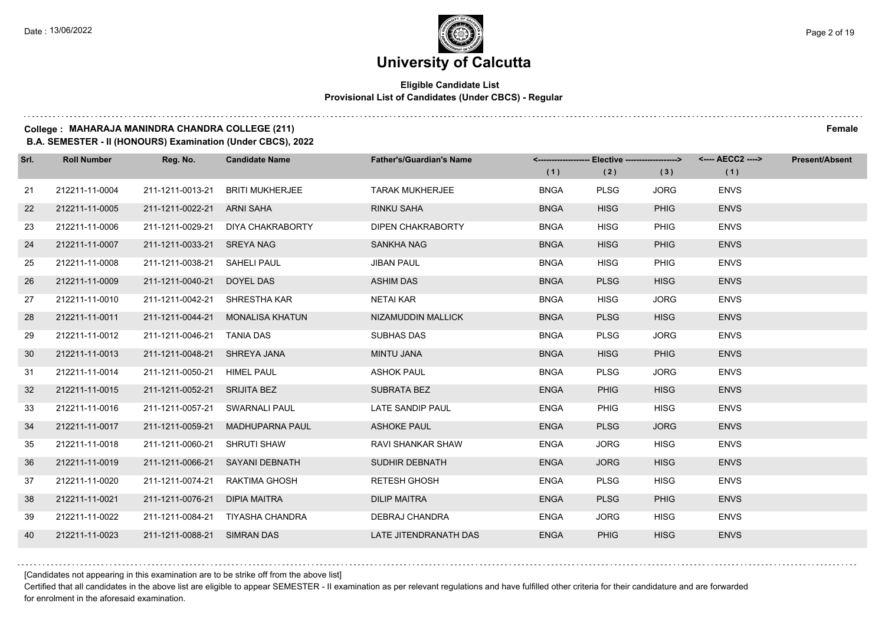# University of Calcutta

**Eligible Candidate List**
**Provisional List of Candidates (Under CBCS) - Regular**

**College : MAHARAJA MANINDRA CHANDRA COLLEGE (211)** **Female**
**B.A. SEMESTER - II (HONOURS) Examination (Under CBCS), 2022**

| Srl. | Roll Number | Reg. No. | Candidate Name | Father's/Guardian's Name | Elective (1) | Elective (2) | Elective (3) | AECC2 (1) | Present/Absent |
|---|---|---|---|---|---|---|---|---|---|
| 21 | 212211-11-0004 | 211-1211-0013-21 | BRITI MUKHERJEE | TARAK MUKHERJEE | BNGA | PLSG | JORG | ENVS | |
| 22 | 212211-11-0005 | 211-1211-0022-21 | ARNI SAHA | RINKU SAHA | BNGA | HISG | PHIG | ENVS | |
| 23 | 212211-11-0006 | 211-1211-0029-21 | DIYA CHAKRABORTY | DIPEN CHAKRABORTY | BNGA | HISG | PHIG | ENVS | |
| 24 | 212211-11-0007 | 211-1211-0033-21 | SREYA NAG | SANKHA NAG | BNGA | HISG | PHIG | ENVS | |
| 25 | 212211-11-0008 | 211-1211-0038-21 | SAHELI PAUL | JIBAN PAUL | BNGA | HISG | PHIG | ENVS | |
| 26 | 212211-11-0009 | 211-1211-0040-21 | DOYEL DAS | ASHIM DAS | BNGA | PLSG | HISG | ENVS | |
| 27 | 212211-11-0010 | 211-1211-0042-21 | SHRESTHA KAR | NETAI KAR | BNGA | HISG | JORG | ENVS | |
| 28 | 212211-11-0011 | 211-1211-0044-21 | MONALISA KHATUN | NIZAMUDDIN MALLICK | BNGA | PLSG | HISG | ENVS | |
| 29 | 212211-11-0012 | 211-1211-0046-21 | TANIA DAS | SUBHAS DAS | BNGA | PLSG | JORG | ENVS | |
| 30 | 212211-11-0013 | 211-1211-0048-21 | SHREYA JANA | MINTU JANA | BNGA | HISG | PHIG | ENVS | |
| 31 | 212211-11-0014 | 211-1211-0050-21 | HIMEL PAUL | ASHOK PAUL | BNGA | PLSG | JORG | ENVS | |
| 32 | 212211-11-0015 | 211-1211-0052-21 | SRIJITA BEZ | SUBRATA BEZ | ENGA | PHIG | HISG | ENVS | |
| 33 | 212211-11-0016 | 211-1211-0057-21 | SWARNALI PAUL | LATE SANDIP PAUL | ENGA | PHIG | HISG | ENVS | |
| 34 | 212211-11-0017 | 211-1211-0059-21 | MADHUPARNA PAUL | ASHOKE PAUL | ENGA | PLSG | JORG | ENVS | |
| 35 | 212211-11-0018 | 211-1211-0060-21 | SHRUTI SHAW | RAVI SHANKAR SHAW | ENGA | JORG | HISG | ENVS | |
| 36 | 212211-11-0019 | 211-1211-0066-21 | SAYANI DEBNATH | SUDHIR DEBNATH | ENGA | JORG | HISG | ENVS | |
| 37 | 212211-11-0020 | 211-1211-0074-21 | RAKTIMA GHOSH | RETESH GHOSH | ENGA | PLSG | HISG | ENVS | |
| 38 | 212211-11-0021 | 211-1211-0076-21 | DIPIA MAITRA | DILIP MAITRA | ENGA | PLSG | PHIG | ENVS | |
| 39 | 212211-11-0022 | 211-1211-0084-21 | TIYASHA CHANDRA | DEBRAJ CHANDRA | ENGA | JORG | HISG | ENVS | |
| 40 | 212211-11-0023 | 211-1211-0088-21 | SIMRAN DAS | LATE JITENDRANATH DAS | ENGA | PHIG | HISG | ENVS | |

[Candidates not appearing in this examination are to be strike off from the above list]

Certified that all candidates in the above list are eligible to appear SEMESTER - II examination as per relevant regulations and have fulfilled other criteria for their candidature and are forwarded for enrolment in the aforesaid examination.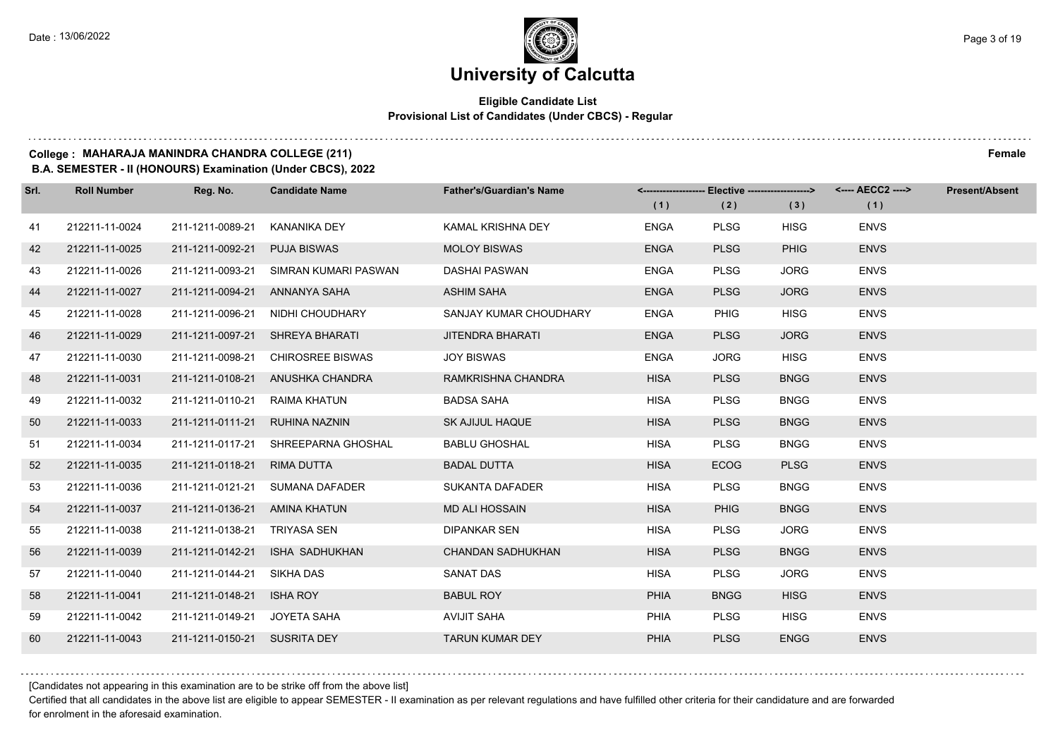# University of Calcutta

**Eligible Candidate List**
**Provisional List of Candidates (Under CBCS) - Regular**

**College : MAHARAJA MANINDRA CHANDRA COLLEGE (211)** **Female**
**B.A. SEMESTER - II (HONOURS) Examination (Under CBCS), 2022**

| Srl. | Roll Number | Reg. No. | Candidate Name | Father's/Guardian's Name | <------------------ Elective ------------------> | | | <---- AECC2 ----> | Present/Absent |
|---|---|---|---|---|---|---|---|---|---|
| | | | | | (1) | (2) | (3) | (1) | |
| 41 | 212211-11-0024 | 211-1211-0089-21 | KANANIKA DEY | KAMAL KRISHNA DEY | ENGA | PLSG | HISG | ENVS | |
| 42 | 212211-11-0025 | 211-1211-0092-21 | PUJA BISWAS | MOLOY BISWAS | ENGA | PLSG | PHIG | ENVS | |
| 43 | 212211-11-0026 | 211-1211-0093-21 | SIMRAN KUMARI PASWAN | DASHAI PASWAN | ENGA | PLSG | JORG | ENVS | |
| 44 | 212211-11-0027 | 211-1211-0094-21 | ANNANYA SAHA | ASHIM SAHA | ENGA | PLSG | JORG | ENVS | |
| 45 | 212211-11-0028 | 211-1211-0096-21 | NIDHI CHOUDHARY | SANJAY KUMAR CHOUDHARY | ENGA | PHIG | HISG | ENVS | |
| 46 | 212211-11-0029 | 211-1211-0097-21 | SHREYA BHARATI | JITENDRA BHARATI | ENGA | PLSG | JORG | ENVS | |
| 47 | 212211-11-0030 | 211-1211-0098-21 | CHIROSREE BISWAS | JOY BISWAS | ENGA | JORG | HISG | ENVS | |
| 48 | 212211-11-0031 | 211-1211-0108-21 | ANUSHKA CHANDRA | RAMKRISHNA CHANDRA | HISA | PLSG | BNGG | ENVS | |
| 49 | 212211-11-0032 | 211-1211-0110-21 | RAIMA KHATUN | BADSA SAHA | HISA | PLSG | BNGG | ENVS | |
| 50 | 212211-11-0033 | 211-1211-0111-21 | RUHINA NAZNIN | SK AJIJUL HAQUE | HISA | PLSG | BNGG | ENVS | |
| 51 | 212211-11-0034 | 211-1211-0117-21 | SHREEPARNA GHOSHAL | BABLU GHOSHAL | HISA | PLSG | BNGG | ENVS | |
| 52 | 212211-11-0035 | 211-1211-0118-21 | RIMA DUTTA | BADAL DUTTA | HISA | ECOG | PLSG | ENVS | |
| 53 | 212211-11-0036 | 211-1211-0121-21 | SUMANA DAFADER | SUKANTA DAFADER | HISA | PLSG | BNGG | ENVS | |
| 54 | 212211-11-0037 | 211-1211-0136-21 | AMINA KHATUN | MD ALI HOSSAIN | HISA | PHIG | BNGG | ENVS | |
| 55 | 212211-11-0038 | 211-1211-0138-21 | TRIYASA SEN | DIPANKAR SEN | HISA | PLSG | JORG | ENVS | |
| 56 | 212211-11-0039 | 211-1211-0142-21 | ISHA SADHUKHAN | CHANDAN SADHUKHAN | HISA | PLSG | BNGG | ENVS | |
| 57 | 212211-11-0040 | 211-1211-0144-21 | SIKHA DAS | SANAT DAS | HISA | PLSG | JORG | ENVS | |
| 58 | 212211-11-0041 | 211-1211-0148-21 | ISHA ROY | BABUL ROY | PHIA | BNGG | HISG | ENVS | |
| 59 | 212211-11-0042 | 211-1211-0149-21 | JOYETA SAHA | AVIJIT SAHA | PHIA | PLSG | HISG | ENVS | |
| 60 | 212211-11-0043 | 211-1211-0150-21 | SUSRITA DEY | TARUN KUMAR DEY | PHIA | PLSG | ENGG | ENVS | |

[Candidates not appearing in this examination are to be strike off from the above list]

Certified that all candidates in the above list are eligible to appear SEMESTER - II examination as per relevant regulations and have fulfilled other criteria for their candidature and are forwarded for enrolment in the aforesaid examination.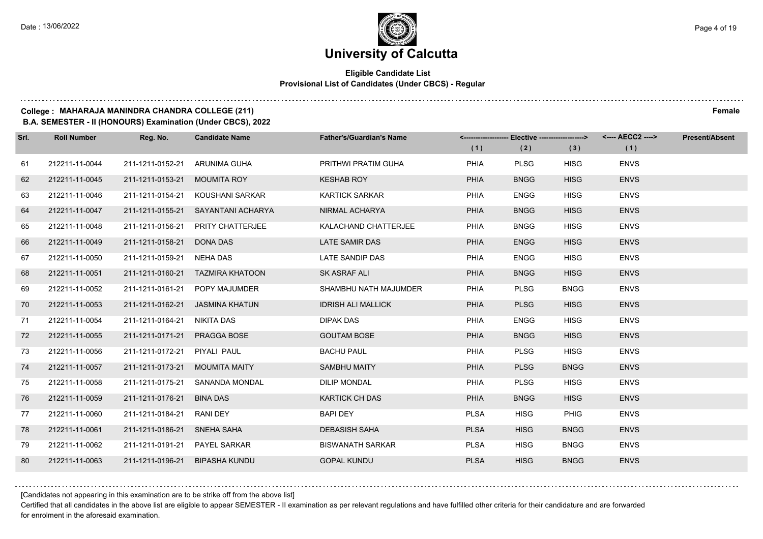# University of Calcutta

**Eligible Candidate List**
**Provisional List of Candidates (Under CBCS) - Regular**

**College : MAHARAJA MANINDRA CHANDRA COLLEGE (211)** **Female**
**B.A. SEMESTER - II (HONOURS) Examination (Under CBCS), 2022**

| Srl. | Roll Number | Reg. No. | Candidate Name | Father's/Guardian's Name | Elective (1) | Elective (2) | Elective (3) | AECC2 (1) | Present/Absent |
|---|---|---|---|---|---|---|---|---|---|
| 61 | 212211-11-0044 | 211-1211-0152-21 | ARUNIMA GUHA | PRITHWI PRATIM GUHA | PHIA | PLSG | HISG | ENVS | |
| 62 | 212211-11-0045 | 211-1211-0153-21 | MOUMITA ROY | KESHAB ROY | PHIA | BNGG | HISG | ENVS | |
| 63 | 212211-11-0046 | 211-1211-0154-21 | KOUSHANI SARKAR | KARTICK SARKAR | PHIA | ENGG | HISG | ENVS | |
| 64 | 212211-11-0047 | 211-1211-0155-21 | SAYANTANI ACHARYA | NIRMAL ACHARYA | PHIA | BNGG | HISG | ENVS | |
| 65 | 212211-11-0048 | 211-1211-0156-21 | PRITY CHATTERJEE | KALACHAND CHATTERJEE | PHIA | BNGG | HISG | ENVS | |
| 66 | 212211-11-0049 | 211-1211-0158-21 | DONA DAS | LATE SAMIR DAS | PHIA | ENGG | HISG | ENVS | |
| 67 | 212211-11-0050 | 211-1211-0159-21 | NEHA DAS | LATE SANDIP DAS | PHIA | ENGG | HISG | ENVS | |
| 68 | 212211-11-0051 | 211-1211-0160-21 | TAZMIRA KHATOON | SK ASRAF ALI | PHIA | BNGG | HISG | ENVS | |
| 69 | 212211-11-0052 | 211-1211-0161-21 | POPY MAJUMDER | SHAMBHU NATH MAJUMDER | PHIA | PLSG | BNGG | ENVS | |
| 70 | 212211-11-0053 | 211-1211-0162-21 | JASMINA KHATUN | IDRISH ALI MALLICK | PHIA | PLSG | HISG | ENVS | |
| 71 | 212211-11-0054 | 211-1211-0164-21 | NIKITA DAS | DIPAK DAS | PHIA | ENGG | HISG | ENVS | |
| 72 | 212211-11-0055 | 211-1211-0171-21 | PRAGGA BOSE | GOUTAM BOSE | PHIA | BNGG | HISG | ENVS | |
| 73 | 212211-11-0056 | 211-1211-0172-21 | PIYALI PAUL | BACHU PAUL | PHIA | PLSG | HISG | ENVS | |
| 74 | 212211-11-0057 | 211-1211-0173-21 | MOUMITA MAITY | SAMBHU MAITY | PHIA | PLSG | BNGG | ENVS | |
| 75 | 212211-11-0058 | 211-1211-0175-21 | SANANDA MONDAL | DILIP MONDAL | PHIA | PLSG | HISG | ENVS | |
| 76 | 212211-11-0059 | 211-1211-0176-21 | BINA DAS | KARTICK CH DAS | PHIA | BNGG | HISG | ENVS | |
| 77 | 212211-11-0060 | 211-1211-0184-21 | RANI DEY | BAPI DEY | PLSA | HISG | PHIG | ENVS | |
| 78 | 212211-11-0061 | 211-1211-0186-21 | SNEHA SAHA | DEBASISH SAHA | PLSA | HISG | BNGG | ENVS | |
| 79 | 212211-11-0062 | 211-1211-0191-21 | PAYEL SARKAR | BISWANATH SARKAR | PLSA | HISG | BNGG | ENVS | |
| 80 | 212211-11-0063 | 211-1211-0196-21 | BIPASHA KUNDU | GOPAL KUNDU | PLSA | HISG | BNGG | ENVS | |

[Candidates not appearing in this examination are to be strike off from the above list]

Certified that all candidates in the above list are eligible to appear SEMESTER - II examination as per relevant regulations and have fulfilled other criteria for their candidature and are forwarded for enrolment in the aforesaid examination.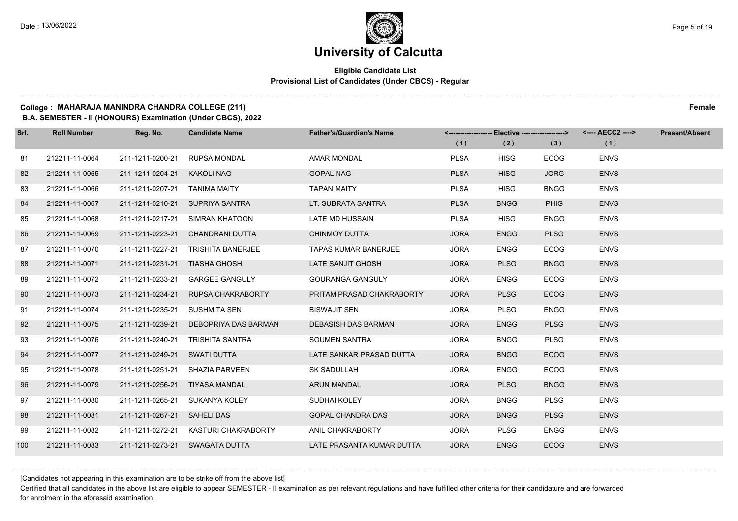# University of Calcutta

**Eligible Candidate List**
**Provisional List of Candidates (Under CBCS) - Regular**

**College : MAHARAJA MANINDRA CHANDRA COLLEGE (211)** **Female**
**B.A. SEMESTER - II (HONOURS) Examination (Under CBCS), 2022**

| Srl. | Roll Number | Reg. No. | Candidate Name | Father's/Guardian's Name | Elective (1) | Elective (2) | Elective (3) | AECC2 (1) | Present/Absent |
|---|---|---|---|---|---|---|---|---|---|
| 81 | 212211-11-0064 | 211-1211-0200-21 | RUPSA MONDAL | AMAR MONDAL | PLSA | HISG | ECOG | ENVS | |
| 82 | 212211-11-0065 | 211-1211-0204-21 | KAKOLI NAG | GOPAL NAG | PLSA | HISG | JORG | ENVS | |
| 83 | 212211-11-0066 | 211-1211-0207-21 | TANIMA MAITY | TAPAN MAITY | PLSA | HISG | BNGG | ENVS | |
| 84 | 212211-11-0067 | 211-1211-0210-21 | SUPRIYA SANTRA | LT. SUBRATA SANTRA | PLSA | BNGG | PHIG | ENVS | |
| 85 | 212211-11-0068 | 211-1211-0217-21 | SIMRAN KHATOON | LATE MD HUSSAIN | PLSA | HISG | ENGG | ENVS | |
| 86 | 212211-11-0069 | 211-1211-0223-21 | CHANDRANI DUTTA | CHINMOY DUTTA | JORA | ENGG | PLSG | ENVS | |
| 87 | 212211-11-0070 | 211-1211-0227-21 | TRISHITA BANERJEE | TAPAS KUMAR BANERJEE | JORA | ENGG | ECOG | ENVS | |
| 88 | 212211-11-0071 | 211-1211-0231-21 | TIASHA GHOSH | LATE SANJIT GHOSH | JORA | PLSG | BNGG | ENVS | |
| 89 | 212211-11-0072 | 211-1211-0233-21 | GARGEE GANGULY | GOURANGA GANGULY | JORA | ENGG | ECOG | ENVS | |
| 90 | 212211-11-0073 | 211-1211-0234-21 | RUPSA CHAKRABORTY | PRITAM PRASAD CHAKRABORTY | JORA | PLSG | ECOG | ENVS | |
| 91 | 212211-11-0074 | 211-1211-0235-21 | SUSHMITA SEN | BISWAJIT SEN | JORA | PLSG | ENGG | ENVS | |
| 92 | 212211-11-0075 | 211-1211-0239-21 | DEBOPRIYA DAS BARMAN | DEBASISH DAS BARMAN | JORA | ENGG | PLSG | ENVS | |
| 93 | 212211-11-0076 | 211-1211-0240-21 | TRISHITA SANTRA | SOUMEN SANTRA | JORA | BNGG | PLSG | ENVS | |
| 94 | 212211-11-0077 | 211-1211-0249-21 | SWATI DUTTA | LATE SANKAR PRASAD DUTTA | JORA | BNGG | ECOG | ENVS | |
| 95 | 212211-11-0078 | 211-1211-0251-21 | SHAZIA PARVEEN | SK SADULLAH | JORA | ENGG | ECOG | ENVS | |
| 96 | 212211-11-0079 | 211-1211-0256-21 | TIYASA MANDAL | ARUN MANDAL | JORA | PLSG | BNGG | ENVS | |
| 97 | 212211-11-0080 | 211-1211-0265-21 | SUKANYA KOLEY | SUDHAI KOLEY | JORA | BNGG | PLSG | ENVS | |
| 98 | 212211-11-0081 | 211-1211-0267-21 | SAHELI DAS | GOPAL CHANDRA DAS | JORA | BNGG | PLSG | ENVS | |
| 99 | 212211-11-0082 | 211-1211-0272-21 | KASTURI CHAKRABORTY | ANIL CHAKRABORTY | JORA | PLSG | ENGG | ENVS | |
| 100 | 212211-11-0083 | 211-1211-0273-21 | SWAGATA DUTTA | LATE PRASANTA KUMAR DUTTA | JORA | ENGG | ECOG | ENVS | |

[Candidates not appearing in this examination are to be strike off from the above list]

Certified that all candidates in the above list are eligible to appear SEMESTER - II examination as per relevant regulations and have fulfilled other criteria for their candidature and are forwarded for enrolment in the aforesaid examination.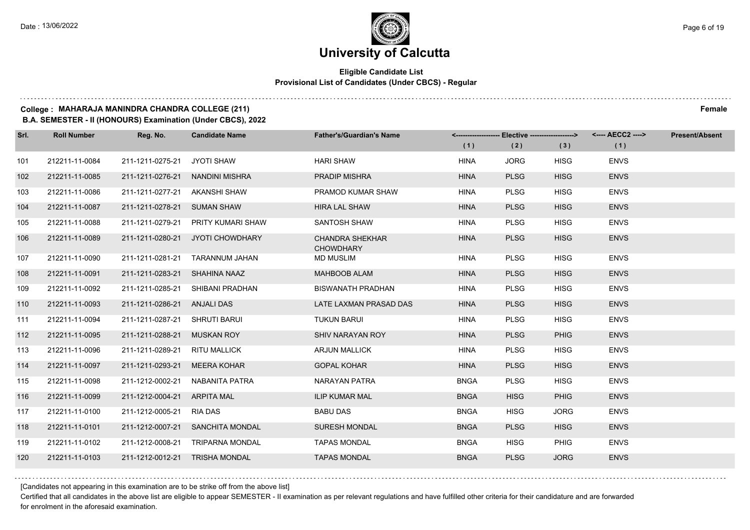# University of Calcutta

## Eligible Candidate List
### Provisional List of Candidates (Under CBCS) - Regular

**College : MAHARAJA MANINDRA CHANDRA COLLEGE (211)** **Female**

**B.A. SEMESTER - II (HONOURS) Examination (Under CBCS), 2022**

| Srl. | Roll Number | Reg. No. | Candidate Name | Father's/Guardian's Name | Elective (1) | Elective (2) | Elective (3) | AECC2 (1) | Present/Absent |
|---|---|---|---|---|---|---|---|---|---|
| 101 | 212211-11-0084 | 211-1211-0275-21 | JYOTI SHAW | HARI SHAW | HINA | JORG | HISG | ENVS | |
| 102 | 212211-11-0085 | 211-1211-0276-21 | NANDINI MISHRA | PRADIP MISHRA | HINA | PLSG | HISG | ENVS | |
| 103 | 212211-11-0086 | 211-1211-0277-21 | AKANSHI SHAW | PRAMOD KUMAR SHAW | HINA | PLSG | HISG | ENVS | |
| 104 | 212211-11-0087 | 211-1211-0278-21 | SUMAN SHAW | HIRA LAL SHAW | HINA | PLSG | HISG | ENVS | |
| 105 | 212211-11-0088 | 211-1211-0279-21 | PRITY KUMARI SHAW | SANTOSH SHAW | HINA | PLSG | HISG | ENVS | |
| 106 | 212211-11-0089 | 211-1211-0280-21 | JYOTI CHOWDHARY | CHANDRA SHEKHAR CHOWDHARY | HINA | PLSG | HISG | ENVS | |
| 107 | 212211-11-0090 | 211-1211-0281-21 | TARANNUM JAHAN | MD MUSLIM | HINA | PLSG | HISG | ENVS | |
| 108 | 212211-11-0091 | 211-1211-0283-21 | SHAHINA NAAZ | MAHBOOB ALAM | HINA | PLSG | HISG | ENVS | |
| 109 | 212211-11-0092 | 211-1211-0285-21 | SHIBANI PRADHAN | BISWANATH PRADHAN | HINA | PLSG | HISG | ENVS | |
| 110 | 212211-11-0093 | 211-1211-0286-21 | ANJALI DAS | LATE LAXMAN PRASAD DAS | HINA | PLSG | HISG | ENVS | |
| 111 | 212211-11-0094 | 211-1211-0287-21 | SHRUTI BARUI | TUKUN BARUI | HINA | PLSG | HISG | ENVS | |
| 112 | 212211-11-0095 | 211-1211-0288-21 | MUSKAN ROY | SHIV NARAYAN ROY | HINA | PLSG | PHIG | ENVS | |
| 113 | 212211-11-0096 | 211-1211-0289-21 | RITU MALLICK | ARJUN MALLICK | HINA | PLSG | HISG | ENVS | |
| 114 | 212211-11-0097 | 211-1211-0293-21 | MEERA KOHAR | GOPAL KOHAR | HINA | PLSG | HISG | ENVS | |
| 115 | 212211-11-0098 | 211-1212-0002-21 | NABANITA PATRA | NARAYAN PATRA | BNGA | PLSG | HISG | ENVS | |
| 116 | 212211-11-0099 | 211-1212-0004-21 | ARPITA MAL | ILIP KUMAR MAL | BNGA | HISG | PHIG | ENVS | |
| 117 | 212211-11-0100 | 211-1212-0005-21 | RIA DAS | BABU DAS | BNGA | HISG | JORG | ENVS | |
| 118 | 212211-11-0101 | 211-1212-0007-21 | SANCHITA MONDAL | SURESH MONDAL | BNGA | PLSG | HISG | ENVS | |
| 119 | 212211-11-0102 | 211-1212-0008-21 | TRIPARNA MONDAL | TAPAS MONDAL | BNGA | HISG | PHIG | ENVS | |
| 120 | 212211-11-0103 | 211-1212-0012-21 | TRISHA MONDAL | TAPAS MONDAL | BNGA | PLSG | JORG | ENVS | |

[Candidates not appearing in this examination are to be strike off from the above list]

Certified that all candidates in the above list are eligible to appear SEMESTER - II examination as per relevant regulations and have fulfilled other criteria for their candidature and are forwarded for enrolment in the aforesaid examination.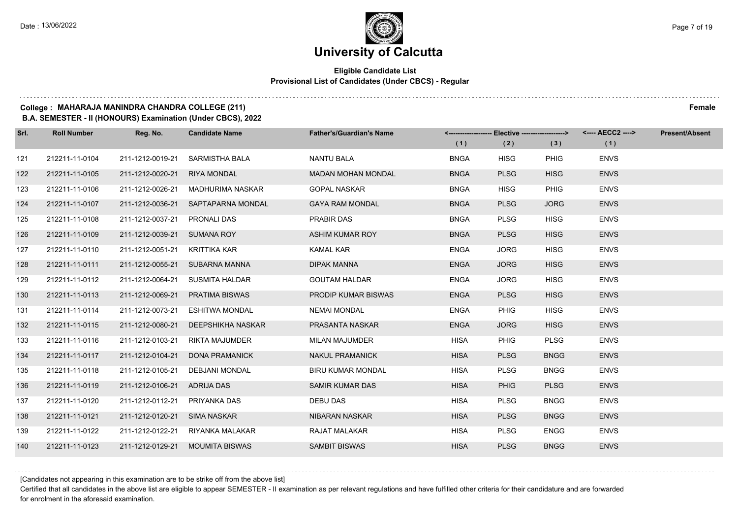# University of Calcutta

**Eligible Candidate List**
**Provisional List of Candidates (Under CBCS) - Regular**

**College : MAHARAJA MANINDRA CHANDRA COLLEGE (211)** **Female**
**B.A. SEMESTER - II (HONOURS) Examination (Under CBCS), 2022**

| Srl. | Roll Number | Reg. No. | Candidate Name | Father's/Guardian's Name | Elective (1) | Elective (2) | Elective (3) | AECC2 (1) | Present/Absent |
|---|---|---|---|---|---|---|---|---|---|
| 121 | 212211-11-0104 | 211-1212-0019-21 | SARMISTHA BALA | NANTU BALA | BNGA | HISG | PHIG | ENVS | |
| 122 | 212211-11-0105 | 211-1212-0020-21 | RIYA MONDAL | MADAN MOHAN MONDAL | BNGA | PLSG | HISG | ENVS | |
| 123 | 212211-11-0106 | 211-1212-0026-21 | MADHURIMA NASKAR | GOPAL NASKAR | BNGA | HISG | PHIG | ENVS | |
| 124 | 212211-11-0107 | 211-1212-0036-21 | SAPTAPARNA MONDAL | GAYA RAM MONDAL | BNGA | PLSG | JORG | ENVS | |
| 125 | 212211-11-0108 | 211-1212-0037-21 | PRONALI DAS | PRABIR DAS | BNGA | PLSG | HISG | ENVS | |
| 126 | 212211-11-0109 | 211-1212-0039-21 | SUMANA ROY | ASHIM KUMAR ROY | BNGA | PLSG | HISG | ENVS | |
| 127 | 212211-11-0110 | 211-1212-0051-21 | KRITTIKA KAR | KAMAL KAR | ENGA | JORG | HISG | ENVS | |
| 128 | 212211-11-0111 | 211-1212-0055-21 | SUBARNA MANNA | DIPAK MANNA | ENGA | JORG | HISG | ENVS | |
| 129 | 212211-11-0112 | 211-1212-0064-21 | SUSMITA HALDAR | GOUTAM HALDAR | ENGA | JORG | HISG | ENVS | |
| 130 | 212211-11-0113 | 211-1212-0069-21 | PRATIMA BISWAS | PRODIP KUMAR BISWAS | ENGA | PLSG | HISG | ENVS | |
| 131 | 212211-11-0114 | 211-1212-0073-21 | ESHITWA MONDAL | NEMAI MONDAL | ENGA | PHIG | HISG | ENVS | |
| 132 | 212211-11-0115 | 211-1212-0080-21 | DEEPSHIKHA NASKAR | PRASANTA NASKAR | ENGA | JORG | HISG | ENVS | |
| 133 | 212211-11-0116 | 211-1212-0103-21 | RIKTA MAJUMDER | MILAN MAJUMDER | HISA | PHIG | PLSG | ENVS | |
| 134 | 212211-11-0117 | 211-1212-0104-21 | DONA PRAMANICK | NAKUL PRAMANICK | HISA | PLSG | BNGG | ENVS | |
| 135 | 212211-11-0118 | 211-1212-0105-21 | DEBJANI MONDAL | BIRU KUMAR MONDAL | HISA | PLSG | BNGG | ENVS | |
| 136 | 212211-11-0119 | 211-1212-0106-21 | ADRIJA DAS | SAMIR KUMAR DAS | HISA | PHIG | PLSG | ENVS | |
| 137 | 212211-11-0120 | 211-1212-0112-21 | PRIYANKA DAS | DEBU DAS | HISA | PLSG | BNGG | ENVS | |
| 138 | 212211-11-0121 | 211-1212-0120-21 | SIMA NASKAR | NIBARAN NASKAR | HISA | PLSG | BNGG | ENVS | |
| 139 | 212211-11-0122 | 211-1212-0122-21 | RIYANKA MALAKAR | RAJAT MALAKAR | HISA | PLSG | ENGG | ENVS | |
| 140 | 212211-11-0123 | 211-1212-0129-21 | MOUMITA BISWAS | SAMBIT BISWAS | HISA | PLSG | BNGG | ENVS | |

[Candidates not appearing in this examination are to be strike off from the above list]

Certified that all candidates in the above list are eligible to appear SEMESTER - II examination as per relevant regulations and have fulfilled other criteria for their candidature and are forwarded for enrolment in the aforesaid examination.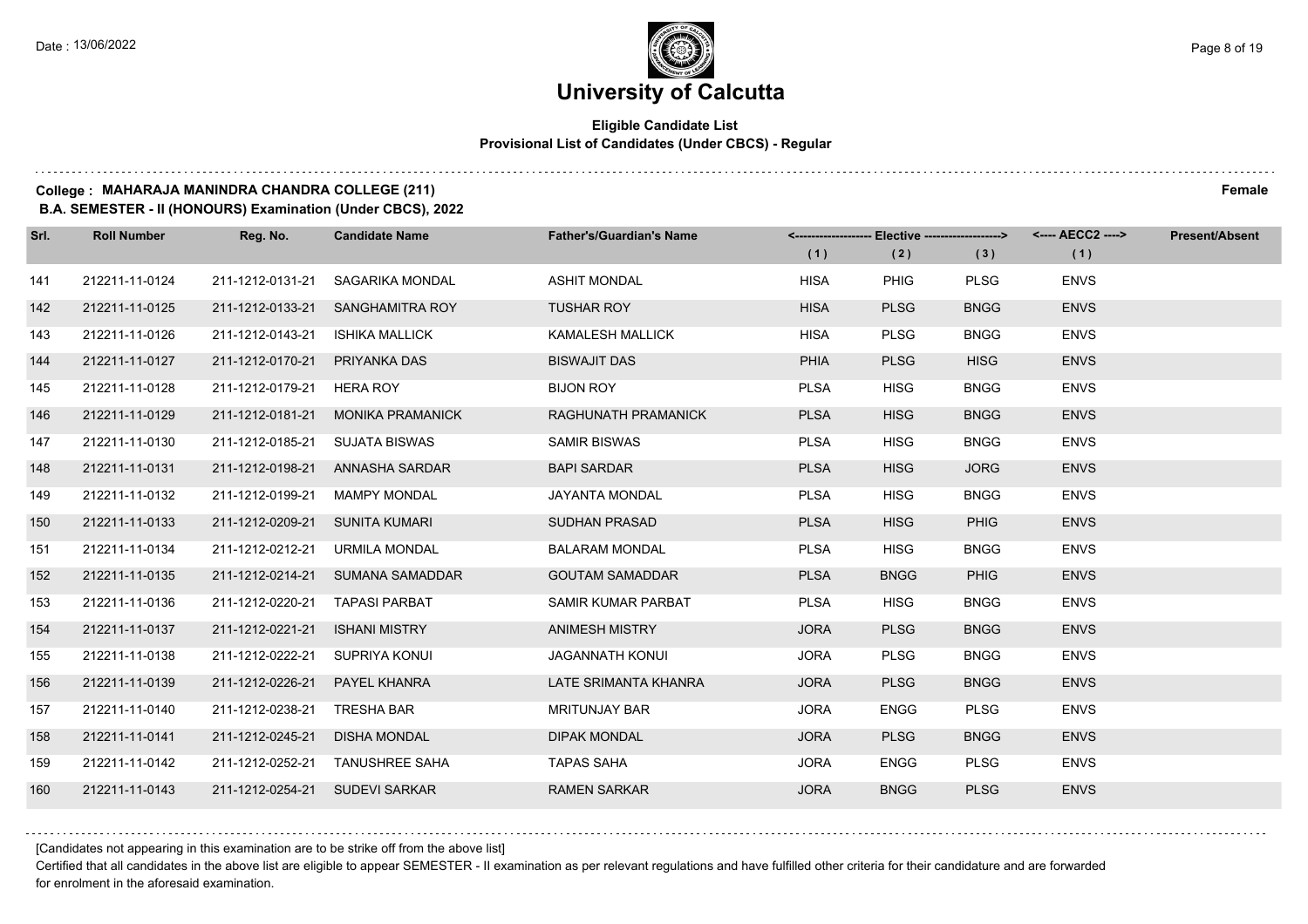# University of Calcutta

**Eligible Candidate List**
**Provisional List of Candidates (Under CBCS) - Regular**

**College : MAHARAJA MANINDRA CHANDRA COLLEGE (211)** **Female**
**B.A. SEMESTER - II (HONOURS) Examination (Under CBCS), 2022**

| Srl. | Roll Number | Reg. No. | Candidate Name | Father's/Guardian's Name | Elective (1) | Elective (2) | Elective (3) | AECC2 (1) | Present/Absent |
|---|---|---|---|---|---|---|---|---|---|
| 141 | 212211-11-0124 | 211-1212-0131-21 | SAGARIKA MONDAL | ASHIT MONDAL | HISA | PHIG | PLSG | ENVS | |
| 142 | 212211-11-0125 | 211-1212-0133-21 | SANGHAMITRA ROY | TUSHAR ROY | HISA | PLSG | BNGG | ENVS | |
| 143 | 212211-11-0126 | 211-1212-0143-21 | ISHIKA MALLICK | KAMALESH MALLICK | HISA | PLSG | BNGG | ENVS | |
| 144 | 212211-11-0127 | 211-1212-0170-21 | PRIYANKA DAS | BISWAJIT DAS | PHIA | PLSG | HISG | ENVS | |
| 145 | 212211-11-0128 | 211-1212-0179-21 | HERA ROY | BIJON ROY | PLSA | HISG | BNGG | ENVS | |
| 146 | 212211-11-0129 | 211-1212-0181-21 | MONIKA PRAMANICK | RAGHUNATH PRAMANICK | PLSA | HISG | BNGG | ENVS | |
| 147 | 212211-11-0130 | 211-1212-0185-21 | SUJATA BISWAS | SAMIR BISWAS | PLSA | HISG | BNGG | ENVS | |
| 148 | 212211-11-0131 | 211-1212-0198-21 | ANNASHA SARDAR | BAPI SARDAR | PLSA | HISG | JORG | ENVS | |
| 149 | 212211-11-0132 | 211-1212-0199-21 | MAMPY MONDAL | JAYANTA MONDAL | PLSA | HISG | BNGG | ENVS | |
| 150 | 212211-11-0133 | 211-1212-0209-21 | SUNITA KUMARI | SUDHAN PRASAD | PLSA | HISG | PHIG | ENVS | |
| 151 | 212211-11-0134 | 211-1212-0212-21 | URMILA MONDAL | BALARAM MONDAL | PLSA | HISG | BNGG | ENVS | |
| 152 | 212211-11-0135 | 211-1212-0214-21 | SUMANA SAMADDAR | GOUTAM SAMADDAR | PLSA | BNGG | PHIG | ENVS | |
| 153 | 212211-11-0136 | 211-1212-0220-21 | TAPASI PARBAT | SAMIR KUMAR PARBAT | PLSA | HISG | BNGG | ENVS | |
| 154 | 212211-11-0137 | 211-1212-0221-21 | ISHANI MISTRY | ANIMESH MISTRY | JORA | PLSG | BNGG | ENVS | |
| 155 | 212211-11-0138 | 211-1212-0222-21 | SUPRIYA KONUI | JAGANNATH KONUI | JORA | PLSG | BNGG | ENVS | |
| 156 | 212211-11-0139 | 211-1212-0226-21 | PAYEL KHANRA | LATE SRIMANTA KHANRA | JORA | PLSG | BNGG | ENVS | |
| 157 | 212211-11-0140 | 211-1212-0238-21 | TRESHA BAR | MRITUNJAY BAR | JORA | ENGG | PLSG | ENVS | |
| 158 | 212211-11-0141 | 211-1212-0245-21 | DISHA MONDAL | DIPAK MONDAL | JORA | PLSG | BNGG | ENVS | |
| 159 | 212211-11-0142 | 211-1212-0252-21 | TANUSHREE SAHA | TAPAS SAHA | JORA | ENGG | PLSG | ENVS | |
| 160 | 212211-11-0143 | 211-1212-0254-21 | SUDEVI SARKAR | RAMEN SARKAR | JORA | BNGG | PLSG | ENVS | |

[Candidates not appearing in this examination are to be strike off from the above list]

Certified that all candidates in the above list are eligible to appear SEMESTER - II examination as per relevant regulations and have fulfilled other criteria for their candidature and are forwarded for enrolment in the aforesaid examination.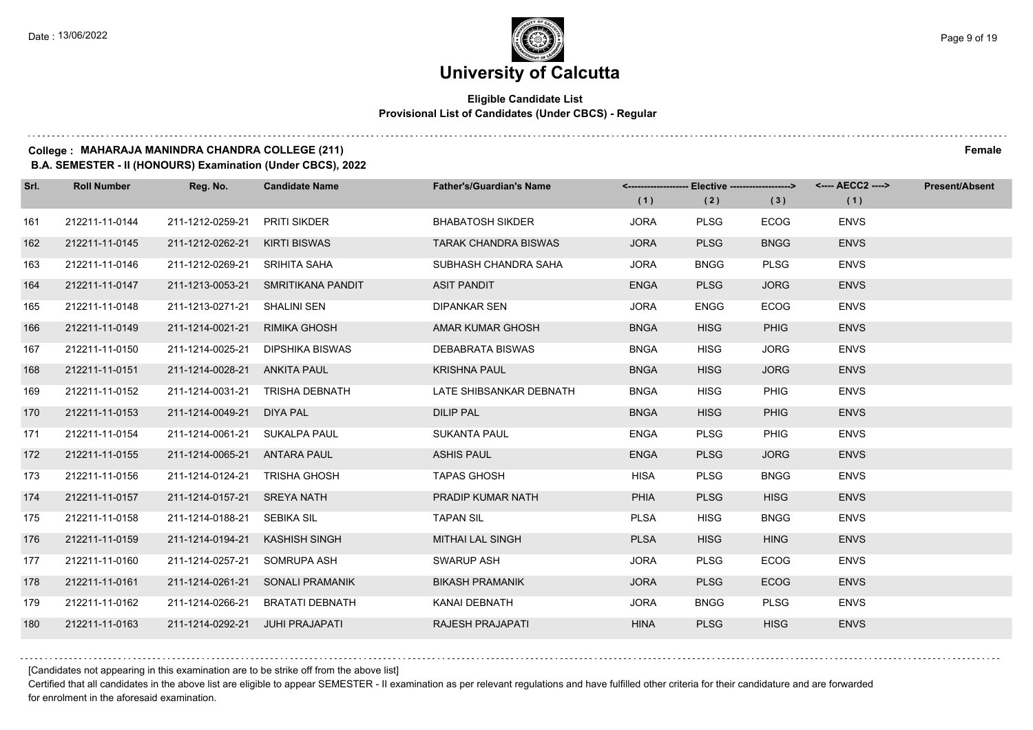# University of Calcutta

**Eligible Candidate List**
**Provisional List of Candidates (Under CBCS) - Regular**

**College : MAHARAJA MANINDRA CHANDRA COLLEGE (211)** **Female**
**B.A. SEMESTER - II (HONOURS) Examination (Under CBCS), 2022**

| Srl. | Roll Number | Reg. No. | Candidate Name | Father's/Guardian's Name | Elective (1) | Elective (2) | Elective (3) | AECC2 (1) | Present/Absent |
|---|---|---|---|---|---|---|---|---|---|
| 161 | 212211-11-0144 | 211-1212-0259-21 | PRITI SIKDER | BHABATOSH SIKDER | JORA | PLSG | ECOG | ENVS | |
| 162 | 212211-11-0145 | 211-1212-0262-21 | KIRTI BISWAS | TARAK CHANDRA BISWAS | JORA | PLSG | BNGG | ENVS | |
| 163 | 212211-11-0146 | 211-1212-0269-21 | SRIHITA SAHA | SUBHASH CHANDRA SAHA | JORA | BNGG | PLSG | ENVS | |
| 164 | 212211-11-0147 | 211-1213-0053-21 | SMRITIKANA PANDIT | ASIT PANDIT | ENGA | PLSG | JORG | ENVS | |
| 165 | 212211-11-0148 | 211-1213-0271-21 | SHALINI SEN | DIPANKAR SEN | JORA | ENGG | ECOG | ENVS | |
| 166 | 212211-11-0149 | 211-1214-0021-21 | RIMIKA GHOSH | AMAR KUMAR GHOSH | BNGA | HISG | PHIG | ENVS | |
| 167 | 212211-11-0150 | 211-1214-0025-21 | DIPSHIKA BISWAS | DEBABRATA BISWAS | BNGA | HISG | JORG | ENVS | |
| 168 | 212211-11-0151 | 211-1214-0028-21 | ANKITA PAUL | KRISHNA PAUL | BNGA | HISG | JORG | ENVS | |
| 169 | 212211-11-0152 | 211-1214-0031-21 | TRISHA DEBNATH | LATE SHIBSANKAR DEBNATH | BNGA | HISG | PHIG | ENVS | |
| 170 | 212211-11-0153 | 211-1214-0049-21 | DIYA PAL | DILIP PAL | BNGA | HISG | PHIG | ENVS | |
| 171 | 212211-11-0154 | 211-1214-0061-21 | SUKALPA PAUL | SUKANTA PAUL | ENGA | PLSG | PHIG | ENVS | |
| 172 | 212211-11-0155 | 211-1214-0065-21 | ANTARA PAUL | ASHIS PAUL | ENGA | PLSG | JORG | ENVS | |
| 173 | 212211-11-0156 | 211-1214-0124-21 | TRISHA GHOSH | TAPAS GHOSH | HISA | PLSG | BNGG | ENVS | |
| 174 | 212211-11-0157 | 211-1214-0157-21 | SREYA NATH | PRADIP KUMAR NATH | PHIA | PLSG | HISG | ENVS | |
| 175 | 212211-11-0158 | 211-1214-0188-21 | SEBIKA SIL | TAPAN SIL | PLSA | HISG | BNGG | ENVS | |
| 176 | 212211-11-0159 | 211-1214-0194-21 | KASHISH SINGH | MITHAI LAL SINGH | PLSA | HISG | HING | ENVS | |
| 177 | 212211-11-0160 | 211-1214-0257-21 | SOMRUPA ASH | SWARUP ASH | JORA | PLSG | ECOG | ENVS | |
| 178 | 212211-11-0161 | 211-1214-0261-21 | SONALI PRAMANIK | BIKASH PRAMANIK | JORA | PLSG | ECOG | ENVS | |
| 179 | 212211-11-0162 | 211-1214-0266-21 | BRATATI DEBNATH | KANAI DEBNATH | JORA | BNGG | PLSG | ENVS | |
| 180 | 212211-11-0163 | 211-1214-0292-21 | JUHI PRAJAPATI | RAJESH PRAJAPATI | HINA | PLSG | HISG | ENVS | |

[Candidates not appearing in this examination are to be strike off from the above list]

Certified that all candidates in the above list are eligible to appear SEMESTER - II examination as per relevant regulations and have fulfilled other criteria for their candidature and are forwarded for enrolment in the aforesaid examination.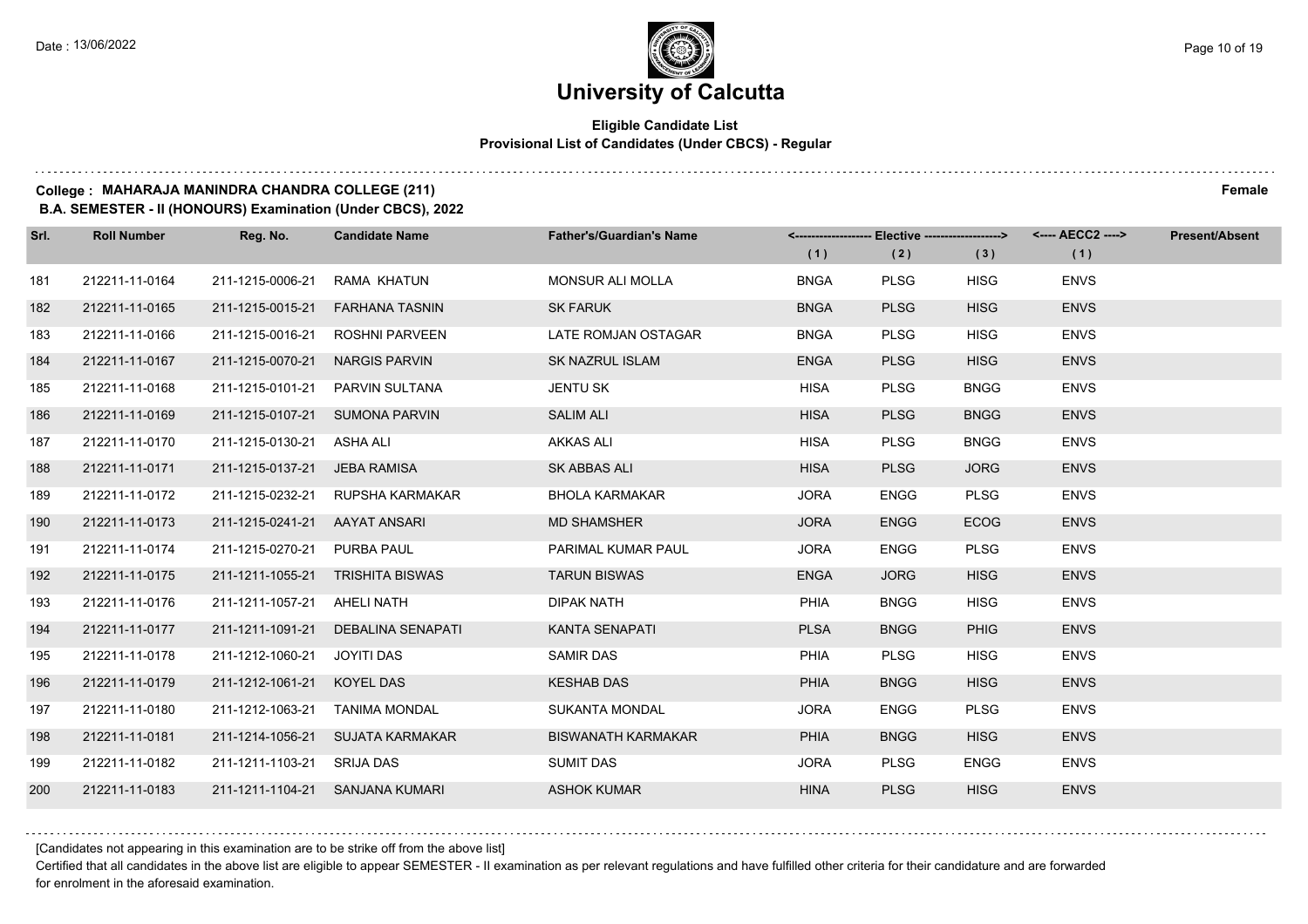# University of Calcutta

**Eligible Candidate List**
**Provisional List of Candidates (Under CBCS) - Regular**

**College : MAHARAJA MANINDRA CHANDRA COLLEGE (211)** **Female**
**B.A. SEMESTER - II (HONOURS) Examination (Under CBCS), 2022**

| Srl. | Roll Number | Reg. No. | Candidate Name | Father's/Guardian's Name | Elective (1) | Elective (2) | Elective (3) | AECC2 (1) | Present/Absent |
|---|---|---|---|---|---|---|---|---|---|
| 181 | 212211-11-0164 | 211-1215-0006-21 | RAMA KHATUN | MONSUR ALI MOLLA | BNGA | PLSG | HISG | ENVS | |
| 182 | 212211-11-0165 | 211-1215-0015-21 | FARHANA TASNIN | SK FARUK | BNGA | PLSG | HISG | ENVS | |
| 183 | 212211-11-0166 | 211-1215-0016-21 | ROSHNI PARVEEN | LATE ROMJAN OSTAGAR | BNGA | PLSG | HISG | ENVS | |
| 184 | 212211-11-0167 | 211-1215-0070-21 | NARGIS PARVIN | SK NAZRUL ISLAM | ENGA | PLSG | HISG | ENVS | |
| 185 | 212211-11-0168 | 211-1215-0101-21 | PARVIN SULTANA | JENTU SK | HISA | PLSG | BNGG | ENVS | |
| 186 | 212211-11-0169 | 211-1215-0107-21 | SUMONA PARVIN | SALIM ALI | HISA | PLSG | BNGG | ENVS | |
| 187 | 212211-11-0170 | 211-1215-0130-21 | ASHA ALI | AKKAS ALI | HISA | PLSG | BNGG | ENVS | |
| 188 | 212211-11-0171 | 211-1215-0137-21 | JEBA RAMISA | SK ABBAS ALI | HISA | PLSG | JORG | ENVS | |
| 189 | 212211-11-0172 | 211-1215-0232-21 | RUPSHA KARMAKAR | BHOLA KARMAKAR | JORA | ENGG | PLSG | ENVS | |
| 190 | 212211-11-0173 | 211-1215-0241-21 | AAYAT ANSARI | MD SHAMSHER | JORA | ENGG | ECOG | ENVS | |
| 191 | 212211-11-0174 | 211-1215-0270-21 | PURBA PAUL | PARIMAL KUMAR PAUL | JORA | ENGG | PLSG | ENVS | |
| 192 | 212211-11-0175 | 211-1211-1055-21 | TRISHITA BISWAS | TARUN BISWAS | ENGA | JORG | HISG | ENVS | |
| 193 | 212211-11-0176 | 211-1211-1057-21 | AHELI NATH | DIPAK NATH | PHIA | BNGG | HISG | ENVS | |
| 194 | 212211-11-0177 | 211-1211-1091-21 | DEBALINA SENAPATI | KANTA SENAPATI | PLSA | BNGG | PHIG | ENVS | |
| 195 | 212211-11-0178 | 211-1212-1060-21 | JOYITI DAS | SAMIR DAS | PHIA | PLSG | HISG | ENVS | |
| 196 | 212211-11-0179 | 211-1212-1061-21 | KOYEL DAS | KESHAB DAS | PHIA | BNGG | HISG | ENVS | |
| 197 | 212211-11-0180 | 211-1212-1063-21 | TANIMA MONDAL | SUKANTA MONDAL | JORA | ENGG | PLSG | ENVS | |
| 198 | 212211-11-0181 | 211-1214-1056-21 | SUJATA KARMAKAR | BISWANATH KARMAKAR | PHIA | BNGG | HISG | ENVS | |
| 199 | 212211-11-0182 | 211-1211-1103-21 | SRIJA DAS | SUMIT DAS | JORA | PLSG | ENGG | ENVS | |
| 200 | 212211-11-0183 | 211-1211-1104-21 | SANJANA KUMARI | ASHOK KUMAR | HINA | PLSG | HISG | ENVS | |

[Candidates not appearing in this examination are to be strike off from the above list]

Certified that all candidates in the above list are eligible to appear SEMESTER - II examination as per relevant regulations and have fulfilled other criteria for their candidature and are forwarded for enrolment in the aforesaid examination.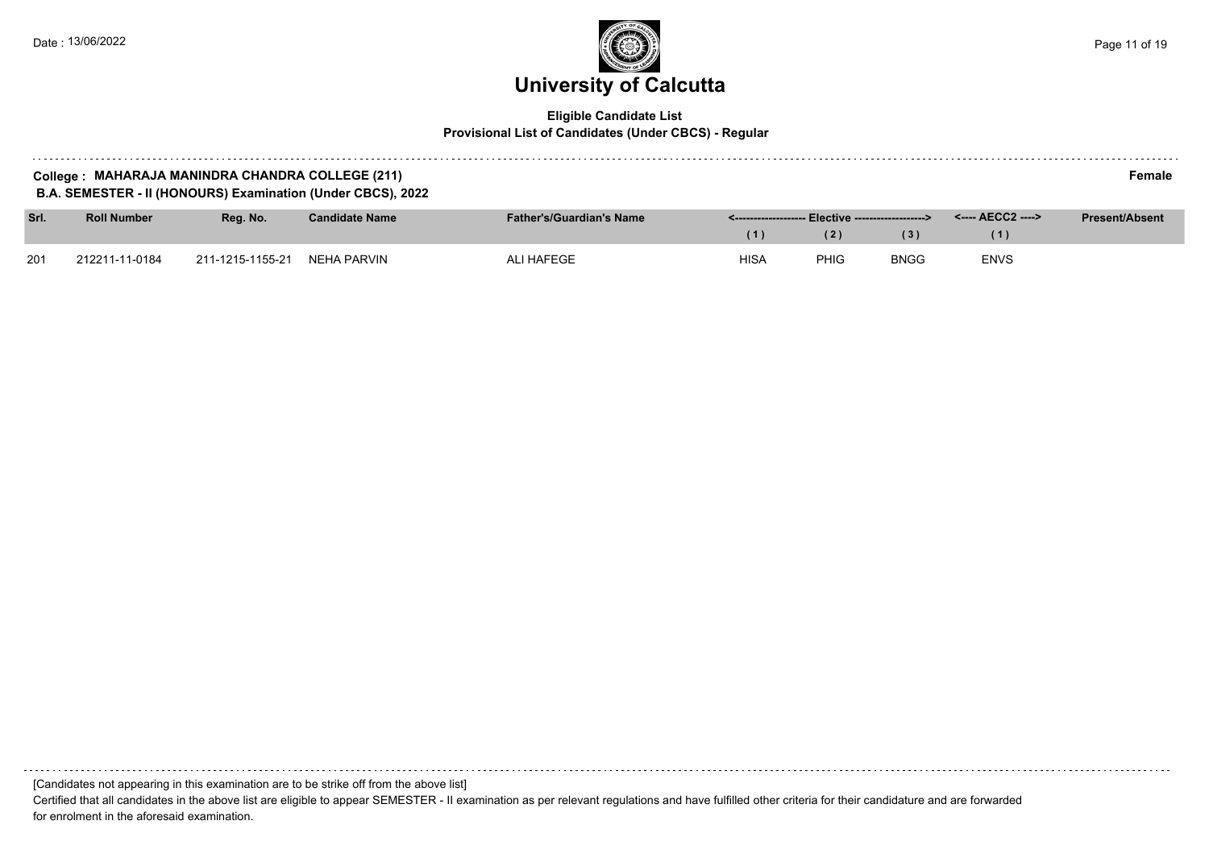# University of Calcutta

**Eligible Candidate List**
**Provisional List of Candidates (Under CBCS) - Regular**

**College : MAHARAJA MANINDRA CHANDRA COLLEGE (211)** **Female**
**B.A. SEMESTER - II (HONOURS) Examination (Under CBCS), 2022**

| Srl. | Roll Number | Reg. No. | Candidate Name | Father's/Guardian's Name | <------------------- Elective -------------------> | | | <---- AECC2 ----> | Present/Absent |
|---|---|---|---|---|---|---|---|---|---|
| | | | | | (1) | (2) | (3) | (1) | |
| 201 | 212211-11-0184 | 211-1215-1155-21 | NEHA PARVIN | ALI HAFEGE | HISA | PHIG | BNGG | ENVS | |

[Candidates not appearing in this examination are to be strike off from the above list]

Certified that all candidates in the above list are eligible to appear SEMESTER - II examination as per relevant regulations and have fulfilled other criteria for their candidature and are forwarded for enrolment in the aforesaid examination.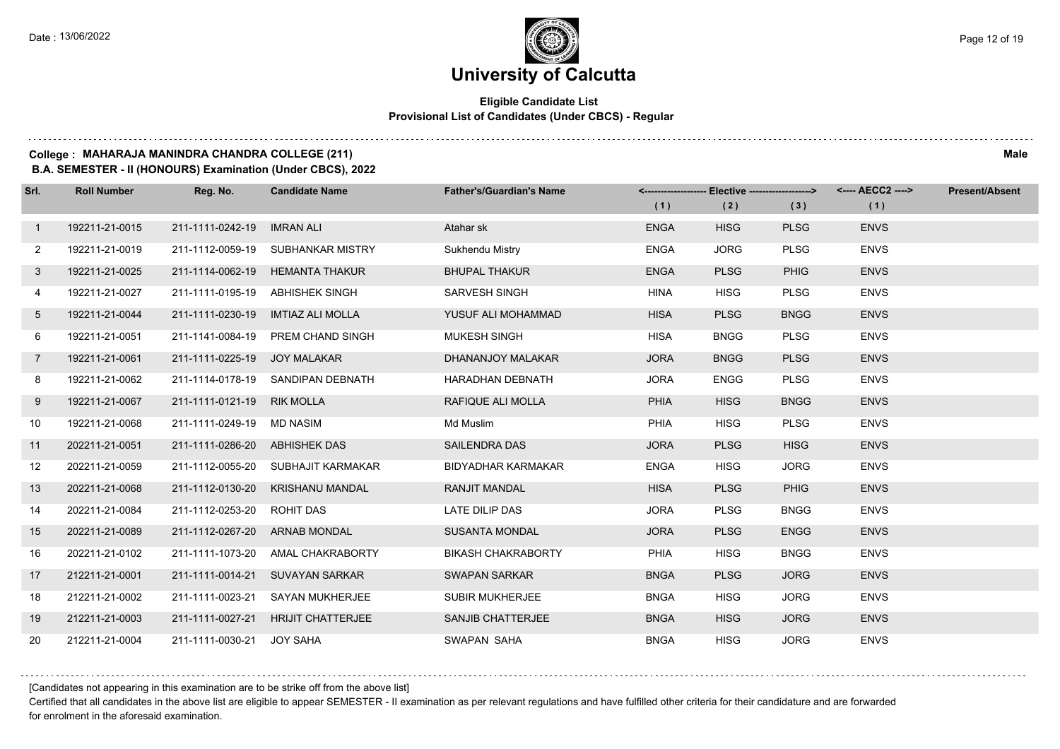# University of Calcutta

**Eligible Candidate List**
**Provisional List of Candidates (Under CBCS) - Regular**

**College : MAHARAJA MANINDRA CHANDRA COLLEGE (211)** **Male**
**B.A. SEMESTER - II (HONOURS) Examination (Under CBCS), 2022**

| Srl. | Roll Number | Reg. No. | Candidate Name | Father's/Guardian's Name | <------ Elective ------> | | | <---- AECC2 ----> | Present/Absent |
|---|---|---|---|---|---|---|---|---|---|
| | | | | | (1) | (2) | (3) | (1) | |
| 1 | 192211-21-0015 | 211-1111-0242-19 | IMRAN ALI | Atahar sk | ENGA | HISG | PLSG | ENVS | |
| 2 | 192211-21-0019 | 211-1112-0059-19 | SUBHANKAR MISTRY | Sukhendu Mistry | ENGA | JORG | PLSG | ENVS | |
| 3 | 192211-21-0025 | 211-1114-0062-19 | HEMANTA THAKUR | BHUPAL THAKUR | ENGA | PLSG | PHIG | ENVS | |
| 4 | 192211-21-0027 | 211-1111-0195-19 | ABHISHEK SINGH | SARVESH SINGH | HINA | HISG | PLSG | ENVS | |
| 5 | 192211-21-0044 | 211-1111-0230-19 | IMTIAZ ALI MOLLA | YUSUF ALI MOHAMMAD | HISA | PLSG | BNGG | ENVS | |
| 6 | 192211-21-0051 | 211-1141-0084-19 | PREM CHAND SINGH | MUKESH SINGH | HISA | BNGG | PLSG | ENVS | |
| 7 | 192211-21-0061 | 211-1111-0225-19 | JOY MALAKAR | DHANANJOY MALAKAR | JORA | BNGG | PLSG | ENVS | |
| 8 | 192211-21-0062 | 211-1114-0178-19 | SANDIPAN DEBNATH | HARADHAN DEBNATH | JORA | ENGG | PLSG | ENVS | |
| 9 | 192211-21-0067 | 211-1111-0121-19 | RIK MOLLA | RAFIQUE ALI MOLLA | PHIA | HISG | BNGG | ENVS | |
| 10 | 192211-21-0068 | 211-1111-0249-19 | MD NASIM | Md Muslim | PHIA | HISG | PLSG | ENVS | |
| 11 | 202211-21-0051 | 211-1111-0286-20 | ABHISHEK DAS | SAILENDRA DAS | JORA | PLSG | HISG | ENVS | |
| 12 | 202211-21-0059 | 211-1112-0055-20 | SUBHAJIT KARMAKAR | BIDYADHAR KARMAKAR | ENGA | HISG | JORG | ENVS | |
| 13 | 202211-21-0068 | 211-1112-0130-20 | KRISHANU MANDAL | RANJIT MANDAL | HISA | PLSG | PHIG | ENVS | |
| 14 | 202211-21-0084 | 211-1112-0253-20 | ROHIT DAS | LATE DILIP DAS | JORA | PLSG | BNGG | ENVS | |
| 15 | 202211-21-0089 | 211-1112-0267-20 | ARNAB MONDAL | SUSANTA MONDAL | JORA | PLSG | ENGG | ENVS | |
| 16 | 202211-21-0102 | 211-1111-1073-20 | AMAL CHAKRABORTY | BIKASH CHAKRABORTY | PHIA | HISG | BNGG | ENVS | |
| 17 | 212211-21-0001 | 211-1111-0014-21 | SUVAYAN SARKAR | SWAPAN SARKAR | BNGA | PLSG | JORG | ENVS | |
| 18 | 212211-21-0002 | 211-1111-0023-21 | SAYAN MUKHERJEE | SUBIR MUKHERJEE | BNGA | HISG | JORG | ENVS | |
| 19 | 212211-21-0003 | 211-1111-0027-21 | HRIJIT CHATTERJEE | SANJIB CHATTERJEE | BNGA | HISG | JORG | ENVS | |
| 20 | 212211-21-0004 | 211-1111-0030-21 | JOY SAHA | SWAPAN SAHA | BNGA | HISG | JORG | ENVS | |

[Candidates not appearing in this examination are to be strike off from the above list]

Certified that all candidates in the above list are eligible to appear SEMESTER - II examination as per relevant regulations and have fulfilled other criteria for their candidature and are forwarded for enrolment in the aforesaid examination.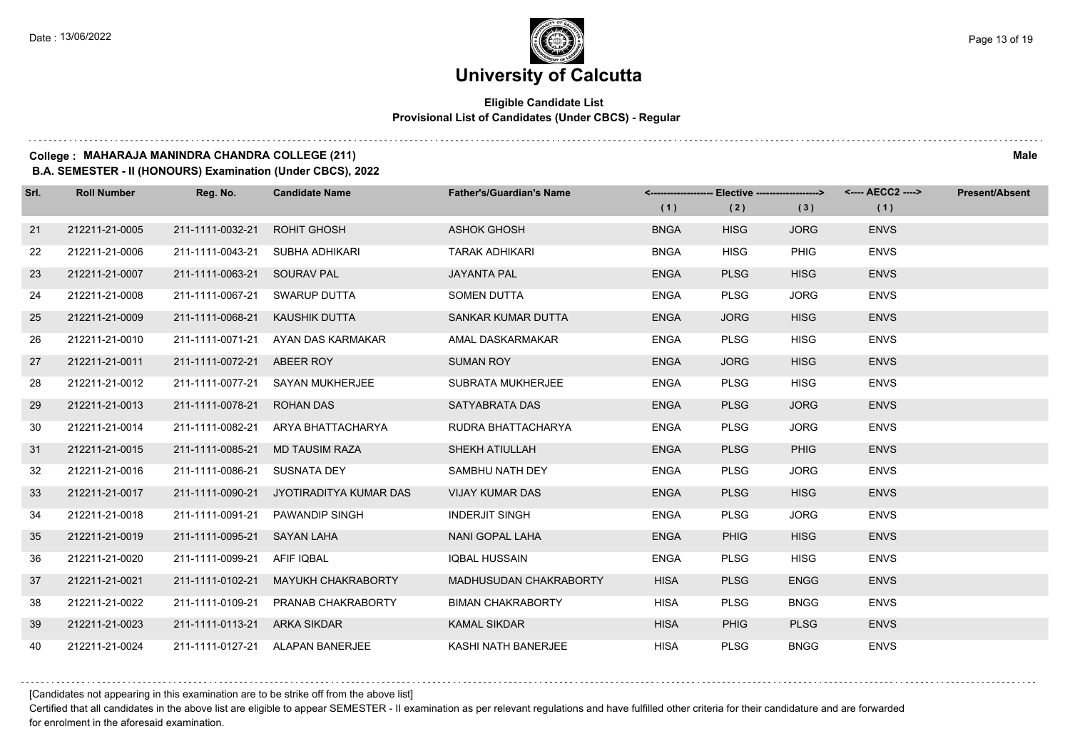# University of Calcutta

**Eligible Candidate List**
**Provisional List of Candidates (Under CBCS) - Regular**

**College : MAHARAJA MANINDRA CHANDRA COLLEGE (211)** **Male**
**B.A. SEMESTER - II (HONOURS) Examination (Under CBCS), 2022**

| Srl. | Roll Number | Reg. No. | Candidate Name | Father's/Guardian's Name | <---- Elective ----> (1) | (2) | (3) | <---- AECC2 ----> (1) | Present/Absent |
|---|---|---|---|---|---|---|---|---|---|
| 21 | 212211-21-0005 | 211-1111-0032-21 | ROHIT GHOSH | ASHOK GHOSH | BNGA | HISG | JORG | ENVS | |
| 22 | 212211-21-0006 | 211-1111-0043-21 | SUBHA ADHIKARI | TARAK ADHIKARI | BNGA | HISG | PHIG | ENVS | |
| 23 | 212211-21-0007 | 211-1111-0063-21 | SOURAV PAL | JAYANTA PAL | ENGA | PLSG | HISG | ENVS | |
| 24 | 212211-21-0008 | 211-1111-0067-21 | SWARUP DUTTA | SOMEN DUTTA | ENGA | PLSG | JORG | ENVS | |
| 25 | 212211-21-0009 | 211-1111-0068-21 | KAUSHIK DUTTA | SANKAR KUMAR DUTTA | ENGA | JORG | HISG | ENVS | |
| 26 | 212211-21-0010 | 211-1111-0071-21 | AYAN DAS KARMAKAR | AMAL DASKARMAKAR | ENGA | PLSG | HISG | ENVS | |
| 27 | 212211-21-0011 | 211-1111-0072-21 | ABEER ROY | SUMAN ROY | ENGA | JORG | HISG | ENVS | |
| 28 | 212211-21-0012 | 211-1111-0077-21 | SAYAN MUKHERJEE | SUBRATA MUKHERJEE | ENGA | PLSG | HISG | ENVS | |
| 29 | 212211-21-0013 | 211-1111-0078-21 | ROHAN DAS | SATYABRATA DAS | ENGA | PLSG | JORG | ENVS | |
| 30 | 212211-21-0014 | 211-1111-0082-21 | ARYA BHATTACHARYA | RUDRA BHATTACHARYA | ENGA | PLSG | JORG | ENVS | |
| 31 | 212211-21-0015 | 211-1111-0085-21 | MD TAUSIM RAZA | SHEKH ATIULLAH | ENGA | PLSG | PHIG | ENVS | |
| 32 | 212211-21-0016 | 211-1111-0086-21 | SUSNATA DEY | SAMBHU NATH DEY | ENGA | PLSG | JORG | ENVS | |
| 33 | 212211-21-0017 | 211-1111-0090-21 | JYOTIRADITYA KUMAR DAS | VIJAY KUMAR DAS | ENGA | PLSG | HISG | ENVS | |
| 34 | 212211-21-0018 | 211-1111-0091-21 | PAWANDIP SINGH | INDERJIT SINGH | ENGA | PLSG | JORG | ENVS | |
| 35 | 212211-21-0019 | 211-1111-0095-21 | SAYAN LAHA | NANI GOPAL LAHA | ENGA | PHIG | HISG | ENVS | |
| 36 | 212211-21-0020 | 211-1111-0099-21 | AFIF IQBAL | IQBAL HUSSAIN | ENGA | PLSG | HISG | ENVS | |
| 37 | 212211-21-0021 | 211-1111-0102-21 | MAYUKH CHAKRABORTY | MADHUSUDAN CHAKRABORTY | HISA | PLSG | ENGG | ENVS | |
| 38 | 212211-21-0022 | 211-1111-0109-21 | PRANAB CHAKRABORTY | BIMAN CHAKRABORTY | HISA | PLSG | BNGG | ENVS | |
| 39 | 212211-21-0023 | 211-1111-0113-21 | ARKA SIKDAR | KAMAL SIKDAR | HISA | PHIG | PLSG | ENVS | |
| 40 | 212211-21-0024 | 211-1111-0127-21 | ALAPAN BANERJEE | KASHI NATH BANERJEE | HISA | PLSG | BNGG | ENVS | |

[Candidates not appearing in this examination are to be strike off from the above list]

Certified that all candidates in the above list are eligible to appear SEMESTER - II examination as per relevant regulations and have fulfilled other criteria for their candidature and are forwarded for enrolment in the aforesaid examination.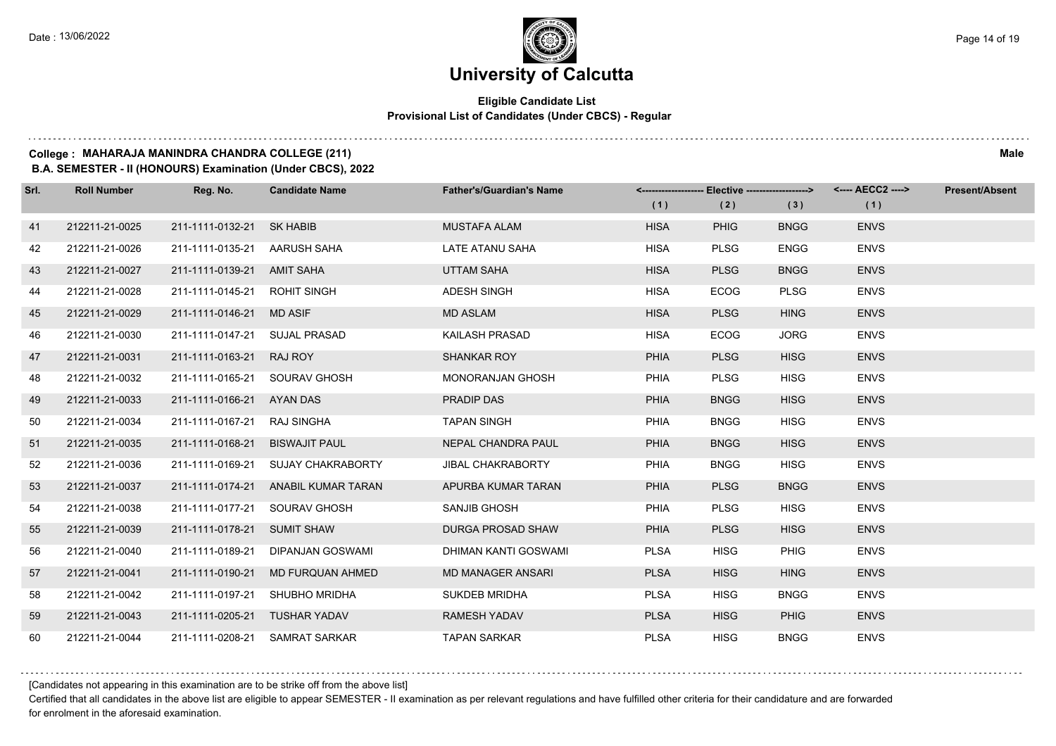# University of Calcutta

## Eligible Candidate List
### Provisional List of Candidates (Under CBCS) - Regular

**College : MAHARAJA MANINDRA CHANDRA COLLEGE (211)** **Male**

**B.A. SEMESTER - II (HONOURS) Examination (Under CBCS), 2022**

| Srl. | Roll Number | Reg. No. | Candidate Name | Father's/Guardian's Name | Elective (1) | Elective (2) | Elective (3) | AECC2 (1) | Present/Absent |
|---|---|---|---|---|---|---|---|---|---|
| 41 | 212211-21-0025 | 211-1111-0132-21 | SK HABIB | MUSTAFA ALAM | HISA | PHIG | BNGG | ENVS | |
| 42 | 212211-21-0026 | 211-1111-0135-21 | AARUSH SAHA | LATE ATANU SAHA | HISA | PLSG | ENGG | ENVS | |
| 43 | 212211-21-0027 | 211-1111-0139-21 | AMIT SAHA | UTTAM SAHA | HISA | PLSG | BNGG | ENVS | |
| 44 | 212211-21-0028 | 211-1111-0145-21 | ROHIT SINGH | ADESH SINGH | HISA | ECOG | PLSG | ENVS | |
| 45 | 212211-21-0029 | 211-1111-0146-21 | MD ASIF | MD ASLAM | HISA | PLSG | HING | ENVS | |
| 46 | 212211-21-0030 | 211-1111-0147-21 | SUJAL PRASAD | KAILASH PRASAD | HISA | ECOG | JORG | ENVS | |
| 47 | 212211-21-0031 | 211-1111-0163-21 | RAJ ROY | SHANKAR ROY | PHIA | PLSG | HISG | ENVS | |
| 48 | 212211-21-0032 | 211-1111-0165-21 | SOURAV GHOSH | MONORANJAN GHOSH | PHIA | PLSG | HISG | ENVS | |
| 49 | 212211-21-0033 | 211-1111-0166-21 | AYAN DAS | PRADIP DAS | PHIA | BNGG | HISG | ENVS | |
| 50 | 212211-21-0034 | 211-1111-0167-21 | RAJ SINGHA | TAPAN SINGH | PHIA | BNGG | HISG | ENVS | |
| 51 | 212211-21-0035 | 211-1111-0168-21 | BISWAJIT PAUL | NEPAL CHANDRA PAUL | PHIA | BNGG | HISG | ENVS | |
| 52 | 212211-21-0036 | 211-1111-0169-21 | SUJAY CHAKRABORTY | JIBAL CHAKRABORTY | PHIA | BNGG | HISG | ENVS | |
| 53 | 212211-21-0037 | 211-1111-0174-21 | ANABIL KUMAR TARAN | APURBA KUMAR TARAN | PHIA | PLSG | BNGG | ENVS | |
| 54 | 212211-21-0038 | 211-1111-0177-21 | SOURAV GHOSH | SANJIB GHOSH | PHIA | PLSG | HISG | ENVS | |
| 55 | 212211-21-0039 | 211-1111-0178-21 | SUMIT SHAW | DURGA PROSAD SHAW | PHIA | PLSG | HISG | ENVS | |
| 56 | 212211-21-0040 | 211-1111-0189-21 | DIPANJAN GOSWAMI | DHIMAN KANTI GOSWAMI | PLSA | HISG | PHIG | ENVS | |
| 57 | 212211-21-0041 | 211-1111-0190-21 | MD FURQUAN AHMED | MD MANAGER ANSARI | PLSA | HISG | HING | ENVS | |
| 58 | 212211-21-0042 | 211-1111-0197-21 | SHUBHO MRIDHA | SUKDEB MRIDHA | PLSA | HISG | BNGG | ENVS | |
| 59 | 212211-21-0043 | 211-1111-0205-21 | TUSHAR YADAV | RAMESH YADAV | PLSA | HISG | PHIG | ENVS | |
| 60 | 212211-21-0044 | 211-1111-0208-21 | SAMRAT SARKAR | TAPAN SARKAR | PLSA | HISG | BNGG | ENVS | |

[Candidates not appearing in this examination are to be strike off from the above list]

Certified that all candidates in the above list are eligible to appear SEMESTER - II examination as per relevant regulations and have fulfilled other criteria for their candidature and are forwarded for enrolment in the aforesaid examination.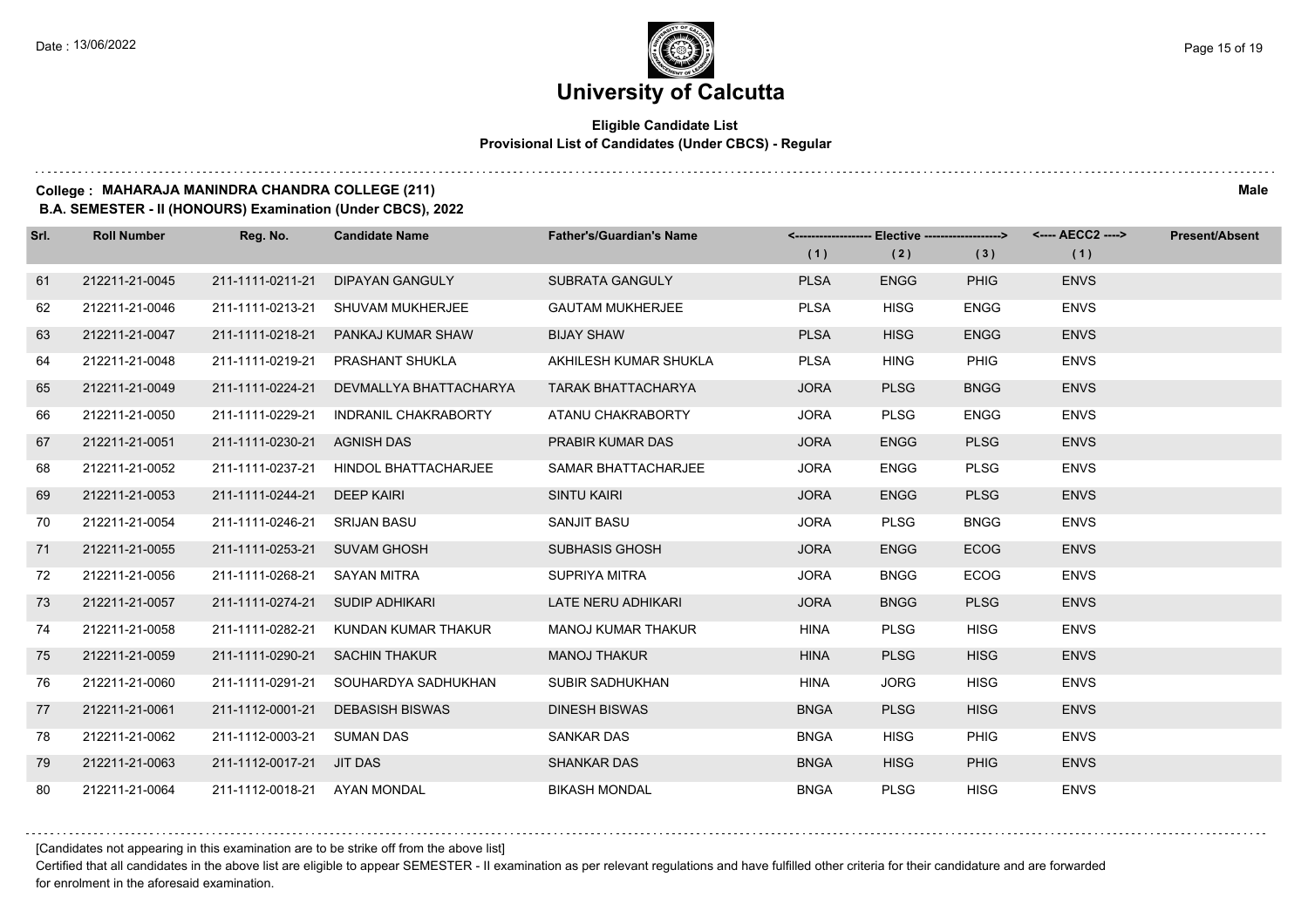# University of Calcutta

**Eligible Candidate List**
**Provisional List of Candidates (Under CBCS) - Regular**

**College : MAHARAJA MANINDRA CHANDRA COLLEGE (211)** **Male**
**B.A. SEMESTER - II (HONOURS) Examination (Under CBCS), 2022**

| Srl. | Roll Number | Reg. No. | Candidate Name | Father's/Guardian's Name | Elective (1) | Elective (2) | Elective (3) | AECC2 (1) | Present/Absent |
|---|---|---|---|---|---|---|---|---|---|
| 61 | 212211-21-0045 | 211-1111-0211-21 | DIPAYAN GANGULY | SUBRATA GANGULY | PLSA | ENGG | PHIG | ENVS | |
| 62 | 212211-21-0046 | 211-1111-0213-21 | SHUVAM MUKHERJEE | GAUTAM MUKHERJEE | PLSA | HISG | ENGG | ENVS | |
| 63 | 212211-21-0047 | 211-1111-0218-21 | PANKAJ KUMAR SHAW | BIJAY SHAW | PLSA | HISG | ENGG | ENVS | |
| 64 | 212211-21-0048 | 211-1111-0219-21 | PRASHANT SHUKLA | AKHILESH KUMAR SHUKLA | PLSA | HING | PHIG | ENVS | |
| 65 | 212211-21-0049 | 211-1111-0224-21 | DEVMALLYA BHATTACHARYA | TARAK BHATTACHARYA | JORA | PLSG | BNGG | ENVS | |
| 66 | 212211-21-0050 | 211-1111-0229-21 | INDRANIL CHAKRABORTY | ATANU CHAKRABORTY | JORA | PLSG | ENGG | ENVS | |
| 67 | 212211-21-0051 | 211-1111-0230-21 | AGNISH DAS | PRABIR KUMAR DAS | JORA | ENGG | PLSG | ENVS | |
| 68 | 212211-21-0052 | 211-1111-0237-21 | HINDOL BHATTACHARJEE | SAMAR BHATTACHARJEE | JORA | ENGG | PLSG | ENVS | |
| 69 | 212211-21-0053 | 211-1111-0244-21 | DEEP KAIRI | SINTU KAIRI | JORA | ENGG | PLSG | ENVS | |
| 70 | 212211-21-0054 | 211-1111-0246-21 | SRIJAN BASU | SANJIT BASU | JORA | PLSG | BNGG | ENVS | |
| 71 | 212211-21-0055 | 211-1111-0253-21 | SUVAM GHOSH | SUBHASIS GHOSH | JORA | ENGG | ECOG | ENVS | |
| 72 | 212211-21-0056 | 211-1111-0268-21 | SAYAN MITRA | SUPRIYA MITRA | JORA | BNGG | ECOG | ENVS | |
| 73 | 212211-21-0057 | 211-1111-0274-21 | SUDIP ADHIKARI | LATE NERU ADHIKARI | JORA | BNGG | PLSG | ENVS | |
| 74 | 212211-21-0058 | 211-1111-0282-21 | KUNDAN KUMAR THAKUR | MANOJ KUMAR THAKUR | HINA | PLSG | HISG | ENVS | |
| 75 | 212211-21-0059 | 211-1111-0290-21 | SACHIN THAKUR | MANOJ THAKUR | HINA | PLSG | HISG | ENVS | |
| 76 | 212211-21-0060 | 211-1111-0291-21 | SOUHARDYA SADHUKHAN | SUBIR SADHUKHAN | HINA | JORG | HISG | ENVS | |
| 77 | 212211-21-0061 | 211-1112-0001-21 | DEBASISH BISWAS | DINESH BISWAS | BNGA | PLSG | HISG | ENVS | |
| 78 | 212211-21-0062 | 211-1112-0003-21 | SUMAN DAS | SANKAR DAS | BNGA | HISG | PHIG | ENVS | |
| 79 | 212211-21-0063 | 211-1112-0017-21 | JIT DAS | SHANKAR DAS | BNGA | HISG | PHIG | ENVS | |
| 80 | 212211-21-0064 | 211-1112-0018-21 | AYAN MONDAL | BIKASH MONDAL | BNGA | PLSG | HISG | ENVS | |

[Candidates not appearing in this examination are to be strike off from the above list]

Certified that all candidates in the above list are eligible to appear SEMESTER - II examination as per relevant regulations and have fulfilled other criteria for their candidature and are forwarded for enrolment in the aforesaid examination.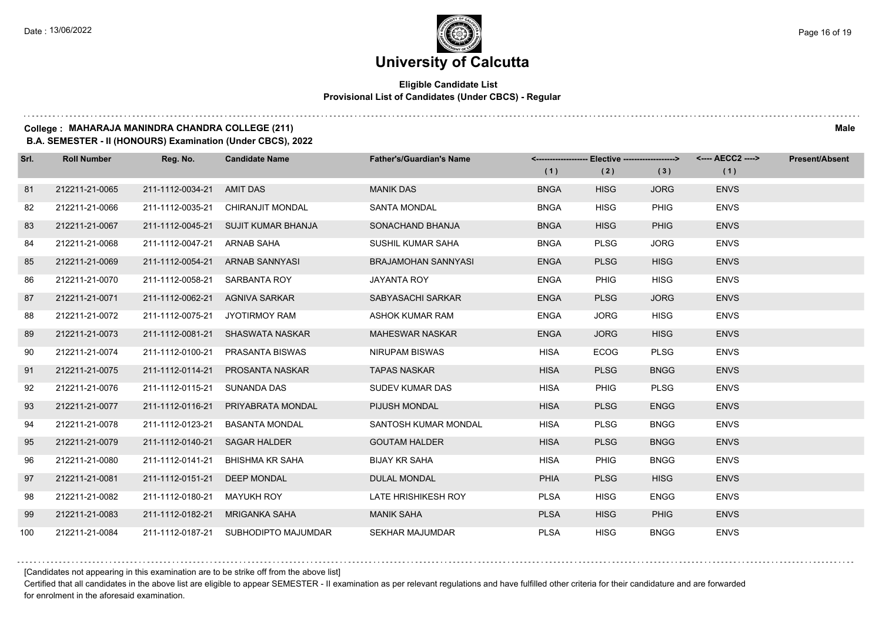# University of Calcutta

## Eligible Candidate List
### Provisional List of Candidates (Under CBCS) - Regular

**College : MAHARAJA MANINDRA CHANDRA COLLEGE (211)** — **Male**

**B.A. SEMESTER - II (HONOURS) Examination (Under CBCS), 2022**

| Srl. | Roll Number | Reg. No. | Candidate Name | Father's/Guardian's Name | Elective (1) | Elective (2) | Elective (3) | AECC2 (1) | Present/Absent |
|---|---|---|---|---|---|---|---|---|---|
| 81 | 212211-21-0065 | 211-1112-0034-21 | AMIT DAS | MANIK DAS | BNGA | HISG | JORG | ENVS | |
| 82 | 212211-21-0066 | 211-1112-0035-21 | CHIRANJIT MONDAL | SANTA MONDAL | BNGA | HISG | PHIG | ENVS | |
| 83 | 212211-21-0067 | 211-1112-0045-21 | SUJIT KUMAR BHANJA | SONACHAND BHANJA | BNGA | HISG | PHIG | ENVS | |
| 84 | 212211-21-0068 | 211-1112-0047-21 | ARNAB SAHA | SUSHIL KUMAR SAHA | BNGA | PLSG | JORG | ENVS | |
| 85 | 212211-21-0069 | 211-1112-0054-21 | ARNAB SANNYASI | BRAJAMOHAN SANNYASI | ENGA | PLSG | HISG | ENVS | |
| 86 | 212211-21-0070 | 211-1112-0058-21 | SARBANTA ROY | JAYANTA ROY | ENGA | PHIG | HISG | ENVS | |
| 87 | 212211-21-0071 | 211-1112-0062-21 | AGNIVA SARKAR | SABYASACHI SARKAR | ENGA | PLSG | JORG | ENVS | |
| 88 | 212211-21-0072 | 211-1112-0075-21 | JYOTIRMOY RAM | ASHOK KUMAR RAM | ENGA | JORG | HISG | ENVS | |
| 89 | 212211-21-0073 | 211-1112-0081-21 | SHASWATA NASKAR | MAHESWAR NASKAR | ENGA | JORG | HISG | ENVS | |
| 90 | 212211-21-0074 | 211-1112-0100-21 | PRASANTA BISWAS | NIRUPAM BISWAS | HISA | ECOG | PLSG | ENVS | |
| 91 | 212211-21-0075 | 211-1112-0114-21 | PROSANTA NASKAR | TAPAS NASKAR | HISA | PLSG | BNGG | ENVS | |
| 92 | 212211-21-0076 | 211-1112-0115-21 | SUNANDA DAS | SUDEV KUMAR DAS | HISA | PHIG | PLSG | ENVS | |
| 93 | 212211-21-0077 | 211-1112-0116-21 | PRIYABRATA MONDAL | PIJUSH MONDAL | HISA | PLSG | ENGG | ENVS | |
| 94 | 212211-21-0078 | 211-1112-0123-21 | BASANTA MONDAL | SANTOSH KUMAR MONDAL | HISA | PLSG | BNGG | ENVS | |
| 95 | 212211-21-0079 | 211-1112-0140-21 | SAGAR HALDER | GOUTAM HALDER | HISA | PLSG | BNGG | ENVS | |
| 96 | 212211-21-0080 | 211-1112-0141-21 | BHISHMA KR SAHA | BIJAY KR SAHA | HISA | PHIG | BNGG | ENVS | |
| 97 | 212211-21-0081 | 211-1112-0151-21 | DEEP MONDAL | DULAL MONDAL | PHIA | PLSG | HISG | ENVS | |
| 98 | 212211-21-0082 | 211-1112-0180-21 | MAYUKH ROY | LATE HRISHIKESH ROY | PLSA | HISG | ENGG | ENVS | |
| 99 | 212211-21-0083 | 211-1112-0182-21 | MRIGANKA SAHA | MANIK SAHA | PLSA | HISG | PHIG | ENVS | |
| 100 | 212211-21-0084 | 211-1112-0187-21 | SUBHODIPTO MAJUMDAR | SEKHAR MAJUMDAR | PLSA | HISG | BNGG | ENVS | |

[Candidates not appearing in this examination are to be strike off from the above list]

Certified that all candidates in the above list are eligible to appear SEMESTER - II examination as per relevant regulations and have fulfilled other criteria for their candidature and are forwarded for enrolment in the aforesaid examination.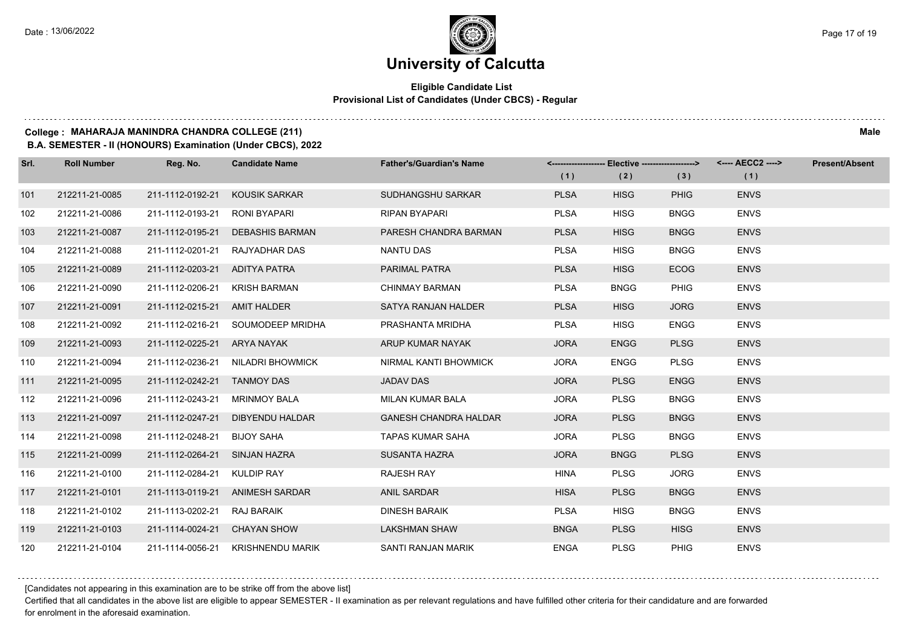# University of Calcutta

**Eligible Candidate List**
**Provisional List of Candidates (Under CBCS) - Regular**

**College : MAHARAJA MANINDRA CHANDRA COLLEGE (211)** **Male**

**B.A. SEMESTER - II (HONOURS) Examination (Under CBCS), 2022**

| Srl. | Roll Number | Reg. No. | Candidate Name | Father's/Guardian's Name | Elective (1) | Elective (2) | Elective (3) | AECC2 (1) | Present/Absent |
|---|---|---|---|---|---|---|---|---|---|
| 101 | 212211-21-0085 | 211-1112-0192-21 | KOUSIK SARKAR | SUDHANGSHU SARKAR | PLSA | HISG | PHIG | ENVS | |
| 102 | 212211-21-0086 | 211-1112-0193-21 | RONI BYAPARI | RIPAN BYAPARI | PLSA | HISG | BNGG | ENVS | |
| 103 | 212211-21-0087 | 211-1112-0195-21 | DEBASHIS BARMAN | PARESH CHANDRA BARMAN | PLSA | HISG | BNGG | ENVS | |
| 104 | 212211-21-0088 | 211-1112-0201-21 | RAJYADHAR DAS | NANTU DAS | PLSA | HISG | BNGG | ENVS | |
| 105 | 212211-21-0089 | 211-1112-0203-21 | ADITYA PATRA | PARIMAL PATRA | PLSA | HISG | ECOG | ENVS | |
| 106 | 212211-21-0090 | 211-1112-0206-21 | KRISH BARMAN | CHINMAY BARMAN | PLSA | BNGG | PHIG | ENVS | |
| 107 | 212211-21-0091 | 211-1112-0215-21 | AMIT HALDER | SATYA RANJAN HALDER | PLSA | HISG | JORG | ENVS | |
| 108 | 212211-21-0092 | 211-1112-0216-21 | SOUMODEEP MRIDHA | PRASHANTA MRIDHA | PLSA | HISG | ENGG | ENVS | |
| 109 | 212211-21-0093 | 211-1112-0225-21 | ARYA NAYAK | ARUP KUMAR NAYAK | JORA | ENGG | PLSG | ENVS | |
| 110 | 212211-21-0094 | 211-1112-0236-21 | NILADRI BHOWMICK | NIRMAL KANTI BHOWMICK | JORA | ENGG | PLSG | ENVS | |
| 111 | 212211-21-0095 | 211-1112-0242-21 | TANMOY DAS | JADAV DAS | JORA | PLSG | ENGG | ENVS | |
| 112 | 212211-21-0096 | 211-1112-0243-21 | MRINMOY BALA | MILAN KUMAR BALA | JORA | PLSG | BNGG | ENVS | |
| 113 | 212211-21-0097 | 211-1112-0247-21 | DIBYENDU HALDAR | GANESH CHANDRA HALDAR | JORA | PLSG | BNGG | ENVS | |
| 114 | 212211-21-0098 | 211-1112-0248-21 | BIJOY SAHA | TAPAS KUMAR SAHA | JORA | PLSG | BNGG | ENVS | |
| 115 | 212211-21-0099 | 211-1112-0264-21 | SINJAN HAZRA | SUSANTA HAZRA | JORA | BNGG | PLSG | ENVS | |
| 116 | 212211-21-0100 | 211-1112-0284-21 | KULDIP RAY | RAJESH RAY | HINA | PLSG | JORG | ENVS | |
| 117 | 212211-21-0101 | 211-1113-0119-21 | ANIMESH SARDAR | ANIL SARDAR | HISA | PLSG | BNGG | ENVS | |
| 118 | 212211-21-0102 | 211-1113-0202-21 | RAJ BARAIK | DINESH BARAIK | PLSA | HISG | BNGG | ENVS | |
| 119 | 212211-21-0103 | 211-1114-0024-21 | CHAYAN SHOW | LAKSHMAN SHAW | BNGA | PLSG | HISG | ENVS | |
| 120 | 212211-21-0104 | 211-1114-0056-21 | KRISHNENDU MARIK | SANTI RANJAN MARIK | ENGA | PLSG | PHIG | ENVS | |

[Candidates not appearing in this examination are to be strike off from the above list]

Certified that all candidates in the above list are eligible to appear SEMESTER - II examination as per relevant regulations and have fulfilled other criteria for their candidature and are forwarded for enrolment in the aforesaid examination.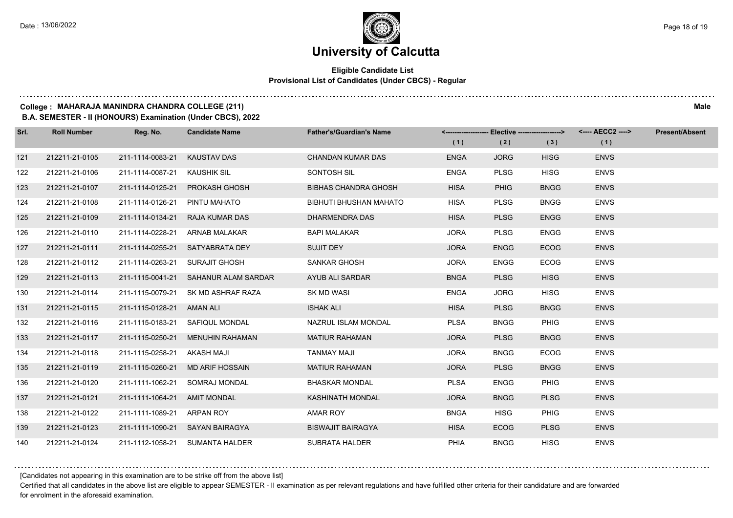# University of Calcutta

**Eligible Candidate List**
**Provisional List of Candidates (Under CBCS) - Regular**

**College : MAHARAJA MANINDRA CHANDRA COLLEGE (211)** **Male**
**B.A. SEMESTER - II (HONOURS) Examination (Under CBCS), 2022**

| Srl. | Roll Number | Reg. No. | Candidate Name | Father's/Guardian's Name | Elective (1) | Elective (2) | Elective (3) | AECC2 (1) | Present/Absent |
|---|---|---|---|---|---|---|---|---|---|
| 121 | 212211-21-0105 | 211-1114-0083-21 | KAUSTAV DAS | CHANDAN KUMAR DAS | ENGA | JORG | HISG | ENVS | |
| 122 | 212211-21-0106 | 211-1114-0087-21 | KAUSHIK SIL | SONTOSH SIL | ENGA | PLSG | HISG | ENVS | |
| 123 | 212211-21-0107 | 211-1114-0125-21 | PROKASH GHOSH | BIBHAS CHANDRA GHOSH | HISA | PHIG | BNGG | ENVS | |
| 124 | 212211-21-0108 | 211-1114-0126-21 | PINTU MAHATO | BIBHUTI BHUSHAN MAHATO | HISA | PLSG | BNGG | ENVS | |
| 125 | 212211-21-0109 | 211-1114-0134-21 | RAJA KUMAR DAS | DHARMENDRA DAS | HISA | PLSG | ENGG | ENVS | |
| 126 | 212211-21-0110 | 211-1114-0228-21 | ARNAB MALAKAR | BAPI MALAKAR | JORA | PLSG | ENGG | ENVS | |
| 127 | 212211-21-0111 | 211-1114-0255-21 | SATYABRATA DEY | SUJIT DEY | JORA | ENGG | ECOG | ENVS | |
| 128 | 212211-21-0112 | 211-1114-0263-21 | SURAJIT GHOSH | SANKAR GHOSH | JORA | ENGG | ECOG | ENVS | |
| 129 | 212211-21-0113 | 211-1115-0041-21 | SAHANUR ALAM SARDAR | AYUB ALI SARDAR | BNGA | PLSG | HISG | ENVS | |
| 130 | 212211-21-0114 | 211-1115-0079-21 | SK MD ASHRAF RAZA | SK MD WASI | ENGA | JORG | HISG | ENVS | |
| 131 | 212211-21-0115 | 211-1115-0128-21 | AMAN ALI | ISHAK ALI | HISA | PLSG | BNGG | ENVS | |
| 132 | 212211-21-0116 | 211-1115-0183-21 | SAFIQUL MONDAL | NAZRUL ISLAM MONDAL | PLSA | BNGG | PHIG | ENVS | |
| 133 | 212211-21-0117 | 211-1115-0250-21 | MENUHIN RAHAMAN | MATIUR RAHAMAN | JORA | PLSG | BNGG | ENVS | |
| 134 | 212211-21-0118 | 211-1115-0258-21 | AKASH MAJI | TANMAY MAJI | JORA | BNGG | ECOG | ENVS | |
| 135 | 212211-21-0119 | 211-1115-0260-21 | MD ARIF HOSSAIN | MATIUR RAHAMAN | JORA | PLSG | BNGG | ENVS | |
| 136 | 212211-21-0120 | 211-1111-1062-21 | SOMRAJ MONDAL | BHASKAR MONDAL | PLSA | ENGG | PHIG | ENVS | |
| 137 | 212211-21-0121 | 211-1111-1064-21 | AMIT MONDAL | KASHINATH MONDAL | JORA | BNGG | PLSG | ENVS | |
| 138 | 212211-21-0122 | 211-1111-1089-21 | ARPAN ROY | AMAR ROY | BNGA | HISG | PHIG | ENVS | |
| 139 | 212211-21-0123 | 211-1111-1090-21 | SAYAN BAIRAGYA | BISWAJIT BAIRAGYA | HISA | ECOG | PLSG | ENVS | |
| 140 | 212211-21-0124 | 211-1112-1058-21 | SUMANTA HALDER | SUBRATA HALDER | PHIA | BNGG | HISG | ENVS | |

[Candidates not appearing in this examination are to be strike off from the above list]

Certified that all candidates in the above list are eligible to appear SEMESTER - II examination as per relevant regulations and have fulfilled other criteria for their candidature and are forwarded for enrolment in the aforesaid examination.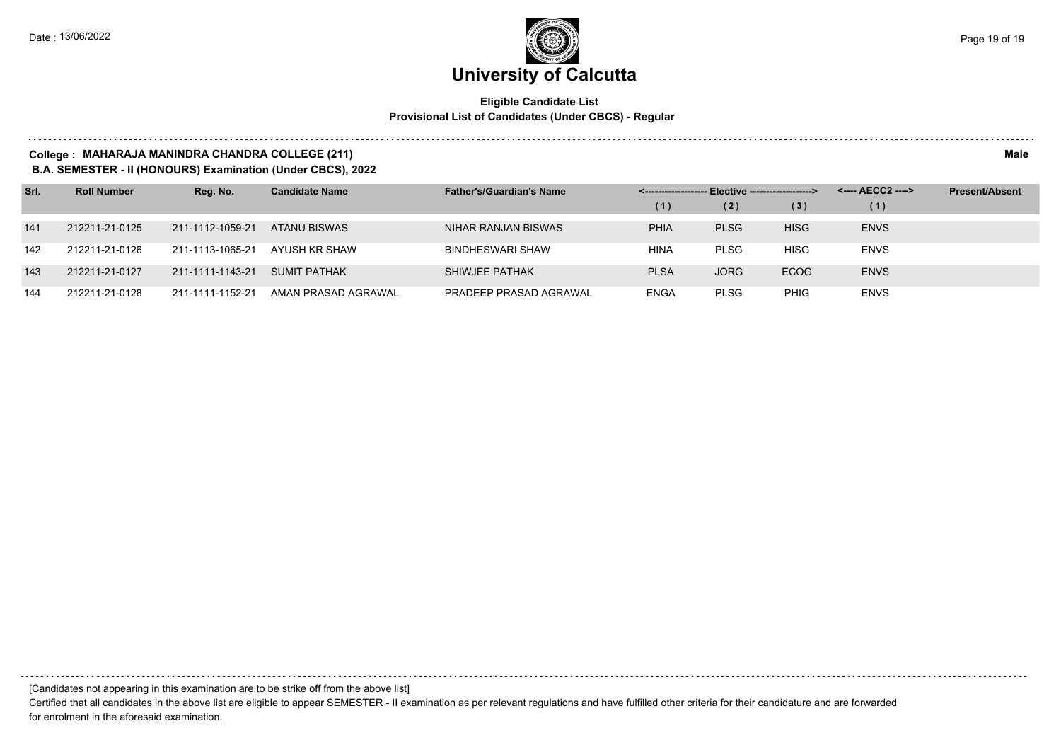# University of Calcutta

**Eligible Candidate List**
**Provisional List of Candidates (Under CBCS) - Regular**

**College : MAHARAJA MANINDRA CHANDRA COLLEGE (211)** **Male**

**B.A. SEMESTER - II (HONOURS) Examination (Under CBCS), 2022**

| Srl. | Roll Number | Reg. No. | Candidate Name | Father's/Guardian's Name | <------------------- Elective -------------------> | | | <---- AECC2 ----> | Present/Absent |
|---|---|---|---|---|---|---|---|---|---|
| | | | | | (1) | (2) | (3) | (1) | |
| 141 | 212211-21-0125 | 211-1112-1059-21 | ATANU BISWAS | NIHAR RANJAN BISWAS | PHIA | PLSG | HISG | ENVS | |
| 142 | 212211-21-0126 | 211-1113-1065-21 | AYUSH KR SHAW | BINDHESWARI SHAW | HINA | PLSG | HISG | ENVS | |
| 143 | 212211-21-0127 | 211-1111-1143-21 | SUMIT PATHAK | SHIWJEE PATHAK | PLSA | JORG | ECOG | ENVS | |
| 144 | 212211-21-0128 | 211-1111-1152-21 | AMAN PRASAD AGRAWAL | PRADEEP PRASAD AGRAWAL | ENGA | PLSG | PHIG | ENVS | |

[Candidates not appearing in this examination are to be strike off from the above list]

Certified that all candidates in the above list are eligible to appear SEMESTER - II examination as per relevant regulations and have fulfilled other criteria for their candidature and are forwarded for enrolment in the aforesaid examination.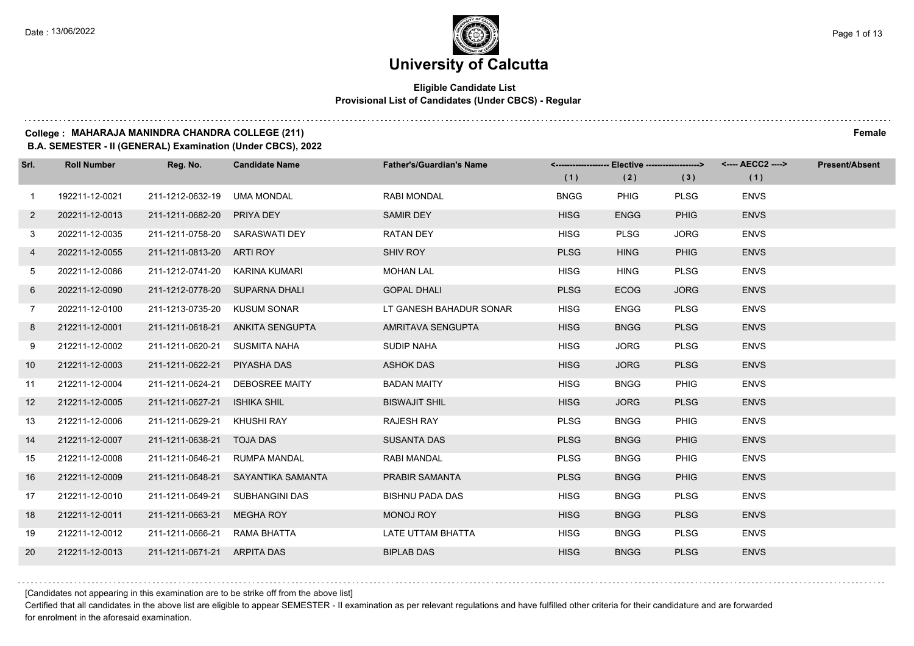# University of Calcutta

**Eligible Candidate List**
**Provisional List of Candidates (Under CBCS) - Regular**

**College : MAHARAJA MANINDRA CHANDRA COLLEGE (211)** **Female**
**B.A. SEMESTER - II (GENERAL) Examination (Under CBCS), 2022**

| Srl. | Roll Number | Reg. No. | Candidate Name | Father's/Guardian's Name | Elective (1) | Elective (2) | Elective (3) | AECC2 (1) | Present/Absent |
|---|---|---|---|---|---|---|---|---|---|
| 1 | 192211-12-0021 | 211-1212-0632-19 | UMA MONDAL | RABI MONDAL | BNGG | PHIG | PLSG | ENVS | |
| 2 | 202211-12-0013 | 211-1211-0682-20 | PRIYA DEY | SAMIR DEY | HISG | ENGG | PHIG | ENVS | |
| 3 | 202211-12-0035 | 211-1211-0758-20 | SARASWATI DEY | RATAN DEY | HISG | PLSG | JORG | ENVS | |
| 4 | 202211-12-0055 | 211-1211-0813-20 | ARTI ROY | SHIV ROY | PLSG | HING | PHIG | ENVS | |
| 5 | 202211-12-0086 | 211-1212-0741-20 | KARINA KUMARI | MOHAN LAL | HISG | HING | PLSG | ENVS | |
| 6 | 202211-12-0090 | 211-1212-0778-20 | SUPARNA DHALI | GOPAL DHALI | PLSG | ECOG | JORG | ENVS | |
| 7 | 202211-12-0100 | 211-1213-0735-20 | KUSUM SONAR | LT GANESH BAHADUR SONAR | HISG | ENGG | PLSG | ENVS | |
| 8 | 212211-12-0001 | 211-1211-0618-21 | ANKITA SENGUPTA | AMRITAVA SENGUPTA | HISG | BNGG | PLSG | ENVS | |
| 9 | 212211-12-0002 | 211-1211-0620-21 | SUSMITA NAHA | SUDIP NAHA | HISG | JORG | PLSG | ENVS | |
| 10 | 212211-12-0003 | 211-1211-0622-21 | PIYASHA DAS | ASHOK DAS | HISG | JORG | PLSG | ENVS | |
| 11 | 212211-12-0004 | 211-1211-0624-21 | DEBOSREE MAITY | BADAN MAITY | HISG | BNGG | PHIG | ENVS | |
| 12 | 212211-12-0005 | 211-1211-0627-21 | ISHIKA SHIL | BISWAJIT SHIL | HISG | JORG | PLSG | ENVS | |
| 13 | 212211-12-0006 | 211-1211-0629-21 | KHUSHI RAY | RAJESH RAY | PLSG | BNGG | PHIG | ENVS | |
| 14 | 212211-12-0007 | 211-1211-0638-21 | TOJA DAS | SUSANTA DAS | PLSG | BNGG | PHIG | ENVS | |
| 15 | 212211-12-0008 | 211-1211-0646-21 | RUMPA MANDAL | RABI MANDAL | PLSG | BNGG | PHIG | ENVS | |
| 16 | 212211-12-0009 | 211-1211-0648-21 | SAYANTIKA SAMANTA | PRABIR SAMANTA | PLSG | BNGG | PHIG | ENVS | |
| 17 | 212211-12-0010 | 211-1211-0649-21 | SUBHANGINI DAS | BISHNU PADA DAS | HISG | BNGG | PLSG | ENVS | |
| 18 | 212211-12-0011 | 211-1211-0663-21 | MEGHA ROY | MONOJ ROY | HISG | BNGG | PLSG | ENVS | |
| 19 | 212211-12-0012 | 211-1211-0666-21 | RAMA BHATTA | LATE UTTAM BHATTA | HISG | BNGG | PLSG | ENVS | |
| 20 | 212211-12-0013 | 211-1211-0671-21 | ARPITA DAS | BIPLAB DAS | HISG | BNGG | PLSG | ENVS | |

[Candidates not appearing in this examination are to be strike off from the above list]

Certified that all candidates in the above list are eligible to appear SEMESTER - II examination as per relevant regulations and have fulfilled other criteria for their candidature and are forwarded for enrolment in the aforesaid examination.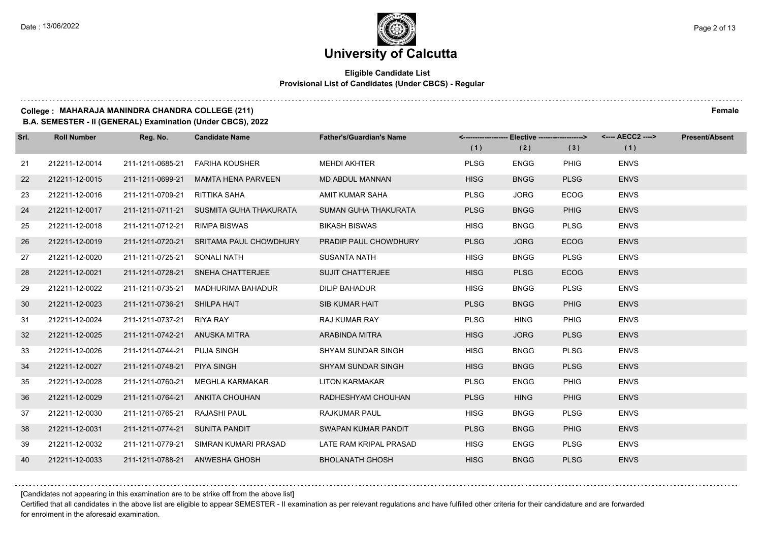# University of Calcutta

## Eligible Candidate List

### Provisional List of Candidates (Under CBCS) - Regular

**College : MAHARAJA MANINDRA CHANDRA COLLEGE (211)** **Female**

**B.A. SEMESTER - II (GENERAL) Examination (Under CBCS), 2022**

| Srl. | Roll Number | Reg. No. | Candidate Name | Father's/Guardian's Name | <---- Elective ----> | | | <---- AECC2 ----> | Present/Absent |
|---|---|---|---|---|---|---|---|---|---|
| | | | | | (1) | (2) | (3) | (1) | |
| 21 | 212211-12-0014 | 211-1211-0685-21 | FARIHA KOUSHER | MEHDI AKHTER | PLSG | ENGG | PHIG | ENVS | |
| 22 | 212211-12-0015 | 211-1211-0699-21 | MAMTA HENA PARVEEN | MD ABDUL MANNAN | HISG | BNGG | PLSG | ENVS | |
| 23 | 212211-12-0016 | 211-1211-0709-21 | RITTIKA SAHA | AMIT KUMAR SAHA | PLSG | JORG | ECOG | ENVS | |
| 24 | 212211-12-0017 | 211-1211-0711-21 | SUSMITA GUHA THAKURATA | SUMAN GUHA THAKURATA | PLSG | BNGG | PHIG | ENVS | |
| 25 | 212211-12-0018 | 211-1211-0712-21 | RIMPA BISWAS | BIKASH BISWAS | HISG | BNGG | PLSG | ENVS | |
| 26 | 212211-12-0019 | 211-1211-0720-21 | SRITAMA PAUL CHOWDHURY | PRADIP PAUL CHOWDHURY | PLSG | JORG | ECOG | ENVS | |
| 27 | 212211-12-0020 | 211-1211-0725-21 | SONALI NATH | SUSANTA NATH | HISG | BNGG | PLSG | ENVS | |
| 28 | 212211-12-0021 | 211-1211-0728-21 | SNEHA CHATTERJEE | SUJIT CHATTERJEE | HISG | PLSG | ECOG | ENVS | |
| 29 | 212211-12-0022 | 211-1211-0735-21 | MADHURIMA BAHADUR | DILIP BAHADUR | HISG | BNGG | PLSG | ENVS | |
| 30 | 212211-12-0023 | 211-1211-0736-21 | SHILPA HAIT | SIB KUMAR HAIT | PLSG | BNGG | PHIG | ENVS | |
| 31 | 212211-12-0024 | 211-1211-0737-21 | RIYA RAY | RAJ KUMAR RAY | PLSG | HING | PHIG | ENVS | |
| 32 | 212211-12-0025 | 211-1211-0742-21 | ANUSKA MITRA | ARABINDA MITRA | HISG | JORG | PLSG | ENVS | |
| 33 | 212211-12-0026 | 211-1211-0744-21 | PUJA SINGH | SHYAM SUNDAR SINGH | HISG | BNGG | PLSG | ENVS | |
| 34 | 212211-12-0027 | 211-1211-0748-21 | PIYA SINGH | SHYAM SUNDAR SINGH | HISG | BNGG | PLSG | ENVS | |
| 35 | 212211-12-0028 | 211-1211-0760-21 | MEGHLA KARMAKAR | LITON KARMAKAR | PLSG | ENGG | PHIG | ENVS | |
| 36 | 212211-12-0029 | 211-1211-0764-21 | ANKITA CHOUHAN | RADHESHYAM CHOUHAN | PLSG | HING | PHIG | ENVS | |
| 37 | 212211-12-0030 | 211-1211-0765-21 | RAJASHI PAUL | RAJKUMAR PAUL | HISG | BNGG | PLSG | ENVS | |
| 38 | 212211-12-0031 | 211-1211-0774-21 | SUNITA PANDIT | SWAPAN KUMAR PANDIT | PLSG | BNGG | PHIG | ENVS | |
| 39 | 212211-12-0032 | 211-1211-0779-21 | SIMRAN KUMARI PRASAD | LATE RAM KRIPAL PRASAD | HISG | ENGG | PLSG | ENVS | |
| 40 | 212211-12-0033 | 211-1211-0788-21 | ANWESHA GHOSH | BHOLANATH GHOSH | HISG | BNGG | PLSG | ENVS | |

[Candidates not appearing in this examination are to be strike off from the above list]

Certified that all candidates in the above list are eligible to appear SEMESTER - II examination as per relevant regulations and have fulfilled other criteria for their candidature and are forwarded for enrolment in the aforesaid examination.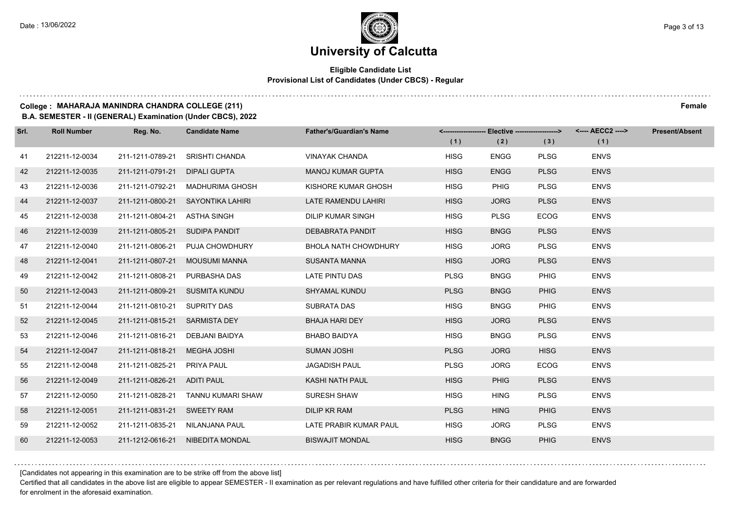# University of Calcutta

**Eligible Candidate List**
**Provisional List of Candidates (Under CBCS) - Regular**

**College : MAHARAJA MANINDRA CHANDRA COLLEGE (211)** **Female**
**B.A. SEMESTER - II (GENERAL) Examination (Under CBCS), 2022**

| Srl. | Roll Number | Reg. No. | Candidate Name | Father's/Guardian's Name | Elective (1) | Elective (2) | Elective (3) | AECC2 (1) | Present/Absent |
|---|---|---|---|---|---|---|---|---|---|
| 41 | 212211-12-0034 | 211-1211-0789-21 | SRISHTI CHANDA | VINAYAK CHANDA | HISG | ENGG | PLSG | ENVS | |
| 42 | 212211-12-0035 | 211-1211-0791-21 | DIPALI GUPTA | MANOJ KUMAR GUPTA | HISG | ENGG | PLSG | ENVS | |
| 43 | 212211-12-0036 | 211-1211-0792-21 | MADHURIMA GHOSH | KISHORE KUMAR GHOSH | HISG | PHIG | PLSG | ENVS | |
| 44 | 212211-12-0037 | 211-1211-0800-21 | SAYONTIKA LAHIRI | LATE RAMENDU LAHIRI | HISG | JORG | PLSG | ENVS | |
| 45 | 212211-12-0038 | 211-1211-0804-21 | ASTHA SINGH | DILIP KUMAR SINGH | HISG | PLSG | ECOG | ENVS | |
| 46 | 212211-12-0039 | 211-1211-0805-21 | SUDIPA PANDIT | DEBABRATA PANDIT | HISG | BNGG | PLSG | ENVS | |
| 47 | 212211-12-0040 | 211-1211-0806-21 | PUJA CHOWDHURY | BHOLA NATH CHOWDHURY | HISG | JORG | PLSG | ENVS | |
| 48 | 212211-12-0041 | 211-1211-0807-21 | MOUSUMI MANNA | SUSANTA MANNA | HISG | JORG | PLSG | ENVS | |
| 49 | 212211-12-0042 | 211-1211-0808-21 | PURBASHA DAS | LATE PINTU DAS | PLSG | BNGG | PHIG | ENVS | |
| 50 | 212211-12-0043 | 211-1211-0809-21 | SUSMITA KUNDU | SHYAMAL KUNDU | PLSG | BNGG | PHIG | ENVS | |
| 51 | 212211-12-0044 | 211-1211-0810-21 | SUPRITY DAS | SUBRATA DAS | HISG | BNGG | PHIG | ENVS | |
| 52 | 212211-12-0045 | 211-1211-0815-21 | SARMISTA DEY | BHAJA HARI DEY | HISG | JORG | PLSG | ENVS | |
| 53 | 212211-12-0046 | 211-1211-0816-21 | DEBJANI BAIDYA | BHABO BAIDYA | HISG | BNGG | PLSG | ENVS | |
| 54 | 212211-12-0047 | 211-1211-0818-21 | MEGHA JOSHI | SUMAN JOSHI | PLSG | JORG | HISG | ENVS | |
| 55 | 212211-12-0048 | 211-1211-0825-21 | PRIYA PAUL | JAGADISH PAUL | PLSG | JORG | ECOG | ENVS | |
| 56 | 212211-12-0049 | 211-1211-0826-21 | ADITI PAUL | KASHI NATH PAUL | HISG | PHIG | PLSG | ENVS | |
| 57 | 212211-12-0050 | 211-1211-0828-21 | TANNU KUMARI SHAW | SURESH SHAW | HISG | HING | PLSG | ENVS | |
| 58 | 212211-12-0051 | 211-1211-0831-21 | SWEETY RAM | DILIP KR RAM | PLSG | HING | PHIG | ENVS | |
| 59 | 212211-12-0052 | 211-1211-0835-21 | NILANJANA PAUL | LATE PRABIR KUMAR PAUL | HISG | JORG | PLSG | ENVS | |
| 60 | 212211-12-0053 | 211-1212-0616-21 | NIBEDITA MONDAL | BISWAJIT MONDAL | HISG | BNGG | PHIG | ENVS | |

[Candidates not appearing in this examination are to be strike off from the above list]

Certified that all candidates in the above list are eligible to appear SEMESTER - II examination as per relevant regulations and have fulfilled other criteria for their candidature and are forwarded for enrolment in the aforesaid examination.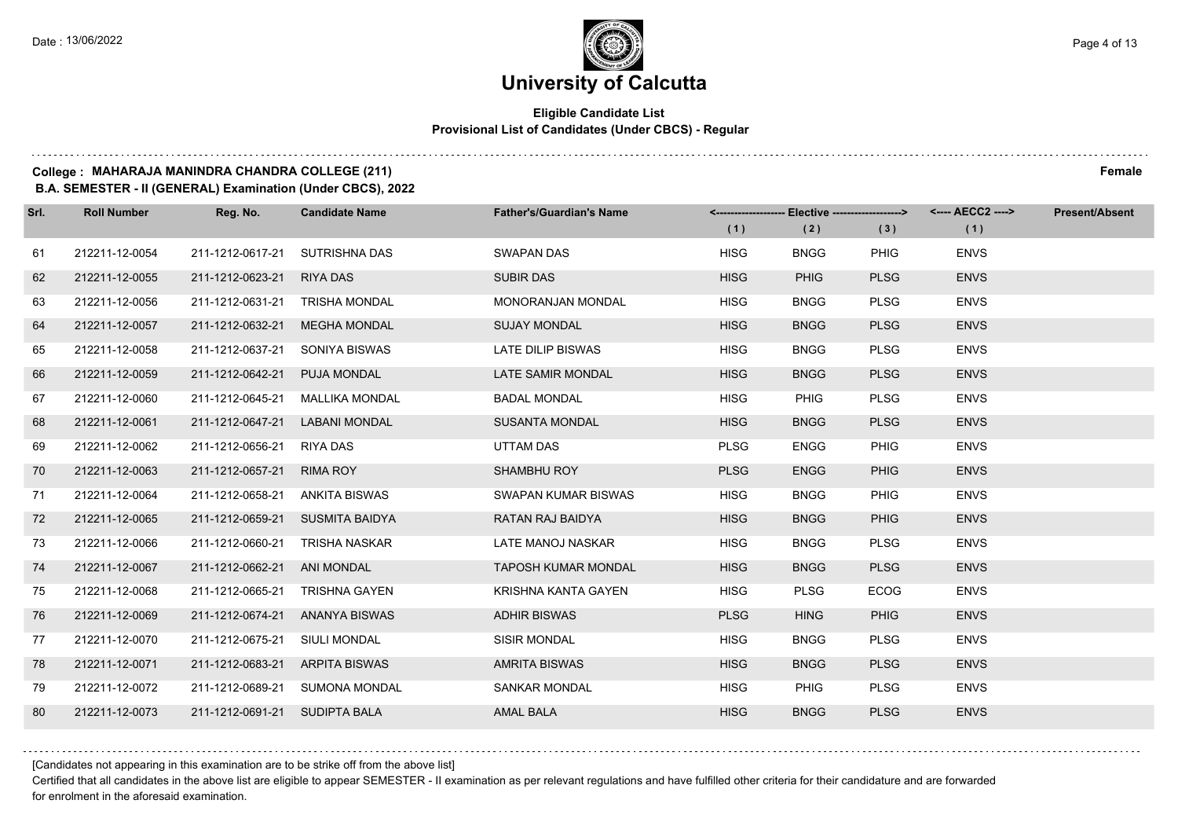# University of Calcutta

**Eligible Candidate List**
**Provisional List of Candidates (Under CBCS) - Regular**

**College : MAHARAJA MANINDRA CHANDRA COLLEGE (211)** **Female**
**B.A. SEMESTER - II (GENERAL) Examination (Under CBCS), 2022**

| Srl. | Roll Number | Reg. No. | Candidate Name | Father's/Guardian's Name | Elective (1) | Elective (2) | Elective (3) | AECC2 (1) | Present/Absent |
|---|---|---|---|---|---|---|---|---|---|
| 61 | 212211-12-0054 | 211-1212-0617-21 | SUTRISHNA DAS | SWAPAN DAS | HISG | BNGG | PHIG | ENVS | |
| 62 | 212211-12-0055 | 211-1212-0623-21 | RIYA DAS | SUBIR DAS | HISG | PHIG | PLSG | ENVS | |
| 63 | 212211-12-0056 | 211-1212-0631-21 | TRISHA MONDAL | MONORANJAN MONDAL | HISG | BNGG | PLSG | ENVS | |
| 64 | 212211-12-0057 | 211-1212-0632-21 | MEGHA MONDAL | SUJAY MONDAL | HISG | BNGG | PLSG | ENVS | |
| 65 | 212211-12-0058 | 211-1212-0637-21 | SONIYA BISWAS | LATE DILIP BISWAS | HISG | BNGG | PLSG | ENVS | |
| 66 | 212211-12-0059 | 211-1212-0642-21 | PUJA MONDAL | LATE SAMIR MONDAL | HISG | BNGG | PLSG | ENVS | |
| 67 | 212211-12-0060 | 211-1212-0645-21 | MALLIKA MONDAL | BADAL MONDAL | HISG | PHIG | PLSG | ENVS | |
| 68 | 212211-12-0061 | 211-1212-0647-21 | LABANI MONDAL | SUSANTA MONDAL | HISG | BNGG | PLSG | ENVS | |
| 69 | 212211-12-0062 | 211-1212-0656-21 | RIYA DAS | UTTAM DAS | PLSG | ENGG | PHIG | ENVS | |
| 70 | 212211-12-0063 | 211-1212-0657-21 | RIMA ROY | SHAMBHU ROY | PLSG | ENGG | PHIG | ENVS | |
| 71 | 212211-12-0064 | 211-1212-0658-21 | ANKITA BISWAS | SWAPAN KUMAR BISWAS | HISG | BNGG | PHIG | ENVS | |
| 72 | 212211-12-0065 | 211-1212-0659-21 | SUSMITA BAIDYA | RATAN RAJ BAIDYA | HISG | BNGG | PHIG | ENVS | |
| 73 | 212211-12-0066 | 211-1212-0660-21 | TRISHA NASKAR | LATE MANOJ NASKAR | HISG | BNGG | PLSG | ENVS | |
| 74 | 212211-12-0067 | 211-1212-0662-21 | ANI MONDAL | TAPOSH KUMAR MONDAL | HISG | BNGG | PLSG | ENVS | |
| 75 | 212211-12-0068 | 211-1212-0665-21 | TRISHNA GAYEN | KRISHNA KANTA GAYEN | HISG | PLSG | ECOG | ENVS | |
| 76 | 212211-12-0069 | 211-1212-0674-21 | ANANYA BISWAS | ADHIR BISWAS | PLSG | HING | PHIG | ENVS | |
| 77 | 212211-12-0070 | 211-1212-0675-21 | SIULI MONDAL | SISIR MONDAL | HISG | BNGG | PLSG | ENVS | |
| 78 | 212211-12-0071 | 211-1212-0683-21 | ARPITA BISWAS | AMRITA BISWAS | HISG | BNGG | PLSG | ENVS | |
| 79 | 212211-12-0072 | 211-1212-0689-21 | SUMONA MONDAL | SANKAR MONDAL | HISG | PHIG | PLSG | ENVS | |
| 80 | 212211-12-0073 | 211-1212-0691-21 | SUDIPTA BALA | AMAL BALA | HISG | BNGG | PLSG | ENVS | |

[Candidates not appearing in this examination are to be strike off from the above list]

Certified that all candidates in the above list are eligible to appear SEMESTER - II examination as per relevant regulations and have fulfilled other criteria for their candidature and are forwarded for enrolment in the aforesaid examination.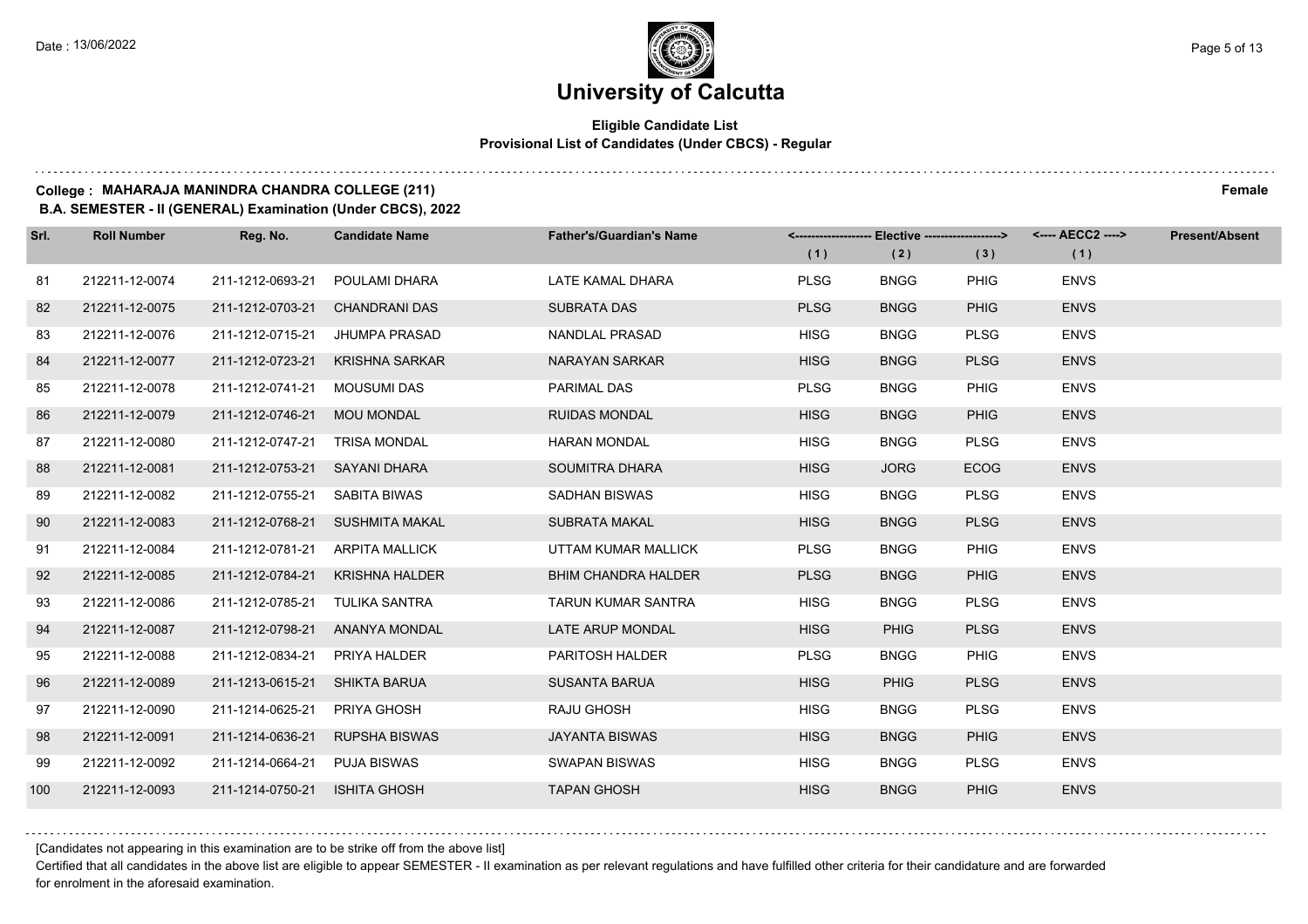# University of Calcutta

**Eligible Candidate List**
**Provisional List of Candidates (Under CBCS) - Regular**

**College : MAHARAJA MANINDRA CHANDRA COLLEGE (211)** **Female**
**B.A. SEMESTER - II (GENERAL) Examination (Under CBCS), 2022**

| Srl. | Roll Number | Reg. No. | Candidate Name | Father's/Guardian's Name | <------ Elective ------> | | | <---- AECC2 ----> | Present/Absent |
|---|---|---|---|---|---|---|---|---|---|
| | | | | | (1) | (2) | (3) | (1) | |
| 81 | 212211-12-0074 | 211-1212-0693-21 | POULAMI DHARA | LATE KAMAL DHARA | PLSG | BNGG | PHIG | ENVS | |
| 82 | 212211-12-0075 | 211-1212-0703-21 | CHANDRANI DAS | SUBRATA DAS | PLSG | BNGG | PHIG | ENVS | |
| 83 | 212211-12-0076 | 211-1212-0715-21 | JHUMPA PRASAD | NANDLAL PRASAD | HISG | BNGG | PLSG | ENVS | |
| 84 | 212211-12-0077 | 211-1212-0723-21 | KRISHNA SARKAR | NARAYAN SARKAR | HISG | BNGG | PLSG | ENVS | |
| 85 | 212211-12-0078 | 211-1212-0741-21 | MOUSUMI DAS | PARIMAL DAS | PLSG | BNGG | PHIG | ENVS | |
| 86 | 212211-12-0079 | 211-1212-0746-21 | MOU MONDAL | RUIDAS MONDAL | HISG | BNGG | PHIG | ENVS | |
| 87 | 212211-12-0080 | 211-1212-0747-21 | TRISA MONDAL | HARAN MONDAL | HISG | BNGG | PLSG | ENVS | |
| 88 | 212211-12-0081 | 211-1212-0753-21 | SAYANI DHARA | SOUMITRA DHARA | HISG | JORG | ECOG | ENVS | |
| 89 | 212211-12-0082 | 211-1212-0755-21 | SABITA BIWAS | SADHAN BISWAS | HISG | BNGG | PLSG | ENVS | |
| 90 | 212211-12-0083 | 211-1212-0768-21 | SUSHMITA MAKAL | SUBRATA MAKAL | HISG | BNGG | PLSG | ENVS | |
| 91 | 212211-12-0084 | 211-1212-0781-21 | ARPITA MALLICK | UTTAM KUMAR MALLICK | PLSG | BNGG | PHIG | ENVS | |
| 92 | 212211-12-0085 | 211-1212-0784-21 | KRISHNA HALDER | BHIM CHANDRA HALDER | PLSG | BNGG | PHIG | ENVS | |
| 93 | 212211-12-0086 | 211-1212-0785-21 | TULIKA SANTRA | TARUN KUMAR SANTRA | HISG | BNGG | PLSG | ENVS | |
| 94 | 212211-12-0087 | 211-1212-0798-21 | ANANYA MONDAL | LATE ARUP MONDAL | HISG | PHIG | PLSG | ENVS | |
| 95 | 212211-12-0088 | 211-1212-0834-21 | PRIYA HALDER | PARITOSH HALDER | PLSG | BNGG | PHIG | ENVS | |
| 96 | 212211-12-0089 | 211-1213-0615-21 | SHIKTA BARUA | SUSANTA BARUA | HISG | PHIG | PLSG | ENVS | |
| 97 | 212211-12-0090 | 211-1214-0625-21 | PRIYA GHOSH | RAJU GHOSH | HISG | BNGG | PLSG | ENVS | |
| 98 | 212211-12-0091 | 211-1214-0636-21 | RUPSHA BISWAS | JAYANTA BISWAS | HISG | BNGG | PHIG | ENVS | |
| 99 | 212211-12-0092 | 211-1214-0664-21 | PUJA BISWAS | SWAPAN BISWAS | HISG | BNGG | PLSG | ENVS | |
| 100 | 212211-12-0093 | 211-1214-0750-21 | ISHITA GHOSH | TAPAN GHOSH | HISG | BNGG | PHIG | ENVS | |

[Candidates not appearing in this examination are to be strike off from the above list]

Certified that all candidates in the above list are eligible to appear SEMESTER - II examination as per relevant regulations and have fulfilled other criteria for their candidature and are forwarded for enrolment in the aforesaid examination.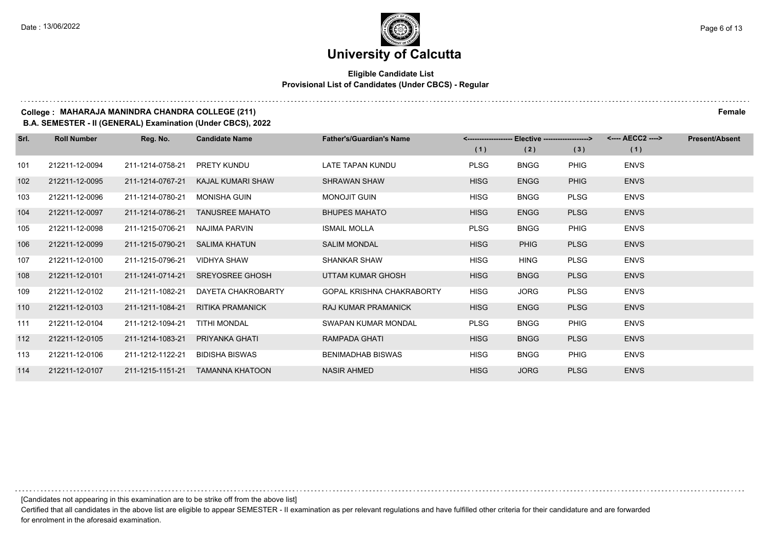# University of Calcutta

**Eligible Candidate List**
**Provisional List of Candidates (Under CBCS) - Regular**

**College : MAHARAJA MANINDRA CHANDRA COLLEGE (211)** — **Female**

**B.A. SEMESTER - II (GENERAL) Examination (Under CBCS), 2022**

| Srl. | Roll Number | Reg. No. | Candidate Name | Father's/Guardian's Name | Elective (1) | Elective (2) | Elective (3) | AECC2 (1) | Present/Absent |
|---|---|---|---|---|---|---|---|---|---|
| 101 | 212211-12-0094 | 211-1214-0758-21 | PRETY KUNDU | LATE TAPAN KUNDU | PLSG | BNGG | PHIG | ENVS | |
| 102 | 212211-12-0095 | 211-1214-0767-21 | KAJAL KUMARI SHAW | SHRAWAN SHAW | HISG | ENGG | PHIG | ENVS | |
| 103 | 212211-12-0096 | 211-1214-0780-21 | MONISHA GUIN | MONOJIT GUIN | HISG | BNGG | PLSG | ENVS | |
| 104 | 212211-12-0097 | 211-1214-0786-21 | TANUSREE MAHATO | BHUPES MAHATO | HISG | ENGG | PLSG | ENVS | |
| 105 | 212211-12-0098 | 211-1215-0706-21 | NAJIMA PARVIN | ISMAIL MOLLA | PLSG | BNGG | PHIG | ENVS | |
| 106 | 212211-12-0099 | 211-1215-0790-21 | SALIMA KHATUN | SALIM MONDAL | HISG | PHIG | PLSG | ENVS | |
| 107 | 212211-12-0100 | 211-1215-0796-21 | VIDHYA SHAW | SHANKAR SHAW | HISG | HING | PLSG | ENVS | |
| 108 | 212211-12-0101 | 211-1241-0714-21 | SREYOSREE GHOSH | UTTAM KUMAR GHOSH | HISG | BNGG | PLSG | ENVS | |
| 109 | 212211-12-0102 | 211-1211-1082-21 | DAYETA CHAKROBARTY | GOPAL KRISHNA CHAKRABORTY | HISG | JORG | PLSG | ENVS | |
| 110 | 212211-12-0103 | 211-1211-1084-21 | RITIKA PRAMANICK | RAJ KUMAR PRAMANICK | HISG | ENGG | PLSG | ENVS | |
| 111 | 212211-12-0104 | 211-1212-1094-21 | TITHI MONDAL | SWAPAN KUMAR MONDAL | PLSG | BNGG | PHIG | ENVS | |
| 112 | 212211-12-0105 | 211-1214-1083-21 | PRIYANKA GHATI | RAMPADA GHATI | HISG | BNGG | PLSG | ENVS | |
| 113 | 212211-12-0106 | 211-1212-1122-21 | BIDISHA BISWAS | BENIMADHAB BISWAS | HISG | BNGG | PHIG | ENVS | |
| 114 | 212211-12-0107 | 211-1215-1151-21 | TAMANNA KHATOON | NASIR AHMED | HISG | JORG | PLSG | ENVS | |

[Candidates not appearing in this examination are to be strike off from the above list]

Certified that all candidates in the above list are eligible to appear SEMESTER - II examination as per relevant regulations and have fulfilled other criteria for their candidature and are forwarded for enrolment in the aforesaid examination.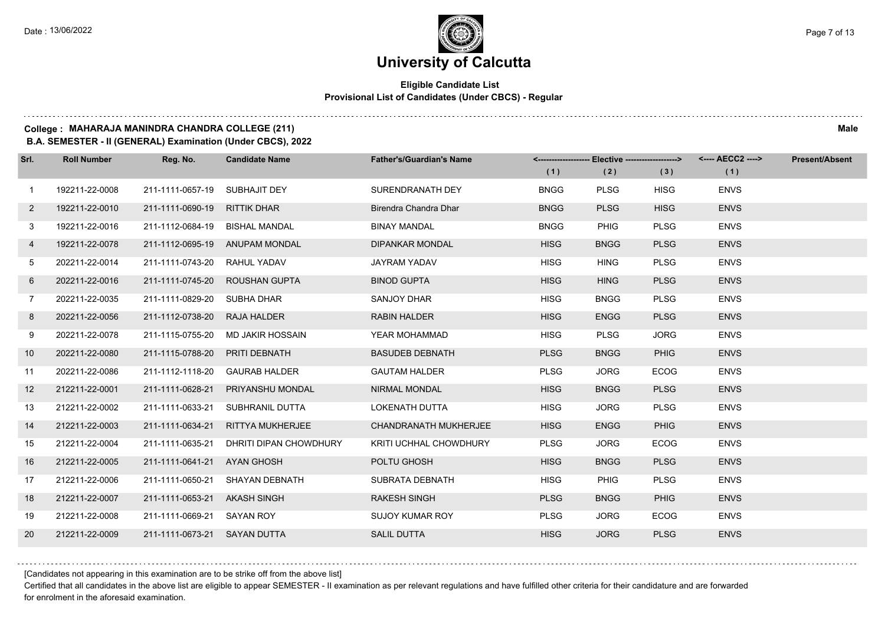# University of Calcutta

**Eligible Candidate List**
**Provisional List of Candidates (Under CBCS) - Regular**

**College : MAHARAJA MANINDRA CHANDRA COLLEGE (211)** **Male**

**B.A. SEMESTER - II (GENERAL) Examination (Under CBCS), 2022**

| Srl. | Roll Number | Reg. No. | Candidate Name | Father's/Guardian's Name | Elective (1) | Elective (2) | Elective (3) | AECC2 (1) | Present/Absent |
|---|---|---|---|---|---|---|---|---|---|
| 1 | 192211-22-0008 | 211-1111-0657-19 | SUBHAJIT DEY | SURENDRANATH DEY | BNGG | PLSG | HISG | ENVS | |
| 2 | 192211-22-0010 | 211-1111-0690-19 | RITTIK DHAR | Birendra Chandra Dhar | BNGG | PLSG | HISG | ENVS | |
| 3 | 192211-22-0016 | 211-1112-0684-19 | BISHAL MANDAL | BINAY MANDAL | BNGG | PHIG | PLSG | ENVS | |
| 4 | 192211-22-0078 | 211-1112-0695-19 | ANUPAM MONDAL | DIPANKAR MONDAL | HISG | BNGG | PLSG | ENVS | |
| 5 | 202211-22-0014 | 211-1111-0743-20 | RAHUL YADAV | JAYRAM YADAV | HISG | HING | PLSG | ENVS | |
| 6 | 202211-22-0016 | 211-1111-0745-20 | ROUSHAN GUPTA | BINOD GUPTA | HISG | HING | PLSG | ENVS | |
| 7 | 202211-22-0035 | 211-1111-0829-20 | SUBHA DHAR | SANJOY DHAR | HISG | BNGG | PLSG | ENVS | |
| 8 | 202211-22-0056 | 211-1112-0738-20 | RAJA HALDER | RABIN HALDER | HISG | ENGG | PLSG | ENVS | |
| 9 | 202211-22-0078 | 211-1115-0755-20 | MD JAKIR HOSSAIN | YEAR MOHAMMAD | HISG | PLSG | JORG | ENVS | |
| 10 | 202211-22-0080 | 211-1115-0788-20 | PRITI DEBNATH | BASUDEB DEBNATH | PLSG | BNGG | PHIG | ENVS | |
| 11 | 202211-22-0086 | 211-1112-1118-20 | GAURAB HALDER | GAUTAM HALDER | PLSG | JORG | ECOG | ENVS | |
| 12 | 212211-22-0001 | 211-1111-0628-21 | PRIYANSHU MONDAL | NIRMAL MONDAL | HISG | BNGG | PLSG | ENVS | |
| 13 | 212211-22-0002 | 211-1111-0633-21 | SUBHRANIL DUTTA | LOKENATH DUTTA | HISG | JORG | PLSG | ENVS | |
| 14 | 212211-22-0003 | 211-1111-0634-21 | RITTYA MUKHERJEE | CHANDRANATH MUKHERJEE | HISG | ENGG | PHIG | ENVS | |
| 15 | 212211-22-0004 | 211-1111-0635-21 | DHRITI DIPAN CHOWDHURY | KRITI UCHHAL CHOWDHURY | PLSG | JORG | ECOG | ENVS | |
| 16 | 212211-22-0005 | 211-1111-0641-21 | AYAN GHOSH | POLTU GHOSH | HISG | BNGG | PLSG | ENVS | |
| 17 | 212211-22-0006 | 211-1111-0650-21 | SHAYAN DEBNATH | SUBRATA DEBNATH | HISG | PHIG | PLSG | ENVS | |
| 18 | 212211-22-0007 | 211-1111-0653-21 | AKASH SINGH | RAKESH SINGH | PLSG | BNGG | PHIG | ENVS | |
| 19 | 212211-22-0008 | 211-1111-0669-21 | SAYAN ROY | SUJOY KUMAR ROY | PLSG | JORG | ECOG | ENVS | |
| 20 | 212211-22-0009 | 211-1111-0673-21 | SAYAN DUTTA | SALIL DUTTA | HISG | JORG | PLSG | ENVS | |

[Candidates not appearing in this examination are to be strike off from the above list]

Certified that all candidates in the above list are eligible to appear SEMESTER - II examination as per relevant regulations and have fulfilled other criteria for their candidature and are forwarded for enrolment in the aforesaid examination.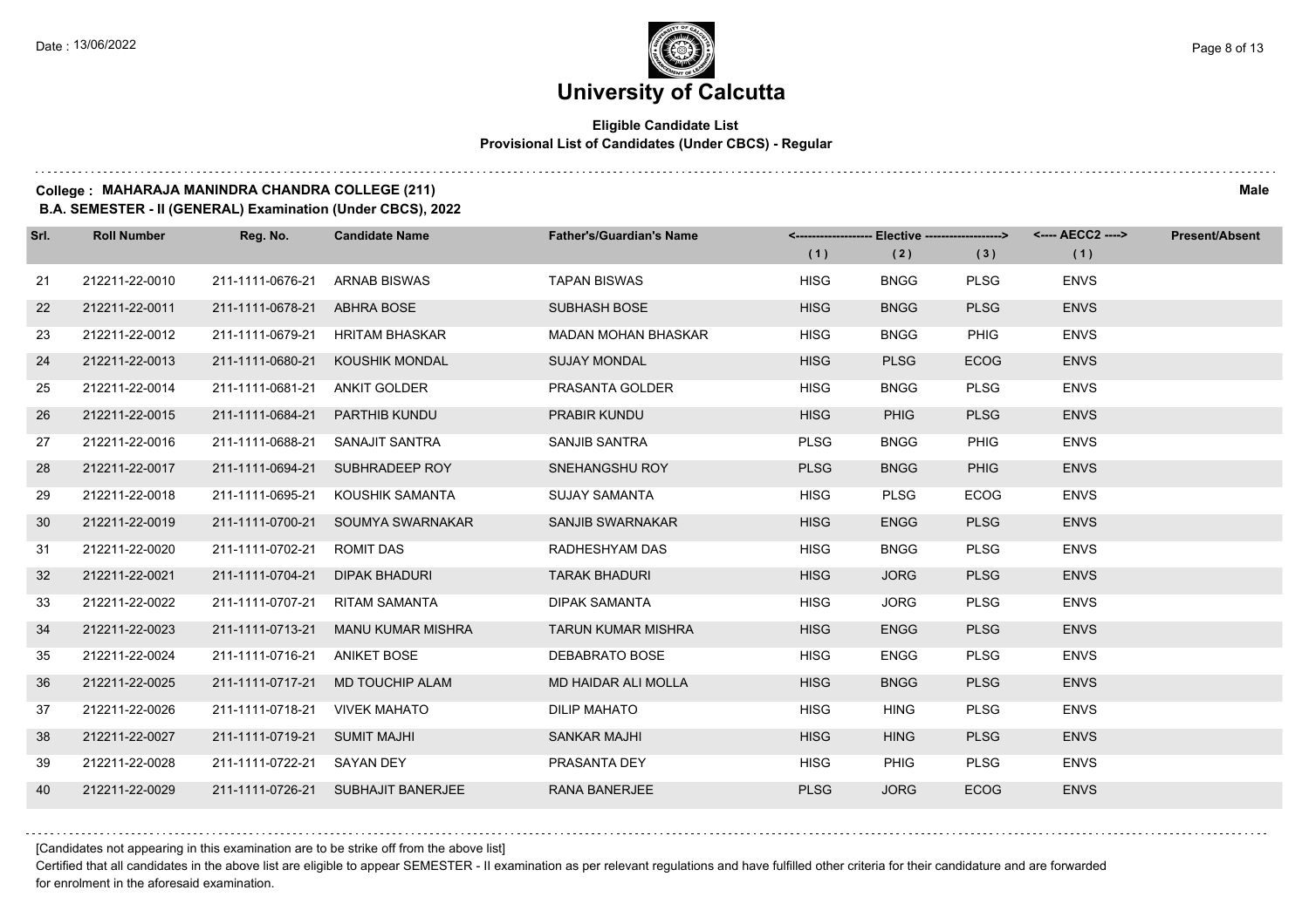# University of Calcutta

**Eligible Candidate List**
**Provisional List of Candidates (Under CBCS) - Regular**

**College : MAHARAJA MANINDRA CHANDRA COLLEGE (211)** **Male**
**B.A. SEMESTER - II (GENERAL) Examination (Under CBCS), 2022**

| Srl. | Roll Number | Reg. No. | Candidate Name | Father's/Guardian's Name | <---- Elective ----> | | | <---- AECC2 ----> | Present/Absent |
|---|---|---|---|---|---|---|---|---|---|
| | | | | | (1) | (2) | (3) | (1) | |
| 21 | 212211-22-0010 | 211-1111-0676-21 | ARNAB BISWAS | TAPAN BISWAS | HISG | BNGG | PLSG | ENVS | |
| 22 | 212211-22-0011 | 211-1111-0678-21 | ABHRA BOSE | SUBHASH BOSE | HISG | BNGG | PLSG | ENVS | |
| 23 | 212211-22-0012 | 211-1111-0679-21 | HRITAM BHASKAR | MADAN MOHAN BHASKAR | HISG | BNGG | PHIG | ENVS | |
| 24 | 212211-22-0013 | 211-1111-0680-21 | KOUSHIK MONDAL | SUJAY MONDAL | HISG | PLSG | ECOG | ENVS | |
| 25 | 212211-22-0014 | 211-1111-0681-21 | ANKIT GOLDER | PRASANTA GOLDER | HISG | BNGG | PLSG | ENVS | |
| 26 | 212211-22-0015 | 211-1111-0684-21 | PARTHIB KUNDU | PRABIR KUNDU | HISG | PHIG | PLSG | ENVS | |
| 27 | 212211-22-0016 | 211-1111-0688-21 | SANAJIT SANTRA | SANJIB SANTRA | PLSG | BNGG | PHIG | ENVS | |
| 28 | 212211-22-0017 | 211-1111-0694-21 | SUBHRADEEP ROY | SNEHANGSHU ROY | PLSG | BNGG | PHIG | ENVS | |
| 29 | 212211-22-0018 | 211-1111-0695-21 | KOUSHIK SAMANTA | SUJAY SAMANTA | HISG | PLSG | ECOG | ENVS | |
| 30 | 212211-22-0019 | 211-1111-0700-21 | SOUMYA SWARNAKAR | SANJIB SWARNAKAR | HISG | ENGG | PLSG | ENVS | |
| 31 | 212211-22-0020 | 211-1111-0702-21 | ROMIT DAS | RADHESHYAM DAS | HISG | BNGG | PLSG | ENVS | |
| 32 | 212211-22-0021 | 211-1111-0704-21 | DIPAK BHADURI | TARAK BHADURI | HISG | JORG | PLSG | ENVS | |
| 33 | 212211-22-0022 | 211-1111-0707-21 | RITAM SAMANTA | DIPAK SAMANTA | HISG | JORG | PLSG | ENVS | |
| 34 | 212211-22-0023 | 211-1111-0713-21 | MANU KUMAR MISHRA | TARUN KUMAR MISHRA | HISG | ENGG | PLSG | ENVS | |
| 35 | 212211-22-0024 | 211-1111-0716-21 | ANIKET BOSE | DEBABRATO BOSE | HISG | ENGG | PLSG | ENVS | |
| 36 | 212211-22-0025 | 211-1111-0717-21 | MD TOUCHIP ALAM | MD HAIDAR ALI MOLLA | HISG | BNGG | PLSG | ENVS | |
| 37 | 212211-22-0026 | 211-1111-0718-21 | VIVEK MAHATO | DILIP MAHATO | HISG | HING | PLSG | ENVS | |
| 38 | 212211-22-0027 | 211-1111-0719-21 | SUMIT MAJHI | SANKAR MAJHI | HISG | HING | PLSG | ENVS | |
| 39 | 212211-22-0028 | 211-1111-0722-21 | SAYAN DEY | PRASANTA DEY | HISG | PHIG | PLSG | ENVS | |
| 40 | 212211-22-0029 | 211-1111-0726-21 | SUBHAJIT BANERJEE | RANA BANERJEE | PLSG | JORG | ECOG | ENVS | |

[Candidates not appearing in this examination are to be strike off from the above list]

Certified that all candidates in the above list are eligible to appear SEMESTER - II examination as per relevant regulations and have fulfilled other criteria for their candidature and are forwarded for enrolment in the aforesaid examination.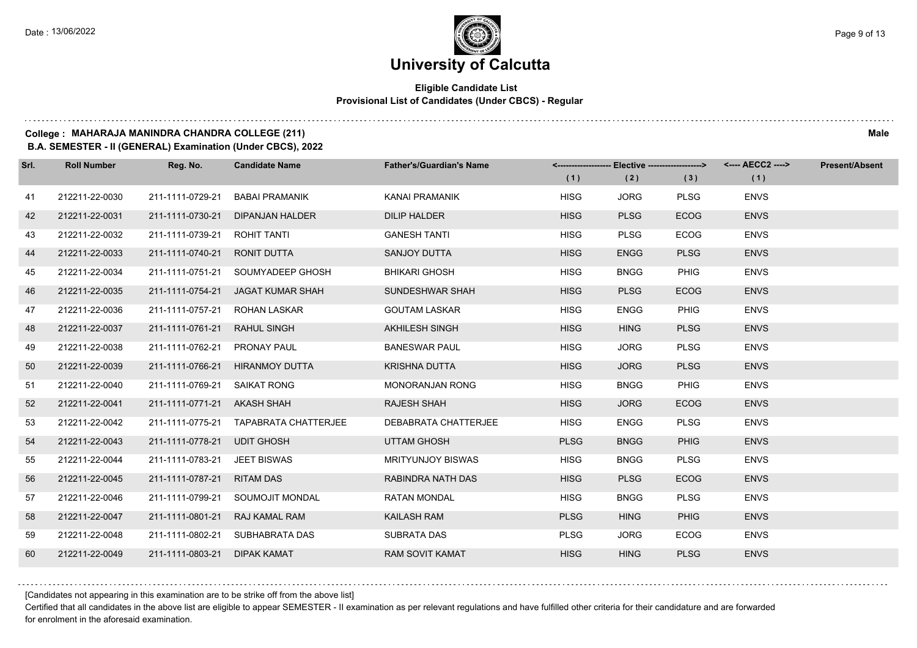# University of Calcutta

**Eligible Candidate List**
**Provisional List of Candidates (Under CBCS) - Regular**

**College : MAHARAJA MANINDRA CHANDRA COLLEGE (211)** **Male**
**B.A. SEMESTER - II (GENERAL) Examination (Under CBCS), 2022**

| Srl. | Roll Number | Reg. No. | Candidate Name | Father's/Guardian's Name | Elective (1) | Elective (2) | Elective (3) | AECC2 (1) | Present/Absent |
|---|---|---|---|---|---|---|---|---|---|
| 41 | 212211-22-0030 | 211-1111-0729-21 | BABAI PRAMANIK | KANAI PRAMANIK | HISG | JORG | PLSG | ENVS | |
| 42 | 212211-22-0031 | 211-1111-0730-21 | DIPANJAN HALDER | DILIP HALDER | HISG | PLSG | ECOG | ENVS | |
| 43 | 212211-22-0032 | 211-1111-0739-21 | ROHIT TANTI | GANESH TANTI | HISG | PLSG | ECOG | ENVS | |
| 44 | 212211-22-0033 | 211-1111-0740-21 | RONIT DUTTA | SANJOY DUTTA | HISG | ENGG | PLSG | ENVS | |
| 45 | 212211-22-0034 | 211-1111-0751-21 | SOUMYADEEP GHOSH | BHIKARI GHOSH | HISG | BNGG | PHIG | ENVS | |
| 46 | 212211-22-0035 | 211-1111-0754-21 | JAGAT KUMAR SHAH | SUNDESHWAR SHAH | HISG | PLSG | ECOG | ENVS | |
| 47 | 212211-22-0036 | 211-1111-0757-21 | ROHAN LASKAR | GOUTAM LASKAR | HISG | ENGG | PHIG | ENVS | |
| 48 | 212211-22-0037 | 211-1111-0761-21 | RAHUL SINGH | AKHILESH SINGH | HISG | HING | PLSG | ENVS | |
| 49 | 212211-22-0038 | 211-1111-0762-21 | PRONAY PAUL | BANESWAR PAUL | HISG | JORG | PLSG | ENVS | |
| 50 | 212211-22-0039 | 211-1111-0766-21 | HIRANMOY DUTTA | KRISHNA DUTTA | HISG | JORG | PLSG | ENVS | |
| 51 | 212211-22-0040 | 211-1111-0769-21 | SAIKAT RONG | MONORANJAN RONG | HISG | BNGG | PHIG | ENVS | |
| 52 | 212211-22-0041 | 211-1111-0771-21 | AKASH SHAH | RAJESH SHAH | HISG | JORG | ECOG | ENVS | |
| 53 | 212211-22-0042 | 211-1111-0775-21 | TAPABRATA CHATTERJEE | DEBABRATA CHATTERJEE | HISG | ENGG | PLSG | ENVS | |
| 54 | 212211-22-0043 | 211-1111-0778-21 | UDIT GHOSH | UTTAM GHOSH | PLSG | BNGG | PHIG | ENVS | |
| 55 | 212211-22-0044 | 211-1111-0783-21 | JEET BISWAS | MRITYUNJOY BISWAS | HISG | BNGG | PLSG | ENVS | |
| 56 | 212211-22-0045 | 211-1111-0787-21 | RITAM DAS | RABINDRA NATH DAS | HISG | PLSG | ECOG | ENVS | |
| 57 | 212211-22-0046 | 211-1111-0799-21 | SOUMOJIT MONDAL | RATAN MONDAL | HISG | BNGG | PLSG | ENVS | |
| 58 | 212211-22-0047 | 211-1111-0801-21 | RAJ KAMAL RAM | KAILASH RAM | PLSG | HING | PHIG | ENVS | |
| 59 | 212211-22-0048 | 211-1111-0802-21 | SUBHABRATA DAS | SUBRATA DAS | PLSG | JORG | ECOG | ENVS | |
| 60 | 212211-22-0049 | 211-1111-0803-21 | DIPAK KAMAT | RAM SOVIT KAMAT | HISG | HING | PLSG | ENVS | |

[Candidates not appearing in this examination are to be strike off from the above list]

Certified that all candidates in the above list are eligible to appear SEMESTER - II examination as per relevant regulations and have fulfilled other criteria for their candidature and are forwarded for enrolment in the aforesaid examination.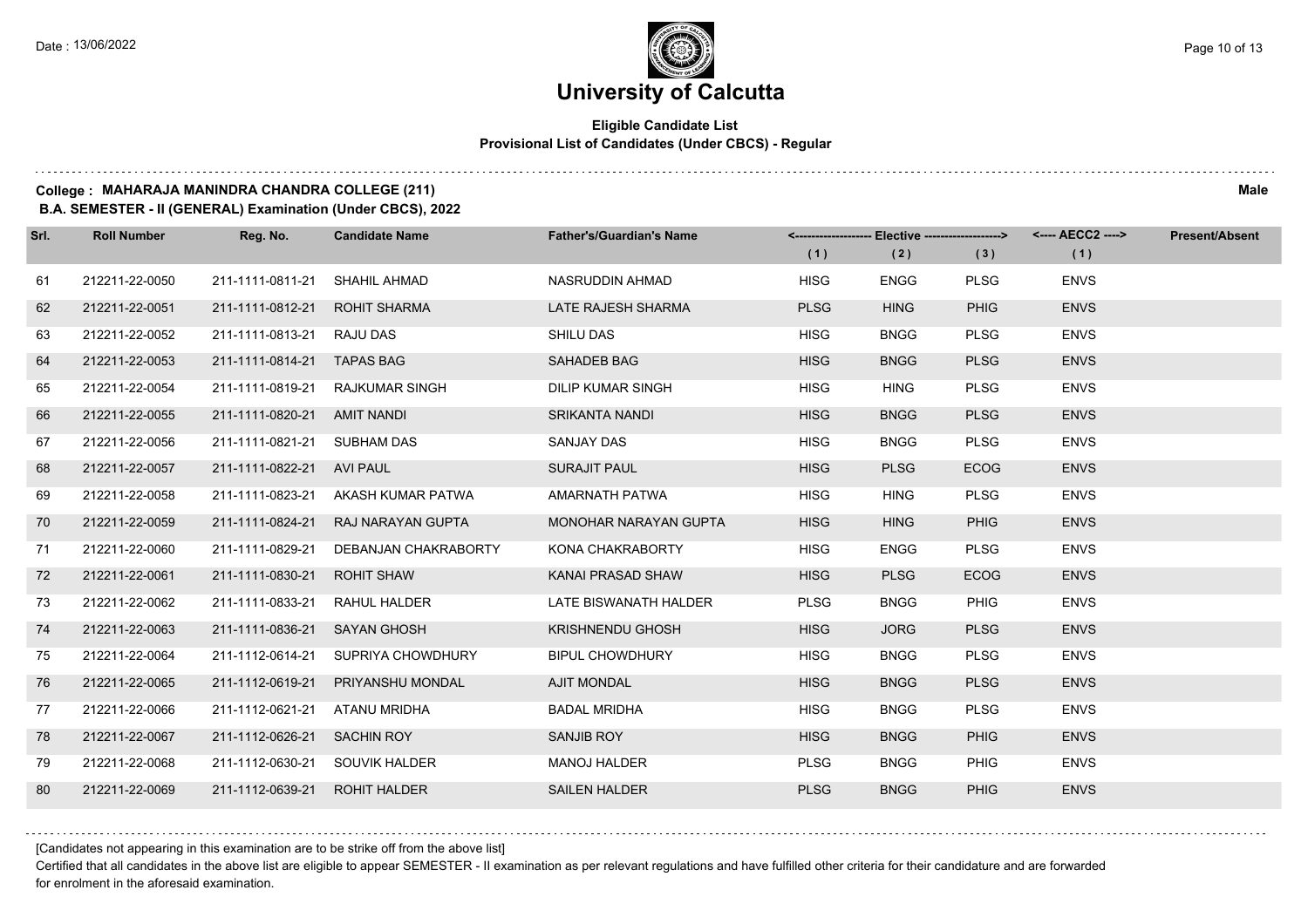# University of Calcutta

**Eligible Candidate List**
**Provisional List of Candidates (Under CBCS) - Regular**

**College : MAHARAJA MANINDRA CHANDRA COLLEGE (211)** **Male**
**B.A. SEMESTER - II (GENERAL) Examination (Under CBCS), 2022**

| Srl. | Roll Number | Reg. No. | Candidate Name | Father's/Guardian's Name | Elective (1) | Elective (2) | Elective (3) | AECC2 (1) | Present/Absent |
|---|---|---|---|---|---|---|---|---|---|
| 61 | 212211-22-0050 | 211-1111-0811-21 | SHAHIL AHMAD | NASRUDDIN AHMAD | HISG | ENGG | PLSG | ENVS | |
| 62 | 212211-22-0051 | 211-1111-0812-21 | ROHIT SHARMA | LATE RAJESH SHARMA | PLSG | HING | PHIG | ENVS | |
| 63 | 212211-22-0052 | 211-1111-0813-21 | RAJU DAS | SHILU DAS | HISG | BNGG | PLSG | ENVS | |
| 64 | 212211-22-0053 | 211-1111-0814-21 | TAPAS BAG | SAHADEB BAG | HISG | BNGG | PLSG | ENVS | |
| 65 | 212211-22-0054 | 211-1111-0819-21 | RAJKUMAR SINGH | DILIP KUMAR SINGH | HISG | HING | PLSG | ENVS | |
| 66 | 212211-22-0055 | 211-1111-0820-21 | AMIT NANDI | SRIKANTA NANDI | HISG | BNGG | PLSG | ENVS | |
| 67 | 212211-22-0056 | 211-1111-0821-21 | SUBHAM DAS | SANJAY DAS | HISG | BNGG | PLSG | ENVS | |
| 68 | 212211-22-0057 | 211-1111-0822-21 | AVI PAUL | SURAJIT PAUL | HISG | PLSG | ECOG | ENVS | |
| 69 | 212211-22-0058 | 211-1111-0823-21 | AKASH KUMAR PATWA | AMARNATH PATWA | HISG | HING | PLSG | ENVS | |
| 70 | 212211-22-0059 | 211-1111-0824-21 | RAJ NARAYAN GUPTA | MONOHAR NARAYAN GUPTA | HISG | HING | PHIG | ENVS | |
| 71 | 212211-22-0060 | 211-1111-0829-21 | DEBANJAN CHAKRABORTY | KONA CHAKRABORTY | HISG | ENGG | PLSG | ENVS | |
| 72 | 212211-22-0061 | 211-1111-0830-21 | ROHIT SHAW | KANAI PRASAD SHAW | HISG | PLSG | ECOG | ENVS | |
| 73 | 212211-22-0062 | 211-1111-0833-21 | RAHUL HALDER | LATE BISWANATH HALDER | PLSG | BNGG | PHIG | ENVS | |
| 74 | 212211-22-0063 | 211-1111-0836-21 | SAYAN GHOSH | KRISHNENDU GHOSH | HISG | JORG | PLSG | ENVS | |
| 75 | 212211-22-0064 | 211-1112-0614-21 | SUPRIYA CHOWDHURY | BIPUL CHOWDHURY | HISG | BNGG | PLSG | ENVS | |
| 76 | 212211-22-0065 | 211-1112-0619-21 | PRIYANSHU MONDAL | AJIT MONDAL | HISG | BNGG | PLSG | ENVS | |
| 77 | 212211-22-0066 | 211-1112-0621-21 | ATANU MRIDHA | BADAL MRIDHA | HISG | BNGG | PLSG | ENVS | |
| 78 | 212211-22-0067 | 211-1112-0626-21 | SACHIN ROY | SANJIB ROY | HISG | BNGG | PHIG | ENVS | |
| 79 | 212211-22-0068 | 211-1112-0630-21 | SOUVIK HALDER | MANOJ HALDER | PLSG | BNGG | PHIG | ENVS | |
| 80 | 212211-22-0069 | 211-1112-0639-21 | ROHIT HALDER | SAILEN HALDER | PLSG | BNGG | PHIG | ENVS | |

[Candidates not appearing in this examination are to be strike off from the above list]

Certified that all candidates in the above list are eligible to appear SEMESTER - II examination as per relevant regulations and have fulfilled other criteria for their candidature and are forwarded for enrolment in the aforesaid examination.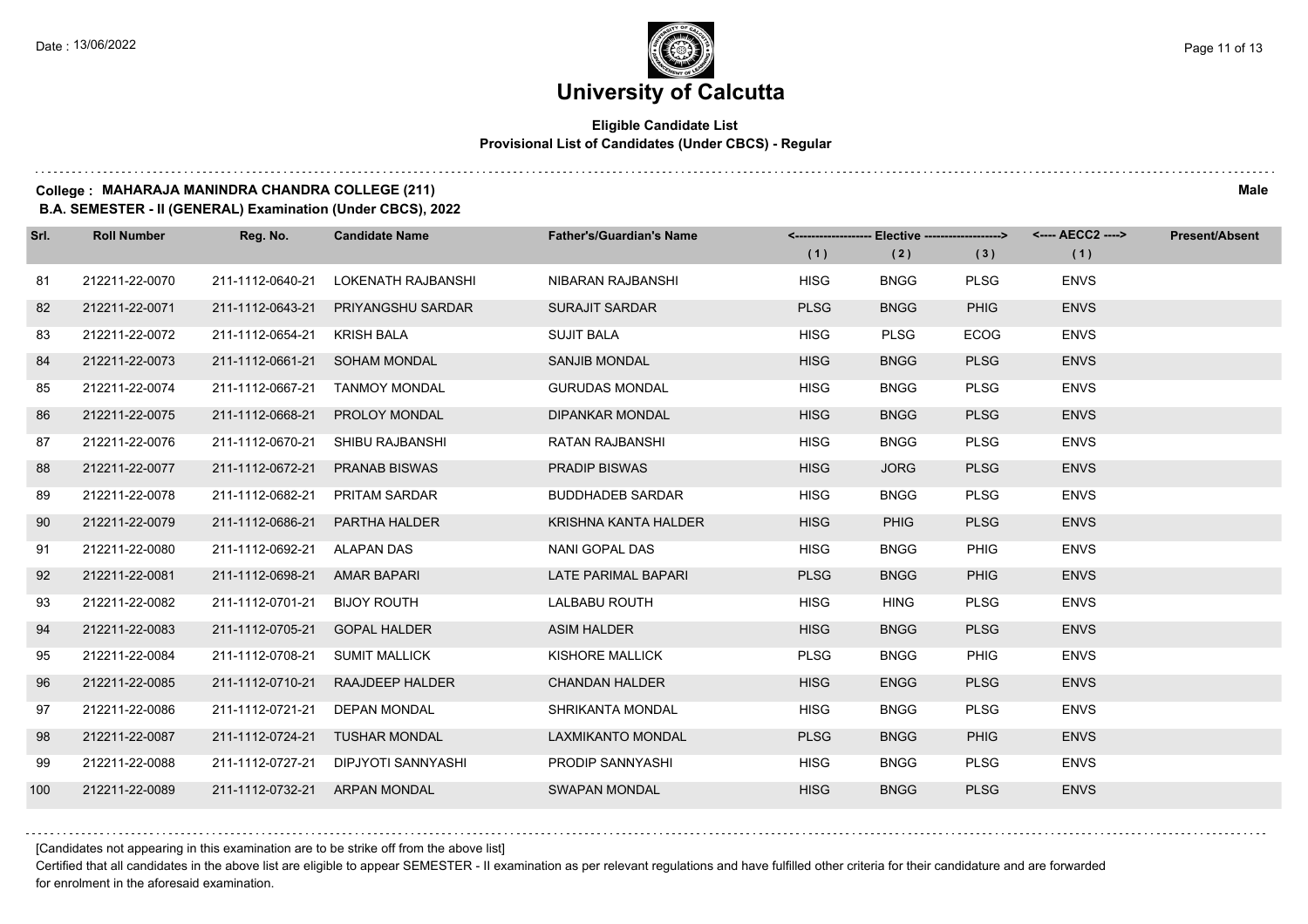# University of Calcutta

**Eligible Candidate List**
**Provisional List of Candidates (Under CBCS) - Regular**

**College : MAHARAJA MANINDRA CHANDRA COLLEGE (211)** — **Male**

**B.A. SEMESTER - II (GENERAL) Examination (Under CBCS), 2022**

| Srl. | Roll Number | Reg. No. | Candidate Name | Father's/Guardian's Name | Elective (1) | Elective (2) | Elective (3) | AECC2 (1) | Present/Absent |
|---|---|---|---|---|---|---|---|---|---|
| 81 | 212211-22-0070 | 211-1112-0640-21 | LOKENATH RAJBANSHI | NIBARAN RAJBANSHI | HISG | BNGG | PLSG | ENVS | |
| 82 | 212211-22-0071 | 211-1112-0643-21 | PRIYANGSHU SARDAR | SURAJIT SARDAR | PLSG | BNGG | PHIG | ENVS | |
| 83 | 212211-22-0072 | 211-1112-0654-21 | KRISH BALA | SUJIT BALA | HISG | PLSG | ECOG | ENVS | |
| 84 | 212211-22-0073 | 211-1112-0661-21 | SOHAM MONDAL | SANJIB MONDAL | HISG | BNGG | PLSG | ENVS | |
| 85 | 212211-22-0074 | 211-1112-0667-21 | TANMOY MONDAL | GURUDAS MONDAL | HISG | BNGG | PLSG | ENVS | |
| 86 | 212211-22-0075 | 211-1112-0668-21 | PROLOY MONDAL | DIPANKAR MONDAL | HISG | BNGG | PLSG | ENVS | |
| 87 | 212211-22-0076 | 211-1112-0670-21 | SHIBU RAJBANSHI | RATAN RAJBANSHI | HISG | BNGG | PLSG | ENVS | |
| 88 | 212211-22-0077 | 211-1112-0672-21 | PRANAB BISWAS | PRADIP BISWAS | HISG | JORG | PLSG | ENVS | |
| 89 | 212211-22-0078 | 211-1112-0682-21 | PRITAM SARDAR | BUDDHADEB SARDAR | HISG | BNGG | PLSG | ENVS | |
| 90 | 212211-22-0079 | 211-1112-0686-21 | PARTHA HALDER | KRISHNA KANTA HALDER | HISG | PHIG | PLSG | ENVS | |
| 91 | 212211-22-0080 | 211-1112-0692-21 | ALAPAN DAS | NANI GOPAL DAS | HISG | BNGG | PHIG | ENVS | |
| 92 | 212211-22-0081 | 211-1112-0698-21 | AMAR BAPARI | LATE PARIMAL BAPARI | PLSG | BNGG | PHIG | ENVS | |
| 93 | 212211-22-0082 | 211-1112-0701-21 | BIJOY ROUTH | LALBABU ROUTH | HISG | HING | PLSG | ENVS | |
| 94 | 212211-22-0083 | 211-1112-0705-21 | GOPAL HALDER | ASIM HALDER | HISG | BNGG | PLSG | ENVS | |
| 95 | 212211-22-0084 | 211-1112-0708-21 | SUMIT MALLICK | KISHORE MALLICK | PLSG | BNGG | PHIG | ENVS | |
| 96 | 212211-22-0085 | 211-1112-0710-21 | RAAJDEEP HALDER | CHANDAN HALDER | HISG | ENGG | PLSG | ENVS | |
| 97 | 212211-22-0086 | 211-1112-0721-21 | DEPAN MONDAL | SHRIKANTA MONDAL | HISG | BNGG | PLSG | ENVS | |
| 98 | 212211-22-0087 | 211-1112-0724-21 | TUSHAR MONDAL | LAXMIKANTO MONDAL | PLSG | BNGG | PHIG | ENVS | |
| 99 | 212211-22-0088 | 211-1112-0727-21 | DIPJYOTI SANNYASHI | PRODIP SANNYASHI | HISG | BNGG | PLSG | ENVS | |
| 100 | 212211-22-0089 | 211-1112-0732-21 | ARPAN MONDAL | SWAPAN MONDAL | HISG | BNGG | PLSG | ENVS | |

[Candidates not appearing in this examination are to be strike off from the above list]

Certified that all candidates in the above list are eligible to appear SEMESTER - II examination as per relevant regulations and have fulfilled other criteria for their candidature and are forwarded for enrolment in the aforesaid examination.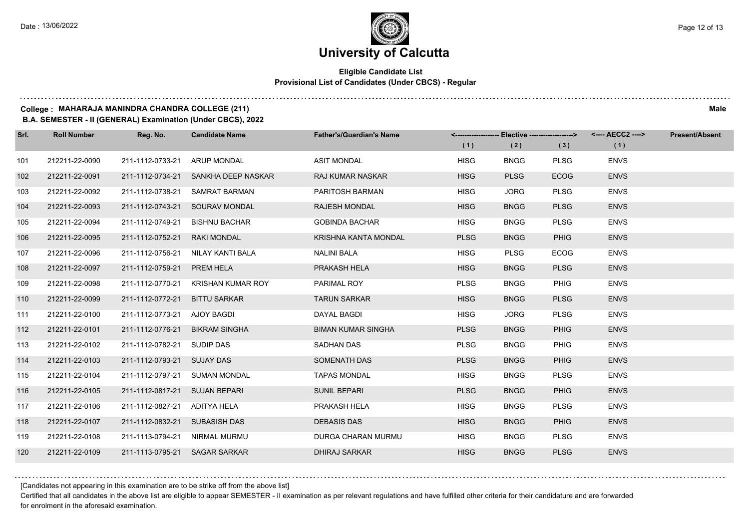# University of Calcutta

**Eligible Candidate List**
**Provisional List of Candidates (Under CBCS) - Regular**

**College : MAHARAJA MANINDRA CHANDRA COLLEGE (211)** **Male**
**B.A. SEMESTER - II (GENERAL) Examination (Under CBCS), 2022**

| Srl. | Roll Number | Reg. No. | Candidate Name | Father's/Guardian's Name | Elective (1) | Elective (2) | Elective (3) | AECC2 (1) | Present/Absent |
|---|---|---|---|---|---|---|---|---|---|
| 101 | 212211-22-0090 | 211-1112-0733-21 | ARUP MONDAL | ASIT MONDAL | HISG | BNGG | PLSG | ENVS | |
| 102 | 212211-22-0091 | 211-1112-0734-21 | SANKHA DEEP NASKAR | RAJ KUMAR NASKAR | HISG | PLSG | ECOG | ENVS | |
| 103 | 212211-22-0092 | 211-1112-0738-21 | SAMRAT BARMAN | PARITOSH BARMAN | HISG | JORG | PLSG | ENVS | |
| 104 | 212211-22-0093 | 211-1112-0743-21 | SOURAV MONDAL | RAJESH MONDAL | HISG | BNGG | PLSG | ENVS | |
| 105 | 212211-22-0094 | 211-1112-0749-21 | BISHNU BACHAR | GOBINDA BACHAR | HISG | BNGG | PLSG | ENVS | |
| 106 | 212211-22-0095 | 211-1112-0752-21 | RAKI MONDAL | KRISHNA KANTA MONDAL | PLSG | BNGG | PHIG | ENVS | |
| 107 | 212211-22-0096 | 211-1112-0756-21 | NILAY KANTI BALA | NALINI BALA | HISG | PLSG | ECOG | ENVS | |
| 108 | 212211-22-0097 | 211-1112-0759-21 | PREM HELA | PRAKASH HELA | HISG | BNGG | PLSG | ENVS | |
| 109 | 212211-22-0098 | 211-1112-0770-21 | KRISHAN KUMAR ROY | PARIMAL ROY | PLSG | BNGG | PHIG | ENVS | |
| 110 | 212211-22-0099 | 211-1112-0772-21 | BITTU SARKAR | TARUN SARKAR | HISG | BNGG | PLSG | ENVS | |
| 111 | 212211-22-0100 | 211-1112-0773-21 | AJOY BAGDI | DAYAL BAGDI | HISG | JORG | PLSG | ENVS | |
| 112 | 212211-22-0101 | 211-1112-0776-21 | BIKRAM SINGHA | BIMAN KUMAR SINGHA | PLSG | BNGG | PHIG | ENVS | |
| 113 | 212211-22-0102 | 211-1112-0782-21 | SUDIP DAS | SADHAN DAS | PLSG | BNGG | PHIG | ENVS | |
| 114 | 212211-22-0103 | 211-1112-0793-21 | SUJAY DAS | SOMENATH DAS | PLSG | BNGG | PHIG | ENVS | |
| 115 | 212211-22-0104 | 211-1112-0797-21 | SUMAN MONDAL | TAPAS MONDAL | HISG | BNGG | PLSG | ENVS | |
| 116 | 212211-22-0105 | 211-1112-0817-21 | SUJAN BEPARI | SUNIL BEPARI | PLSG | BNGG | PHIG | ENVS | |
| 117 | 212211-22-0106 | 211-1112-0827-21 | ADITYA HELA | PRAKASH HELA | HISG | BNGG | PLSG | ENVS | |
| 118 | 212211-22-0107 | 211-1112-0832-21 | SUBASISH DAS | DEBASIS DAS | HISG | BNGG | PHIG | ENVS | |
| 119 | 212211-22-0108 | 211-1113-0794-21 | NIRMAL MURMU | DURGA CHARAN MURMU | HISG | BNGG | PLSG | ENVS | |
| 120 | 212211-22-0109 | 211-1113-0795-21 | SAGAR SARKAR | DHIRAJ SARKAR | HISG | BNGG | PLSG | ENVS | |

[Candidates not appearing in this examination are to be strike off from the above list]

Certified that all candidates in the above list are eligible to appear SEMESTER - II examination as per relevant regulations and have fulfilled other criteria for their candidature and are forwarded for enrolment in the aforesaid examination.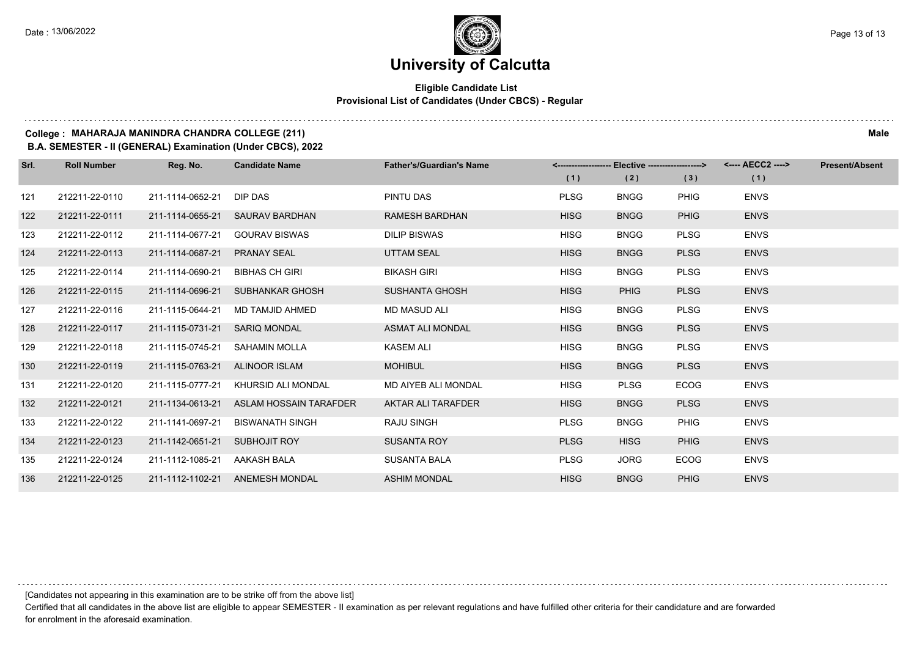# University of Calcutta

**Eligible Candidate List**
**Provisional List of Candidates (Under CBCS) - Regular**

**College : MAHARAJA MANINDRA CHANDRA COLLEGE (211)** **Male**
**B.A. SEMESTER - II (GENERAL) Examination (Under CBCS), 2022**

| Srl. | Roll Number | Reg. No. | Candidate Name | Father's/Guardian's Name | <---- Elective ----> | | | <---- AECC2 ----> | Present/Absent |
|---|---|---|---|---|---|---|---|---|---|
| | | | | | (1) | (2) | (3) | (1) | |
| 121 | 212211-22-0110 | 211-1114-0652-21 | DIP DAS | PINTU DAS | PLSG | BNGG | PHIG | ENVS | |
| 122 | 212211-22-0111 | 211-1114-0655-21 | SAURAV BARDHAN | RAMESH BARDHAN | HISG | BNGG | PHIG | ENVS | |
| 123 | 212211-22-0112 | 211-1114-0677-21 | GOURAV BISWAS | DILIP BISWAS | HISG | BNGG | PLSG | ENVS | |
| 124 | 212211-22-0113 | 211-1114-0687-21 | PRANAY SEAL | UTTAM SEAL | HISG | BNGG | PLSG | ENVS | |
| 125 | 212211-22-0114 | 211-1114-0690-21 | BIBHAS CH GIRI | BIKASH GIRI | HISG | BNGG | PLSG | ENVS | |
| 126 | 212211-22-0115 | 211-1114-0696-21 | SUBHANKAR GHOSH | SUSHANTA GHOSH | HISG | PHIG | PLSG | ENVS | |
| 127 | 212211-22-0116 | 211-1115-0644-21 | MD TAMJID AHMED | MD MASUD ALI | HISG | BNGG | PLSG | ENVS | |
| 128 | 212211-22-0117 | 211-1115-0731-21 | SARIQ MONDAL | ASMAT ALI MONDAL | HISG | BNGG | PLSG | ENVS | |
| 129 | 212211-22-0118 | 211-1115-0745-21 | SAHAMIN MOLLA | KASEM ALI | HISG | BNGG | PLSG | ENVS | |
| 130 | 212211-22-0119 | 211-1115-0763-21 | ALINOOR ISLAM | MOHIBUL | HISG | BNGG | PLSG | ENVS | |
| 131 | 212211-22-0120 | 211-1115-0777-21 | KHURSID ALI MONDAL | MD AIYEB ALI MONDAL | HISG | PLSG | ECOG | ENVS | |
| 132 | 212211-22-0121 | 211-1134-0613-21 | ASLAM HOSSAIN TARAFDER | AKTAR ALI TARAFDER | HISG | BNGG | PLSG | ENVS | |
| 133 | 212211-22-0122 | 211-1141-0697-21 | BISWANATH SINGH | RAJU SINGH | PLSG | BNGG | PHIG | ENVS | |
| 134 | 212211-22-0123 | 211-1142-0651-21 | SUBHOJIT ROY | SUSANTA ROY | PLSG | HISG | PHIG | ENVS | |
| 135 | 212211-22-0124 | 211-1112-1085-21 | AAKASH BALA | SUSANTA BALA | PLSG | JORG | ECOG | ENVS | |
| 136 | 212211-22-0125 | 211-1112-1102-21 | ANEMESH MONDAL | ASHIM MONDAL | HISG | BNGG | PHIG | ENVS | |

[Candidates not appearing in this examination are to be strike off from the above list]

Certified that all candidates in the above list are eligible to appear SEMESTER - II examination as per relevant regulations and have fulfilled other criteria for their candidature and are forwarded for enrolment in the aforesaid examination.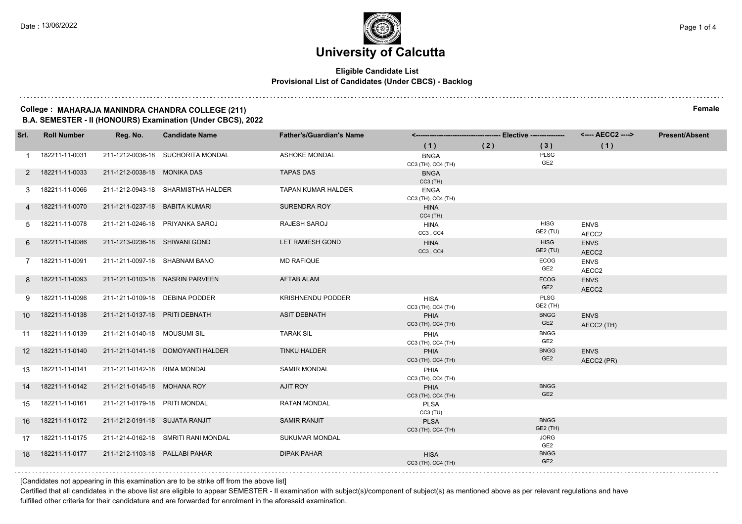Date : 13/06/2022

# University of Calcutta

**Eligible Candidate List**
**Provisional List of Candidates (Under CBCS) - Backlog**

**College : MAHARAJA MANINDRA CHANDRA COLLEGE (211)** **Female**
**B.A. SEMESTER - II (HONOURS) Examination (Under CBCS), 2022**

| Srl. | Roll Number | Reg. No. | Candidate Name | Father's/Guardian's Name | Elective (1) | Elective (2) | Elective (3) | AECC2 (1) | Present/Absent |
|---|---|---|---|---|---|---|---|---|---|
| 1 | 182211-11-0031 | 211-1212-0036-18 | SUCHORITA MONDAL | ASHOKE MONDAL | BNGA CC3 (TH), CC4 (TH) | | PLSG GE2 | | |
| 2 | 182211-11-0033 | 211-1212-0038-18 | MONIKA DAS | TAPAS DAS | BNGA CC3 (TH) | | | | |
| 3 | 182211-11-0066 | 211-1212-0943-18 | SHARMISTHA HALDER | TAPAN KUMAR HALDER | ENGA CC3 (TH), CC4 (TH) | | | | |
| 4 | 182211-11-0070 | 211-1211-0237-18 | BABITA KUMARI | SURENDRA ROY | HINA CC4 (TH) | | | | |
| 5 | 182211-11-0078 | 211-1211-0246-18 | PRIYANKA SAROJ | RAJESH SAROJ | HINA CC3 , CC4 | | HISG GE2 (TU) | ENVS AECC2 | |
| 6 | 182211-11-0086 | 211-1213-0236-18 | SHIWANI GOND | LET RAMESH GOND | HINA CC3 , CC4 | | HISG GE2 (TU) | ENVS AECC2 | |
| 7 | 182211-11-0091 | 211-1211-0097-18 | SHABNAM BANO | MD RAFIQUE | | | ECOG GE2 | ENVS AECC2 | |
| 8 | 182211-11-0093 | 211-1211-0103-18 | NASRIN PARVEEN | AFTAB ALAM | | | ECOG GE2 | ENVS AECC2 | |
| 9 | 182211-11-0096 | 211-1211-0109-18 | DEBINA PODDER | KRISHNENDU PODDER | HISA CC3 (TH), CC4 (TH) | | PLSG GE2 (TH) | | |
| 10 | 182211-11-0138 | 211-1211-0137-18 | PRITI DEBNATH | ASIT DEBNATH | PHIA CC3 (TH), CC4 (TH) | | BNGG GE2 | ENVS AECC2 (TH) | |
| 11 | 182211-11-0139 | 211-1211-0140-18 | MOUSUMI SIL | TARAK SIL | PHIA CC3 (TH), CC4 (TH) | | BNGG GE2 | | |
| 12 | 182211-11-0140 | 211-1211-0141-18 | DOMOYANTI HALDER | TINKU HALDER | PHIA CC3 (TH), CC4 (TH) | | BNGG GE2 | ENVS AECC2 (PR) | |
| 13 | 182211-11-0141 | 211-1211-0142-18 | RIMA MONDAL | SAMIR MONDAL | PHIA CC3 (TH), CC4 (TH) | | | | |
| 14 | 182211-11-0142 | 211-1211-0145-18 | MOHANA ROY | AJIT ROY | PHIA CC3 (TH), CC4 (TH) | | BNGG GE2 | | |
| 15 | 182211-11-0161 | 211-1211-0179-18 | PRITI MONDAL | RATAN MONDAL | PLSA CC3 (TU) | | | | |
| 16 | 182211-11-0172 | 211-1212-0191-18 | SUJATA RANJIT | SAMIR RANJIT | PLSA CC3 (TH), CC4 (TH) | | BNGG GE2 (TH) | | |
| 17 | 182211-11-0175 | 211-1214-0162-18 | SMRITI RANI MONDAL | SUKUMAR MONDAL | | | JORG GE2 | | |
| 18 | 182211-11-0177 | 211-1212-1103-18 | PALLABI PAHAR | DIPAK PAHAR | HISA CC3 (TH), CC4 (TH) | | BNGG GE2 | | |

[Candidates not appearing in this examination are to be strike off from the above list]

Certified that all candidates in the above list are eligible to appear SEMESTER - II examination with subject(s)/component of subject(s) as mentioned above as per relevant regulations and have fulfilled other criteria for their candidature and are forwarded for enrolment in the aforesaid examination.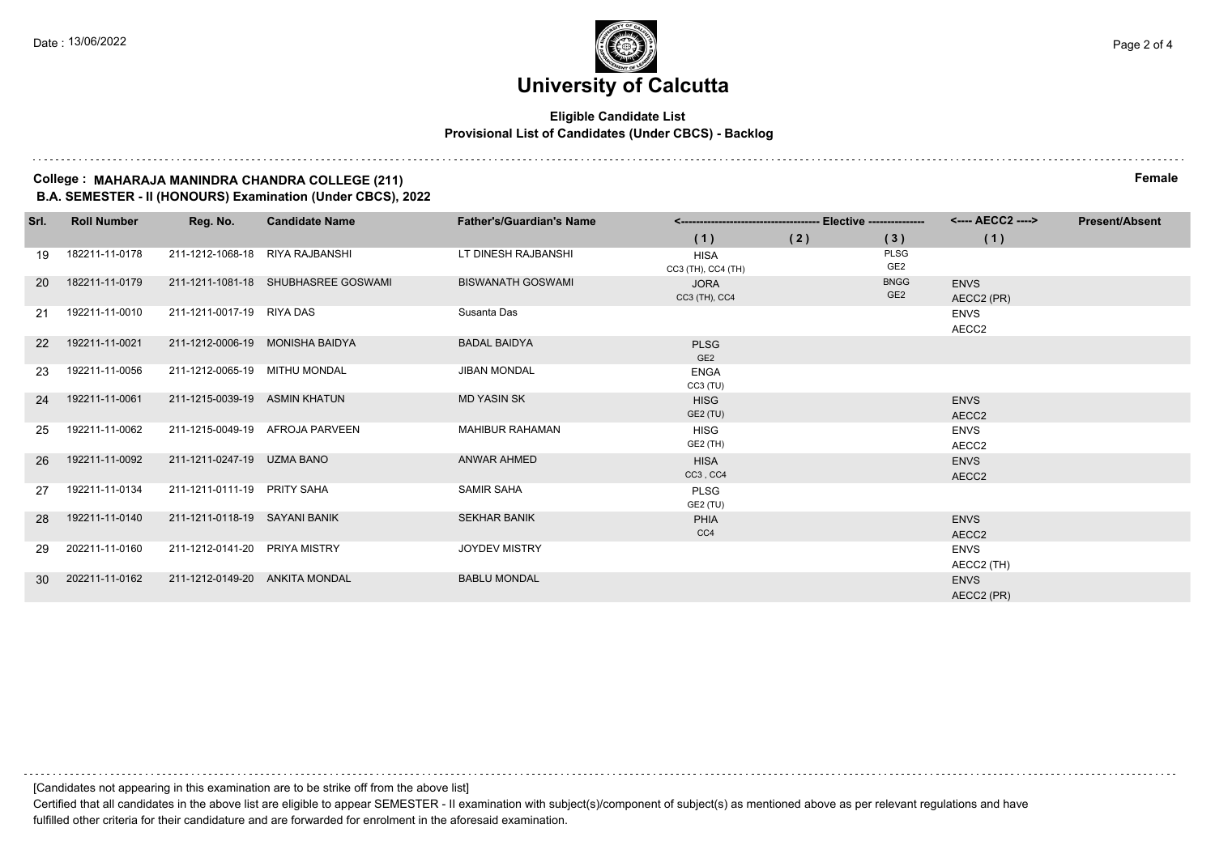# University of Calcutta

**Eligible Candidate List**
**Provisional List of Candidates (Under CBCS) - Backlog**

**College : MAHARAJA MANINDRA CHANDRA COLLEGE (211)** **Female**
**B.A. SEMESTER - II (HONOURS) Examination (Under CBCS), 2022**

| Srl. | Roll Number | Reg. No. | Candidate Name | Father's/Guardian's Name | Elective (1) | Elective (2) | Elective (3) | AECC2 (1) | Present/Absent |
|---|---|---|---|---|---|---|---|---|---|
| 19 | 182211-11-0178 | 211-1212-1068-18 | RIYA RAJBANSHI | LT DINESH RAJBANSHI | HISA CC3 (TH), CC4 (TH) | | PLSG GE2 | | |
| 20 | 182211-11-0179 | 211-1211-1081-18 | SHUBHASREE GOSWAMI | BISWANATH GOSWAMI | JORA CC3 (TH), CC4 | | BNGG GE2 | ENVS AECC2 (PR) | |
| 21 | 192211-11-0010 | 211-1211-0017-19 | RIYA DAS | Susanta Das | | | | ENVS AECC2 | |
| 22 | 192211-11-0021 | 211-1212-0006-19 | MONISHA BAIDYA | BADAL BAIDYA | PLSG GE2 | | | | |
| 23 | 192211-11-0056 | 211-1212-0065-19 | MITHU MONDAL | JIBAN MONDAL | ENGA CC3 (TU) | | | | |
| 24 | 192211-11-0061 | 211-1215-0039-19 | ASMIN KHATUN | MD YASIN SK | HISG GE2 (TU) | | | ENVS AECC2 | |
| 25 | 192211-11-0062 | 211-1215-0049-19 | AFROJA PARVEEN | MAHIBUR RAHAMAN | HISG GE2 (TH) | | | ENVS AECC2 | |
| 26 | 192211-11-0092 | 211-1211-0247-19 | UZMA BANO | ANWAR AHMED | HISA CC3 , CC4 | | | ENVS AECC2 | |
| 27 | 192211-11-0134 | 211-1211-0111-19 | PRITY SAHA | SAMIR SAHA | PLSG GE2 (TU) | | | | |
| 28 | 192211-11-0140 | 211-1211-0118-19 | SAYANI BANIK | SEKHAR BANIK | PHIA CC4 | | | ENVS AECC2 | |
| 29 | 202211-11-0160 | 211-1212-0141-20 | PRIYA MISTRY | JOYDEV MISTRY | | | | ENVS AECC2 (TH) | |
| 30 | 202211-11-0162 | 211-1212-0149-20 | ANKITA MONDAL | BABLU MONDAL | | | | ENVS AECC2 (PR) | |

[Candidates not appearing in this examination are to be strike off from the above list]

Certified that all candidates in the above list are eligible to appear SEMESTER - II examination with subject(s)/component of subject(s) as mentioned above as per relevant regulations and have fulfilled other criteria for their candidature and are forwarded for enrolment in the aforesaid examination.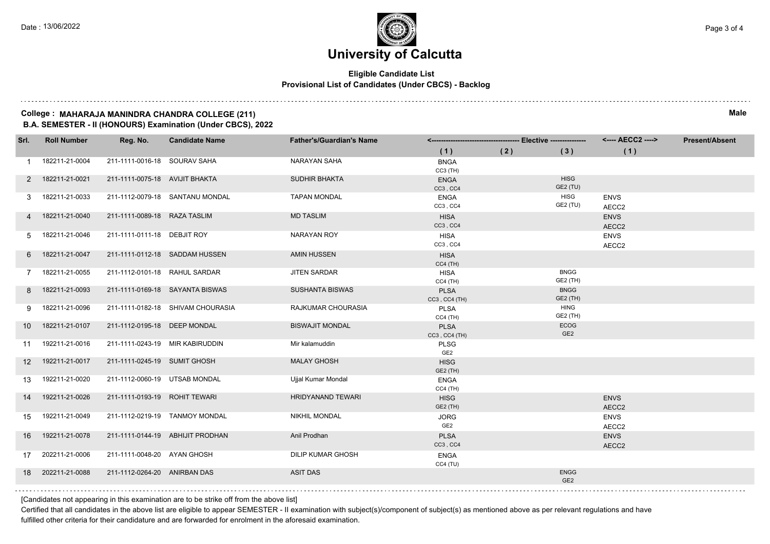# University of Calcutta

**Eligible Candidate List**
**Provisional List of Candidates (Under CBCS) - Backlog**

**College : MAHARAJA MANINDRA CHANDRA COLLEGE (211)** **Male**
**B.A. SEMESTER - II (HONOURS) Examination (Under CBCS), 2022**

| Srl. | Roll Number | Reg. No. | Candidate Name | Father's/Guardian's Name | Elective (1) | Elective (2) | Elective (3) | AECC2 (1) | Present/Absent |
|---|---|---|---|---|---|---|---|---|---|
| 1 | 182211-21-0004 | 211-1111-0016-18 | SOURAV SAHA | NARAYAN SAHA | BNGA CC3 (TH) | | | | |
| 2 | 182211-21-0021 | 211-1111-0075-18 | AVIJIT BHAKTA | SUDHIR BHAKTA | ENGA CC3 , CC4 | | HISG GE2 (TU) | | |
| 3 | 182211-21-0033 | 211-1112-0079-18 | SANTANU MONDAL | TAPAN MONDAL | ENGA CC3 , CC4 | | HISG GE2 (TU) | ENVS AECC2 | |
| 4 | 182211-21-0040 | 211-1111-0089-18 | RAZA TASLIM | MD TASLIM | HISA CC3 , CC4 | | | ENVS AECC2 | |
| 5 | 182211-21-0046 | 211-1111-0111-18 | DEBJIT ROY | NARAYAN ROY | HISA CC3 , CC4 | | | ENVS AECC2 | |
| 6 | 182211-21-0047 | 211-1111-0112-18 | SADDAM HUSSEN | AMIN HUSSEN | HISA CC4 (TH) | | | | |
| 7 | 182211-21-0055 | 211-1112-0101-18 | RAHUL SARDAR | JITEN SARDAR | HISA CC4 (TH) | | BNGG GE2 (TH) | | |
| 8 | 182211-21-0093 | 211-1111-0169-18 | SAYANTA BISWAS | SUSHANTA BISWAS | PLSA CC3 , CC4 (TH) | | BNGG GE2 (TH) | | |
| 9 | 182211-21-0096 | 211-1111-0182-18 | SHIVAM CHOURASIA | RAJKUMAR CHOURASIA | PLSA CC4 (TH) | | HING GE2 (TH) | | |
| 10 | 182211-21-0107 | 211-1112-0195-18 | DEEP MONDAL | BISWAJIT MONDAL | PLSA CC3 , CC4 (TH) | | ECOG GE2 | | |
| 11 | 192211-21-0016 | 211-1111-0243-19 | MIR KABIRUDDIN | Mir kalamuddin | PLSG GE2 | | | | |
| 12 | 192211-21-0017 | 211-1111-0245-19 | SUMIT GHOSH | MALAY GHOSH | HISG GE2 (TH) | | | | |
| 13 | 192211-21-0020 | 211-1112-0060-19 | UTSAB MONDAL | Ujjal Kumar Mondal | ENGA CC4 (TH) | | | | |
| 14 | 192211-21-0026 | 211-1111-0193-19 | ROHIT TEWARI | HRIDYANAND TEWARI | HISG GE2 (TH) | | | ENVS AECC2 | |
| 15 | 192211-21-0049 | 211-1112-0219-19 | TANMOY MONDAL | NIKHIL MONDAL | JORG GE2 | | | ENVS AECC2 | |
| 16 | 192211-21-0078 | 211-1111-0144-19 | ABHIJIT PRODHAN | Anil Prodhan | PLSA CC3 , CC4 | | | ENVS AECC2 | |
| 17 | 202211-21-0006 | 211-1111-0048-20 | AYAN GHOSH | DILIP KUMAR GHOSH | ENGA CC4 (TU) | | | | |
| 18 | 202211-21-0088 | 211-1112-0264-20 | ANIRBAN DAS | ASIT DAS | | | ENGG GE2 | | |

[Candidates not appearing in this examination are to be strike off from the above list]

Certified that all candidates in the above list are eligible to appear SEMESTER - II examination with subject(s)/component of subject(s) as mentioned above as per relevant regulations and have fulfilled other criteria for their candidature and are forwarded for enrolment in the aforesaid examination.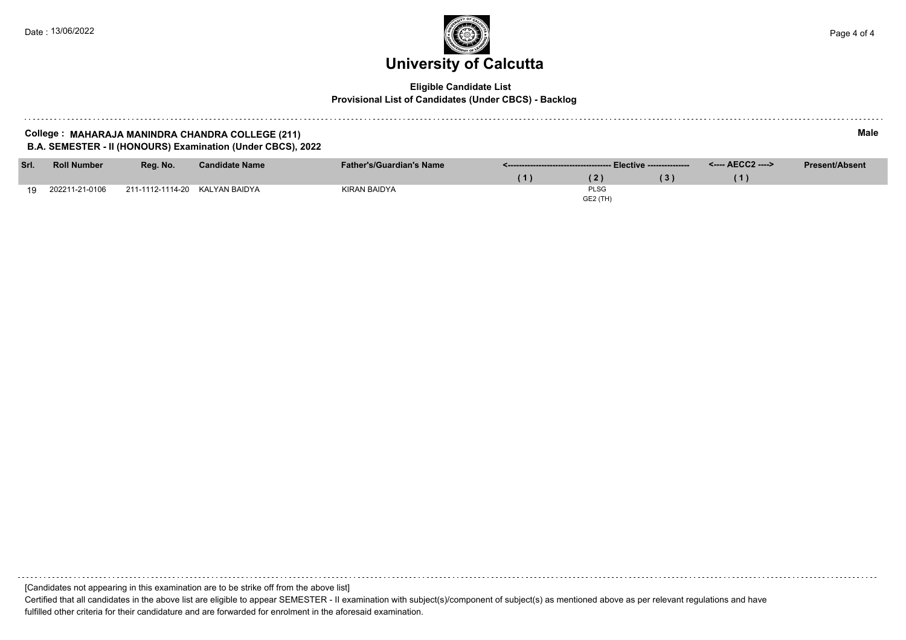# University of Calcutta

**Eligible Candidate List**
**Provisional List of Candidates (Under CBCS) - Backlog**

**College : MAHARAJA MANINDRA CHANDRA COLLEGE (211)** **Male**
**B.A. SEMESTER - II (HONOURS) Examination (Under CBCS), 2022**

| Srl. | Roll Number | Reg. No. | Candidate Name | Father's/Guardian's Name | Elective (1) | Elective (2) | Elective (3) | AECC2 (1) | Present/Absent |
|---|---|---|---|---|---|---|---|---|---|
| 19 | 202211-21-0106 | 211-1112-1114-20 | KALYAN BAIDYA | KIRAN BAIDYA | | PLSG GE2 (TH) | | | |

[Candidates not appearing in this examination are to be strike off from the above list]

Certified that all candidates in the above list are eligible to appear SEMESTER - II examination with subject(s)/component of subject(s) as mentioned above as per relevant regulations and have fulfilled other criteria for their candidature and are forwarded for enrolment in the aforesaid examination.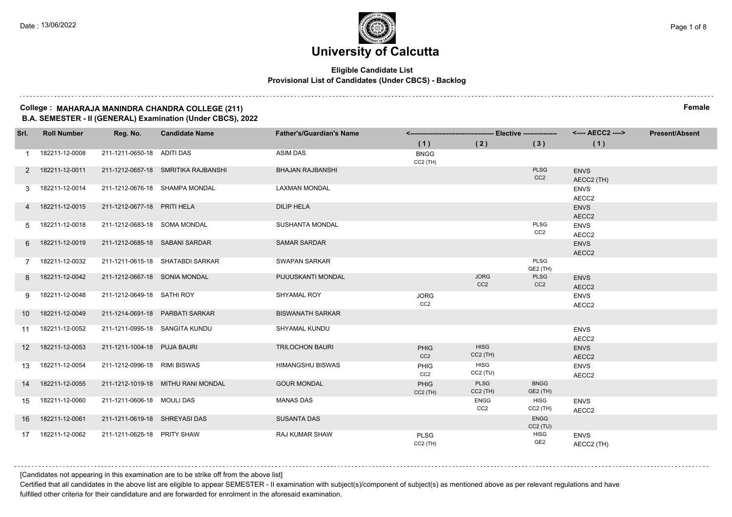# University of Calcutta

**Eligible Candidate List**
**Provisional List of Candidates (Under CBCS) - Backlog**

**College : MAHARAJA MANINDRA CHANDRA COLLEGE (211)** **Female**
**B.A. SEMESTER - II (GENERAL) Examination (Under CBCS), 2022**

| Srl. | Roll Number | Reg. No. | Candidate Name | Father's/Guardian's Name | Elective (1) | Elective (2) | Elective (3) | AECC2 (1) | Present/Absent |
|---|---|---|---|---|---|---|---|---|---|
| 1 | 182211-12-0008 | 211-1211-0650-18 | ADITI DAS | ASIM DAS | BNGG CC2 (TH) | | | | |
| 2 | 182211-12-0011 | 211-1212-0657-18 | SMRITIKA RAJBANSHI | BHAJAN RAJBANSHI | | | PLSG CC2 | ENVS AECC2 (TH) | |
| 3 | 182211-12-0014 | 211-1212-0676-18 | SHAMPA MONDAL | LAXMAN MONDAL | | | | ENVS AECC2 | |
| 4 | 182211-12-0015 | 211-1212-0677-18 | PRITI HELA | DILIP HELA | | | | ENVS AECC2 | |
| 5 | 182211-12-0018 | 211-1212-0683-18 | SOMA MONDAL | SUSHANTA MONDAL | | | PLSG CC2 | ENVS AECC2 | |
| 6 | 182211-12-0019 | 211-1212-0685-18 | SABANI SARDAR | SAMAR SARDAR | | | | ENVS AECC2 | |
| 7 | 182211-12-0032 | 211-1211-0615-18 | SHATABDI SARKAR | SWAPAN SARKAR | | | PLSG GE2 (TH) | | |
| 8 | 182211-12-0042 | 211-1212-0667-18 | SONIA MONDAL | PIJUUSKANTI MONDAL | | JORG CC2 | PLSG CC2 | ENVS AECC2 | |
| 9 | 182211-12-0048 | 211-1212-0649-18 | SATHI ROY | SHYAMAL ROY | JORG CC2 | | | ENVS AECC2 | |
| 10 | 182211-12-0049 | 211-1214-0691-18 | PARBATI SARKAR | BISWANATH SARKAR | | | | | |
| 11 | 182211-12-0052 | 211-1211-0995-18 | SANGITA KUNDU | SHYAMAL KUNDU | | | | ENVS AECC2 | |
| 12 | 182211-12-0053 | 211-1211-1004-18 | PUJA BAURI | TRILOCHON BAURI | PHIG CC2 | HISG CC2 (TH) | | ENVS AECC2 | |
| 13 | 182211-12-0054 | 211-1212-0996-18 | RIMI BISWAS | HIMANGSHU BISWAS | PHIG CC2 | HISG CC2 (TU) | | ENVS AECC2 | |
| 14 | 182211-12-0055 | 211-1212-1019-18 | MITHU RANI MONDAL | GOUR MONDAL | PHIG CC2 (TH) | PLSG CC2 (TH) | BNGG GE2 (TH) | | |
| 15 | 182211-12-0060 | 211-1211-0606-18 | MOULI DAS | MANAS DAS | | ENGG CC2 | HISG CC2 (TH) | ENVS AECC2 | |
| 16 | 182211-12-0061 | 211-1211-0619-18 | SHREYASI DAS | SUSANTA DAS | | | ENGG CC2 (TU) | | |
| 17 | 182211-12-0062 | 211-1211-0625-18 | PRITY SHAW | RAJ KUMAR SHAW | PLSG CC2 (TH) | | HISG GE2 | ENVS AECC2 (TH) | |

[Candidates not appearing in this examination are to be strike off from the above list]

Certified that all candidates in the above list are eligible to appear SEMESTER - II examination with subject(s)/component of subject(s) as mentioned above as per relevant regulations and have fulfilled other criteria for their candidature and are forwarded for enrolment in the aforesaid examination.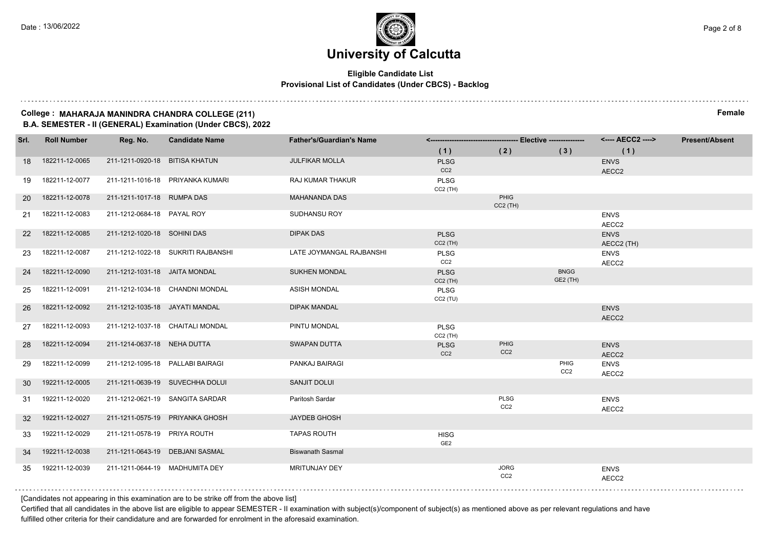# University of Calcutta

**Eligible Candidate List**
**Provisional List of Candidates (Under CBCS) - Backlog**

**College : MAHARAJA MANINDRA CHANDRA COLLEGE (211)** — **Female**
**B.A. SEMESTER - II (GENERAL) Examination (Under CBCS), 2022**

| Srl. | Roll Number | Reg. No. | Candidate Name | Father's/Guardian's Name | Elective (1) | Elective (2) | Elective (3) | AECC2 (1) | Present/Absent |
|---|---|---|---|---|---|---|---|---|---|
| 18 | 182211-12-0065 | 211-1211-0920-18 | BITISA KHATUN | JULFIKAR MOLLA | PLSG CC2 | | | ENVS AECC2 | |
| 19 | 182211-12-0077 | 211-1211-1016-18 | PRIYANKA KUMARI | RAJ KUMAR THAKUR | PLSG CC2 (TH) | | | | |
| 20 | 182211-12-0078 | 211-1211-1017-18 | RUMPA DAS | MAHANANDA DAS | | PHIG CC2 (TH) | | | |
| 21 | 182211-12-0083 | 211-1212-0684-18 | PAYAL ROY | SUDHANSU ROY | | | | ENVS AECC2 | |
| 22 | 182211-12-0085 | 211-1212-1020-18 | SOHINI DAS | DIPAK DAS | PLSG CC2 (TH) | | | ENVS AECC2 (TH) | |
| 23 | 182211-12-0087 | 211-1212-1022-18 | SUKRITI RAJBANSHI | LATE JOYMANGAL RAJBANSHI | PLSG CC2 | | | ENVS AECC2 | |
| 24 | 182211-12-0090 | 211-1212-1031-18 | JAITA MONDAL | SUKHEN MONDAL | PLSG CC2 (TH) | | BNGG GE2 (TH) | | |
| 25 | 182211-12-0091 | 211-1212-1034-18 | CHANDNI MONDAL | ASISH MONDAL | PLSG CC2 (TU) | | | | |
| 26 | 182211-12-0092 | 211-1212-1035-18 | JAYATI MANDAL | DIPAK MANDAL | | | | ENVS AECC2 | |
| 27 | 182211-12-0093 | 211-1212-1037-18 | CHAITALI MONDAL | PINTU MONDAL | PLSG CC2 (TH) | | | | |
| 28 | 182211-12-0094 | 211-1214-0637-18 | NEHA DUTTA | SWAPAN DUTTA | PLSG CC2 | PHIG CC2 | | ENVS AECC2 | |
| 29 | 182211-12-0099 | 211-1212-1095-18 | PALLABI BAIRAGI | PANKAJ BAIRAGI | | | PHIG CC2 | ENVS AECC2 | |
| 30 | 192211-12-0005 | 211-1211-0639-19 | SUVECHHA DOLUI | SANJIT DOLUI | | | | | |
| 31 | 192211-12-0020 | 211-1212-0621-19 | SANGITA SARDAR | Paritosh Sardar | | PLSG CC2 | | ENVS AECC2 | |
| 32 | 192211-12-0027 | 211-1211-0575-19 | PRIYANKA GHOSH | JAYDEB GHOSH | | | | | |
| 33 | 192211-12-0029 | 211-1211-0578-19 | PRIYA ROUTH | TAPAS ROUTH | HISG GE2 | | | | |
| 34 | 192211-12-0038 | 211-1211-0643-19 | DEBJANI SASMAL | Biswanath Sasmal | | | | | |
| 35 | 192211-12-0039 | 211-1211-0644-19 | MADHUMITA DEY | MRITUNJAY DEY | | JORG CC2 | | ENVS AECC2 | |

[Candidates not appearing in this examination are to be strike off from the above list]

Certified that all candidates in the above list are eligible to appear SEMESTER - II examination with subject(s)/component of subject(s) as mentioned above as per relevant regulations and have fulfilled other criteria for their candidature and are forwarded for enrolment in the aforesaid examination.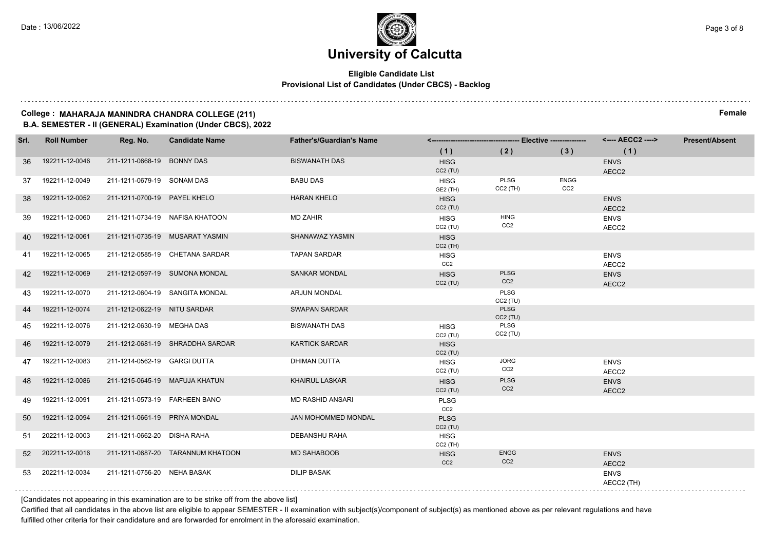# University of Calcutta

**Eligible Candidate List**
**Provisional List of Candidates (Under CBCS) - Backlog**

**College : MAHARAJA MANINDRA CHANDRA COLLEGE (211)** **Female**
**B.A. SEMESTER - II (GENERAL) Examination (Under CBCS), 2022**

| Srl. | Roll Number | Reg. No. | Candidate Name | Father's/Guardian's Name | Elective (1) | Elective (2) | Elective (3) | AECC2 (1) | Present/Absent |
|---|---|---|---|---|---|---|---|---|---|
| 36 | 192211-12-0046 | 211-1211-0668-19 | BONNY DAS | BISWANATH DAS | HISG CC2 (TU) | | | ENVS AECC2 | |
| 37 | 192211-12-0049 | 211-1211-0679-19 | SONAM DAS | BABU DAS | HISG GE2 (TH) | PLSG CC2 (TH) | ENGG CC2 | | |
| 38 | 192211-12-0052 | 211-1211-0700-19 | PAYEL KHELO | HARAN KHELO | HISG CC2 (TU) | | | ENVS AECC2 | |
| 39 | 192211-12-0060 | 211-1211-0734-19 | NAFISA KHATOON | MD ZAHIR | HISG CC2 (TU) | HING CC2 | | ENVS AECC2 | |
| 40 | 192211-12-0061 | 211-1211-0735-19 | MUSARAT YASMIN | SHANAWAZ YASMIN | HISG CC2 (TH) | | | | |
| 41 | 192211-12-0065 | 211-1212-0585-19 | CHETANA SARDAR | TAPAN SARDAR | HISG CC2 | | | ENVS AECC2 | |
| 42 | 192211-12-0069 | 211-1212-0597-19 | SUMONA MONDAL | SANKAR MONDAL | HISG CC2 (TU) | PLSG CC2 | | ENVS AECC2 | |
| 43 | 192211-12-0070 | 211-1212-0604-19 | SANGITA MONDAL | ARJUN MONDAL | | PLSG CC2 (TU) | | | |
| 44 | 192211-12-0074 | 211-1212-0622-19 | NITU SARDAR | SWAPAN SARDAR | | PLSG CC2 (TU) | | | |
| 45 | 192211-12-0076 | 211-1212-0630-19 | MEGHA DAS | BISWANATH DAS | HISG CC2 (TU) | PLSG CC2 (TU) | | | |
| 46 | 192211-12-0079 | 211-1212-0681-19 | SHRADDHA SARDAR | KARTICK SARDAR | HISG CC2 (TU) | | | | |
| 47 | 192211-12-0083 | 211-1214-0562-19 | GARGI DUTTA | DHIMAN DUTTA | HISG CC2 (TU) | JORG CC2 | | ENVS AECC2 | |
| 48 | 192211-12-0086 | 211-1215-0645-19 | MAFUJA KHATUN | KHAIRUL LASKAR | HISG CC2 (TU) | PLSG CC2 | | ENVS AECC2 | |
| 49 | 192211-12-0091 | 211-1211-0573-19 | FARHEEN BANO | MD RASHID ANSARI | PLSG CC2 | | | | |
| 50 | 192211-12-0094 | 211-1211-0661-19 | PRIYA MONDAL | JAN MOHOMMED MONDAL | PLSG CC2 (TU) | | | | |
| 51 | 202211-12-0003 | 211-1211-0662-20 | DISHA RAHA | DEBANSHU RAHA | HISG CC2 (TH) | | | | |
| 52 | 202211-12-0016 | 211-1211-0687-20 | TARANNUM KHATOON | MD SAHABOOB | HISG CC2 | ENGG CC2 | | ENVS AECC2 | |
| 53 | 202211-12-0034 | 211-1211-0756-20 | NEHA BASAK | DILIP BASAK | | | | ENVS AECC2 (TH) | |

[Candidates not appearing in this examination are to be strike off from the above list]

Certified that all candidates in the above list are eligible to appear SEMESTER - II examination with subject(s)/component of subject(s) as mentioned above as per relevant regulations and have fulfilled other criteria for their candidature and are forwarded for enrolment in the aforesaid examination.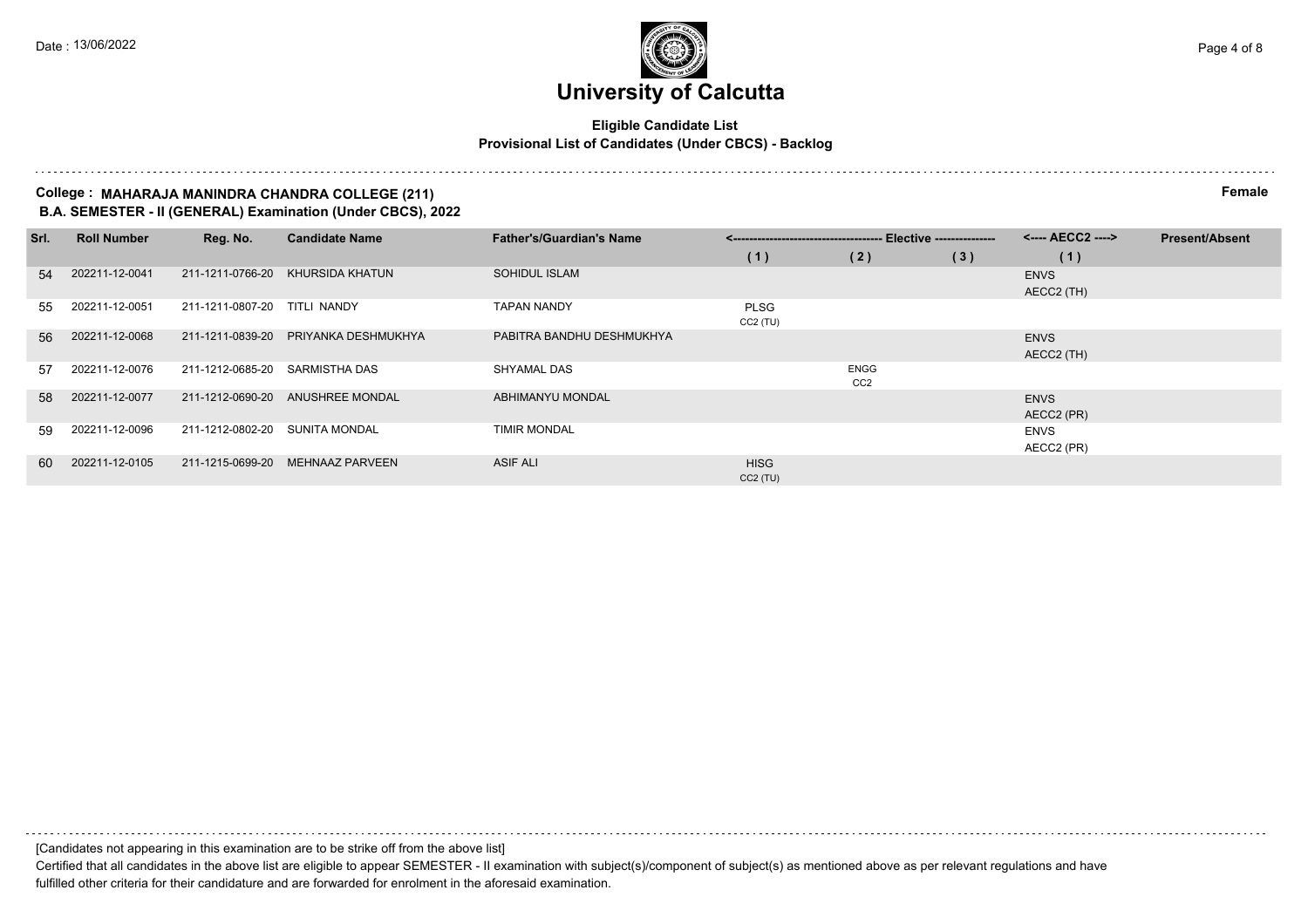# University of Calcutta

**Eligible Candidate List**
**Provisional List of Candidates (Under CBCS) - Backlog**

**College : MAHARAJA MANINDRA CHANDRA COLLEGE (211)** **Female**
**B.A. SEMESTER - II (GENERAL) Examination (Under CBCS), 2022**

| Srl. | Roll Number | Reg. No. | Candidate Name | Father's/Guardian's Name | Elective (1) | Elective (2) | Elective (3) | AECC2 (1) | Present/Absent |
|---|---|---|---|---|---|---|---|---|---|
| 54 | 202211-12-0041 | 211-1211-0766-20 | KHURSIDA KHATUN | SOHIDUL ISLAM | | | | ENVS AECC2 (TH) | |
| 55 | 202211-12-0051 | 211-1211-0807-20 | TITLI NANDY | TAPAN NANDY | PLSG CC2 (TU) | | | | |
| 56 | 202211-12-0068 | 211-1211-0839-20 | PRIYANKA DESHMUKHYA | PABITRA BANDHU DESHMUKHYA | | | | ENVS AECC2 (TH) | |
| 57 | 202211-12-0076 | 211-1212-0685-20 | SARMISTHA DAS | SHYAMAL DAS | | ENGG CC2 | | | |
| 58 | 202211-12-0077 | 211-1212-0690-20 | ANUSHREE MONDAL | ABHIMANYU MONDAL | | | | ENVS AECC2 (PR) | |
| 59 | 202211-12-0096 | 211-1212-0802-20 | SUNITA MONDAL | TIMIR MONDAL | | | | ENVS AECC2 (PR) | |
| 60 | 202211-12-0105 | 211-1215-0699-20 | MEHNAAZ PARVEEN | ASIF ALI | HISG CC2 (TU) | | | | |

[Candidates not appearing in this examination are to be strike off from the above list]

Certified that all candidates in the above list are eligible to appear SEMESTER - II examination with subject(s)/component of subject(s) as mentioned above as per relevant regulations and have fulfilled other criteria for their candidature and are forwarded for enrolment in the aforesaid examination.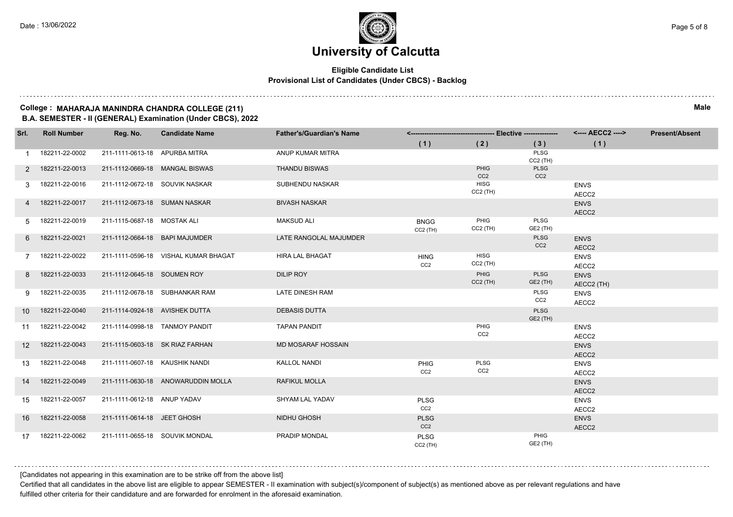# University of Calcutta

**Eligible Candidate List**
**Provisional List of Candidates (Under CBCS) - Backlog**

**College : MAHARAJA MANINDRA CHANDRA COLLEGE (211)** **Male**
**B.A. SEMESTER - II (GENERAL) Examination (Under CBCS), 2022**

| Srl. | Roll Number | Reg. No. | Candidate Name | Father's/Guardian's Name | Elective (1) | Elective (2) | Elective (3) | AECC2 (1) | Present/Absent |
|---|---|---|---|---|---|---|---|---|---|
| 1 | 182211-22-0002 | 211-1111-0613-18 | APURBA MITRA | ANUP KUMAR MITRA | | | PLSG CC2 (TH) | | |
| 2 | 182211-22-0013 | 211-1112-0669-18 | MANGAL BISWAS | THANDU BISWAS | | PHIG CC2 | PLSG CC2 | | |
| 3 | 182211-22-0016 | 211-1112-0672-18 | SOUVIK NASKAR | SUBHENDU NASKAR | | HISG CC2 (TH) | | ENVS AECC2 | |
| 4 | 182211-22-0017 | 211-1112-0673-18 | SUMAN NASKAR | BIVASH NASKAR | | | | ENVS AECC2 | |
| 5 | 182211-22-0019 | 211-1115-0687-18 | MOSTAK ALI | MAKSUD ALI | BNGG CC2 (TH) | PHIG CC2 (TH) | PLSG GE2 (TH) | | |
| 6 | 182211-22-0021 | 211-1112-0664-18 | BAPI MAJUMDER | LATE RANGOLAL MAJUMDER | | | PLSG CC2 | ENVS AECC2 | |
| 7 | 182211-22-0022 | 211-1111-0596-18 | VISHAL KUMAR BHAGAT | HIRA LAL BHAGAT | HING CC2 | HISG CC2 (TH) | | ENVS AECC2 | |
| 8 | 182211-22-0033 | 211-1112-0645-18 | SOUMEN ROY | DILIP ROY | | PHIG CC2 (TH) | PLSG GE2 (TH) | ENVS AECC2 (TH) | |
| 9 | 182211-22-0035 | 211-1112-0678-18 | SUBHANKAR RAM | LATE DINESH RAM | | | PLSG CC2 | ENVS AECC2 | |
| 10 | 182211-22-0040 | 211-1114-0924-18 | AVISHEK DUTTA | DEBASIS DUTTA | | | PLSG GE2 (TH) | | |
| 11 | 182211-22-0042 | 211-1114-0998-18 | TANMOY PANDIT | TAPAN PANDIT | | PHIG CC2 | | ENVS AECC2 | |
| 12 | 182211-22-0043 | 211-1115-0603-18 | SK RIAZ FARHAN | MD MOSARAF HOSSAIN | | | | ENVS AECC2 | |
| 13 | 182211-22-0048 | 211-1111-0607-18 | KAUSHIK NANDI | KALLOL NANDI | PHIG CC2 | PLSG CC2 | | ENVS AECC2 | |
| 14 | 182211-22-0049 | 211-1111-0630-18 | ANOWARUDDIN MOLLA | RAFIKUL MOLLA | | | | ENVS AECC2 | |
| 15 | 182211-22-0057 | 211-1111-0612-18 | ANUP YADAV | SHYAM LAL YADAV | PLSG CC2 | | | ENVS AECC2 | |
| 16 | 182211-22-0058 | 211-1111-0614-18 | JEET GHOSH | NIDHU GHOSH | PLSG CC2 | | | ENVS AECC2 | |
| 17 | 182211-22-0062 | 211-1111-0655-18 | SOUVIK MONDAL | PRADIP MONDAL | PLSG CC2 (TH) | | PHIG GE2 (TH) | | |

[Candidates not appearing in this examination are to be strike off from the above list]

Certified that all candidates in the above list are eligible to appear SEMESTER - II examination with subject(s)/component of subject(s) as mentioned above as per relevant regulations and have fulfilled other criteria for their candidature and are forwarded for enrolment in the aforesaid examination.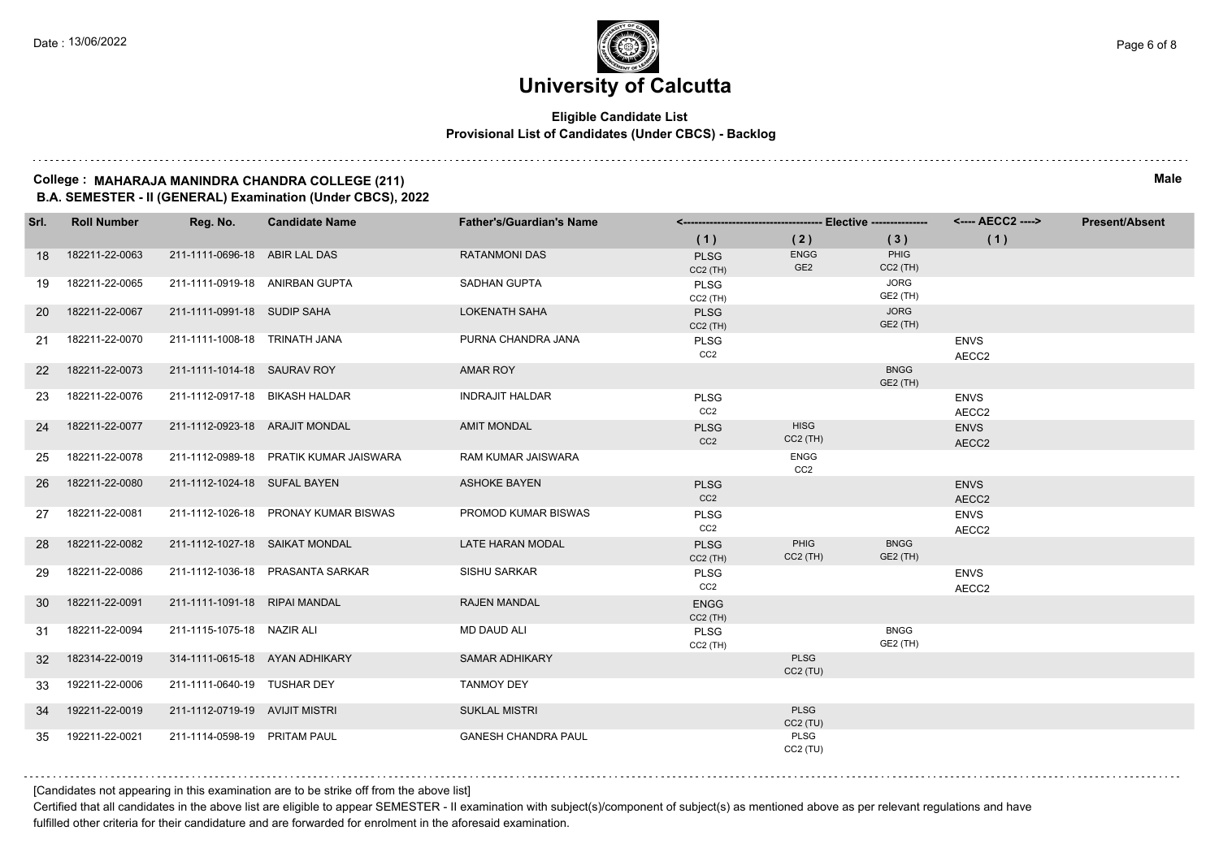# University of Calcutta

**Eligible Candidate List**
**Provisional List of Candidates (Under CBCS) - Backlog**

**College : MAHARAJA MANINDRA CHANDRA COLLEGE (211)** **Male**
**B.A. SEMESTER - II (GENERAL) Examination (Under CBCS), 2022**

| Srl. | Roll Number | Reg. No. | Candidate Name | Father's/Guardian's Name | Elective (1) | Elective (2) | Elective (3) | AECC2 (1) | Present/Absent |
|---|---|---|---|---|---|---|---|---|---|
| 18 | 182211-22-0063 | 211-1111-0696-18 | ABIR LAL DAS | RATANMONI DAS | PLSG CC2 (TH) | ENGG GE2 | PHIG CC2 (TH) | | |
| 19 | 182211-22-0065 | 211-1111-0919-18 | ANIRBAN GUPTA | SADHAN GUPTA | PLSG CC2 (TH) | | JORG GE2 (TH) | | |
| 20 | 182211-22-0067 | 211-1111-0991-18 | SUDIP SAHA | LOKENATH SAHA | PLSG CC2 (TH) | | JORG GE2 (TH) | | |
| 21 | 182211-22-0070 | 211-1111-1008-18 | TRINATH JANA | PURNA CHANDRA JANA | PLSG CC2 | | | ENVS AECC2 | |
| 22 | 182211-22-0073 | 211-1111-1014-18 | SAURAV ROY | AMAR ROY | | | BNGG GE2 (TH) | | |
| 23 | 182211-22-0076 | 211-1112-0917-18 | BIKASH HALDAR | INDRAJIT HALDAR | PLSG CC2 | | | ENVS AECC2 | |
| 24 | 182211-22-0077 | 211-1112-0923-18 | ARAJIT MONDAL | AMIT MONDAL | PLSG CC2 | HISG CC2 (TH) | | ENVS AECC2 | |
| 25 | 182211-22-0078 | 211-1112-0989-18 | PRATIK KUMAR JAISWARA | RAM KUMAR JAISWARA | | ENGG CC2 | | | |
| 26 | 182211-22-0080 | 211-1112-1024-18 | SUFAL BAYEN | ASHOKE BAYEN | PLSG CC2 | | | ENVS AECC2 | |
| 27 | 182211-22-0081 | 211-1112-1026-18 | PRONAY KUMAR BISWAS | PROMOD KUMAR BISWAS | PLSG CC2 | | | ENVS AECC2 | |
| 28 | 182211-22-0082 | 211-1112-1027-18 | SAIKAT MONDAL | LATE HARAN MODAL | PLSG CC2 (TH) | PHIG CC2 (TH) | BNGG GE2 (TH) | | |
| 29 | 182211-22-0086 | 211-1112-1036-18 | PRASANTA SARKAR | SISHU SARKAR | PLSG CC2 | | | ENVS AECC2 | |
| 30 | 182211-22-0091 | 211-1111-1091-18 | RIPAI MANDAL | RAJEN MANDAL | ENGG CC2 (TH) | | | | |
| 31 | 182211-22-0094 | 211-1115-1075-18 | NAZIR ALI | MD DAUD ALI | PLSG CC2 (TH) | | BNGG GE2 (TH) | | |
| 32 | 182314-22-0019 | 314-1111-0615-18 | AYAN ADHIKARY | SAMAR ADHIKARY | | PLSG CC2 (TU) | | | |
| 33 | 192211-22-0006 | 211-1111-0640-19 | TUSHAR DEY | TANMOY DEY | | | | | |
| 34 | 192211-22-0019 | 211-1112-0719-19 | AVIJIT MISTRI | SUKLAL MISTRI | | PLSG CC2 (TU) | | | |
| 35 | 192211-22-0021 | 211-1114-0598-19 | PRITAM PAUL | GANESH CHANDRA PAUL | | PLSG CC2 (TU) | | | |

[Candidates not appearing in this examination are to be strike off from the above list]

Certified that all candidates in the above list are eligible to appear SEMESTER - II examination with subject(s)/component of subject(s) as mentioned above as per relevant regulations and have fulfilled other criteria for their candidature and are forwarded for enrolment in the aforesaid examination.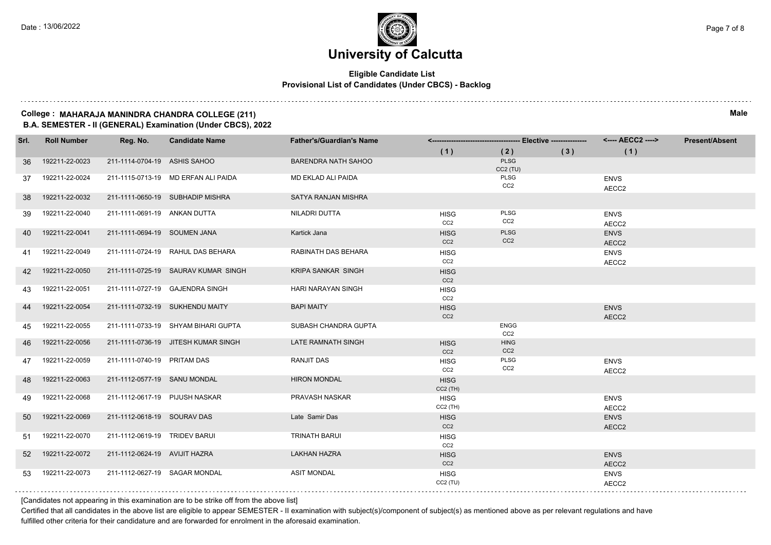# University of Calcutta

**Eligible Candidate List**
**Provisional List of Candidates (Under CBCS) - Backlog**

**College : MAHARAJA MANINDRA CHANDRA COLLEGE (211)**
**B.A. SEMESTER - II (GENERAL) Examination (Under CBCS), 2022**

**Male**

| Srl. | Roll Number | Reg. No. | Candidate Name | Father's/Guardian's Name | Elective (1) | Elective (2) | Elective (3) | AECC2 (1) | Present/Absent |
|---|---|---|---|---|---|---|---|---|---|
| 36 | 192211-22-0023 | 211-1114-0704-19 | ASHIS SAHOO | BARENDRA NATH SAHOO | | PLSG CC2 (TU) | | | |
| 37 | 192211-22-0024 | 211-1115-0713-19 | MD ERFAN ALI PAIDA | MD EKLAD ALI PAIDA | | PLSG CC2 | | ENVS AECC2 | |
| 38 | 192211-22-0032 | 211-1111-0650-19 | SUBHADIP MISHRA | SATYA RANJAN MISHRA | | | | | |
| 39 | 192211-22-0040 | 211-1111-0691-19 | ANKAN DUTTA | NILADRI DUTTA | HISG CC2 | PLSG CC2 | | ENVS AECC2 | |
| 40 | 192211-22-0041 | 211-1111-0694-19 | SOUMEN JANA | Kartick Jana | HISG CC2 | PLSG CC2 | | ENVS AECC2 | |
| 41 | 192211-22-0049 | 211-1111-0724-19 | RAHUL DAS BEHARA | RABINATH DAS BEHARA | HISG CC2 | | | ENVS AECC2 | |
| 42 | 192211-22-0050 | 211-1111-0725-19 | SAURAV KUMAR SINGH | KRIPA SANKAR SINGH | HISG CC2 | | | | |
| 43 | 192211-22-0051 | 211-1111-0727-19 | GAJENDRA SINGH | HARI NARAYAN SINGH | HISG CC2 | | | | |
| 44 | 192211-22-0054 | 211-1111-0732-19 | SUKHENDU MAITY | BAPI MAITY | HISG CC2 | | | ENVS AECC2 | |
| 45 | 192211-22-0055 | 211-1111-0733-19 | SHYAM BIHARI GUPTA | SUBASH CHANDRA GUPTA | | ENGG CC2 | | | |
| 46 | 192211-22-0056 | 211-1111-0736-19 | JITESH KUMAR SINGH | LATE RAMNATH SINGH | HISG CC2 | HING CC2 | | | |
| 47 | 192211-22-0059 | 211-1111-0740-19 | PRITAM DAS | RANJIT DAS | HISG CC2 | PLSG CC2 | | ENVS AECC2 | |
| 48 | 192211-22-0063 | 211-1112-0577-19 | SANU MONDAL | HIRON MONDAL | HISG CC2 (TH) | | | | |
| 49 | 192211-22-0068 | 211-1112-0617-19 | PIJUSH NASKAR | PRAVASH NASKAR | HISG CC2 (TH) | | | ENVS AECC2 | |
| 50 | 192211-22-0069 | 211-1112-0618-19 | SOURAV DAS | Late Samir Das | HISG CC2 | | | ENVS AECC2 | |
| 51 | 192211-22-0070 | 211-1112-0619-19 | TRIDEV BARUI | TRINATH BARUI | HISG CC2 | | | | |
| 52 | 192211-22-0072 | 211-1112-0624-19 | AVIJIT HAZRA | LAKHAN HAZRA | HISG CC2 | | | ENVS AECC2 | |
| 53 | 192211-22-0073 | 211-1112-0627-19 | SAGAR MONDAL | ASIT MONDAL | HISG CC2 (TU) | | | ENVS AECC2 | |

[Candidates not appearing in this examination are to be strike off from the above list]

Certified that all candidates in the above list are eligible to appear SEMESTER - II examination with subject(s)/component of subject(s) as mentioned above as per relevant regulations and have fulfilled other criteria for their candidature and are forwarded for enrolment in the aforesaid examination.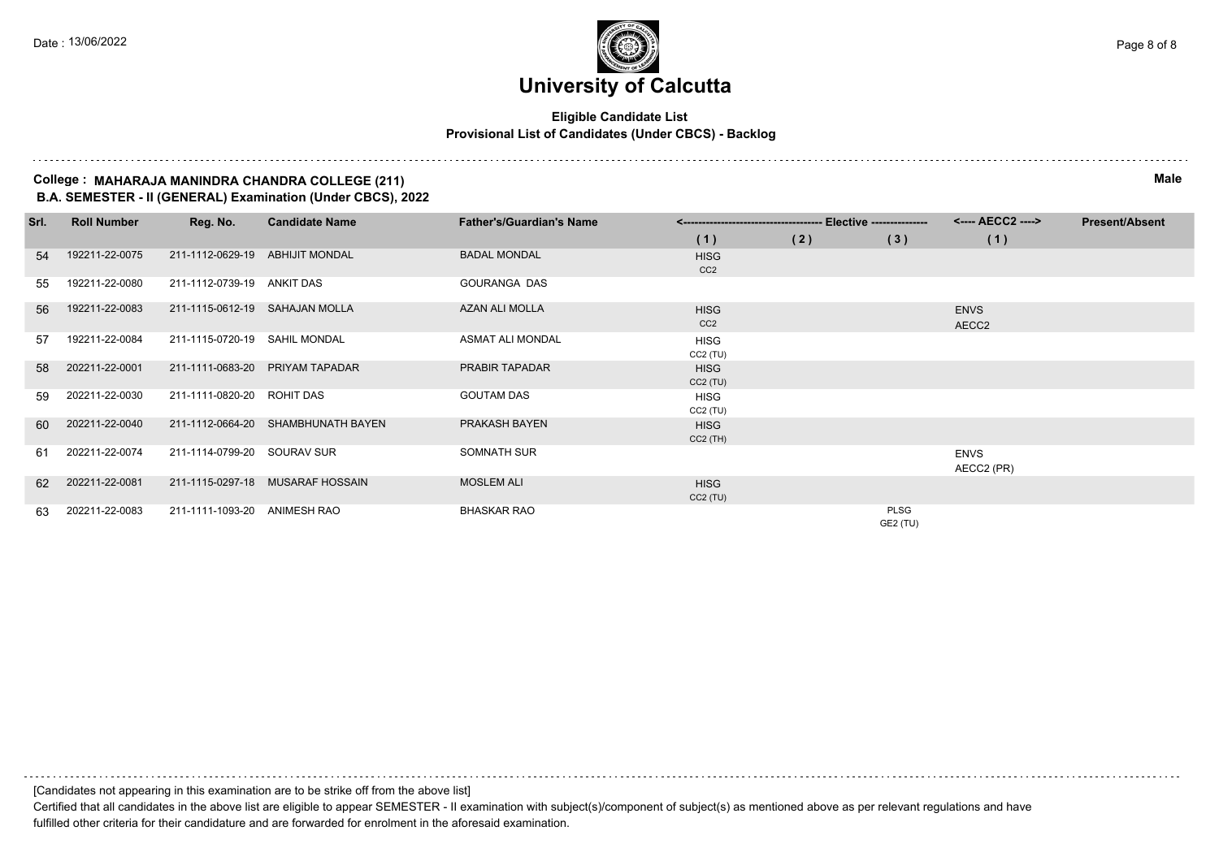# University of Calcutta

**Eligible Candidate List**
**Provisional List of Candidates (Under CBCS) - Backlog**

**College : MAHARAJA MANINDRA CHANDRA COLLEGE (211)** **Male**
**B.A. SEMESTER - II (GENERAL) Examination (Under CBCS), 2022**

| Srl. | Roll Number | Reg. No. | Candidate Name | Father's/Guardian's Name | <---- Elective ----> | | | <---- AECC2 ----> | Present/Absent |
|---|---|---|---|---|---|---|---|---|---|
| | | | | | (1) | (2) | (3) | (1) | |
| 54 | 192211-22-0075 | 211-1112-0629-19 | ABHIJIT MONDAL | BADAL MONDAL | HISG CC2 | | | | |
| 55 | 192211-22-0080 | 211-1112-0739-19 | ANKIT DAS | GOURANGA DAS | | | | | |
| 56 | 192211-22-0083 | 211-1115-0612-19 | SAHAJAN MOLLA | AZAN ALI MOLLA | HISG CC2 | | | ENVS AECC2 | |
| 57 | 192211-22-0084 | 211-1115-0720-19 | SAHIL MONDAL | ASMAT ALI MONDAL | HISG CC2 (TU) | | | | |
| 58 | 202211-22-0001 | 211-1111-0683-20 | PRIYAM TAPADAR | PRABIR TAPADAR | HISG CC2 (TU) | | | | |
| 59 | 202211-22-0030 | 211-1111-0820-20 | ROHIT DAS | GOUTAM DAS | HISG CC2 (TU) | | | | |
| 60 | 202211-22-0040 | 211-1112-0664-20 | SHAMBHUNATH BAYEN | PRAKASH BAYEN | HISG CC2 (TH) | | | | |
| 61 | 202211-22-0074 | 211-1114-0799-20 | SOURAV SUR | SOMNATH SUR | | | | ENVS AECC2 (PR) | |
| 62 | 202211-22-0081 | 211-1115-0297-18 | MUSARAF HOSSAIN | MOSLEM ALI | HISG CC2 (TU) | | | | |
| 63 | 202211-22-0083 | 211-1111-1093-20 | ANIMESH RAO | BHASKAR RAO | | | PLSG GE2 (TU) | | |

[Candidates not appearing in this examination are to be strike off from the above list]

Certified that all candidates in the above list are eligible to appear SEMESTER - II examination with subject(s)/component of subject(s) as mentioned above as per relevant regulations and have fulfilled other criteria for their candidature and are forwarded for enrolment in the aforesaid examination.